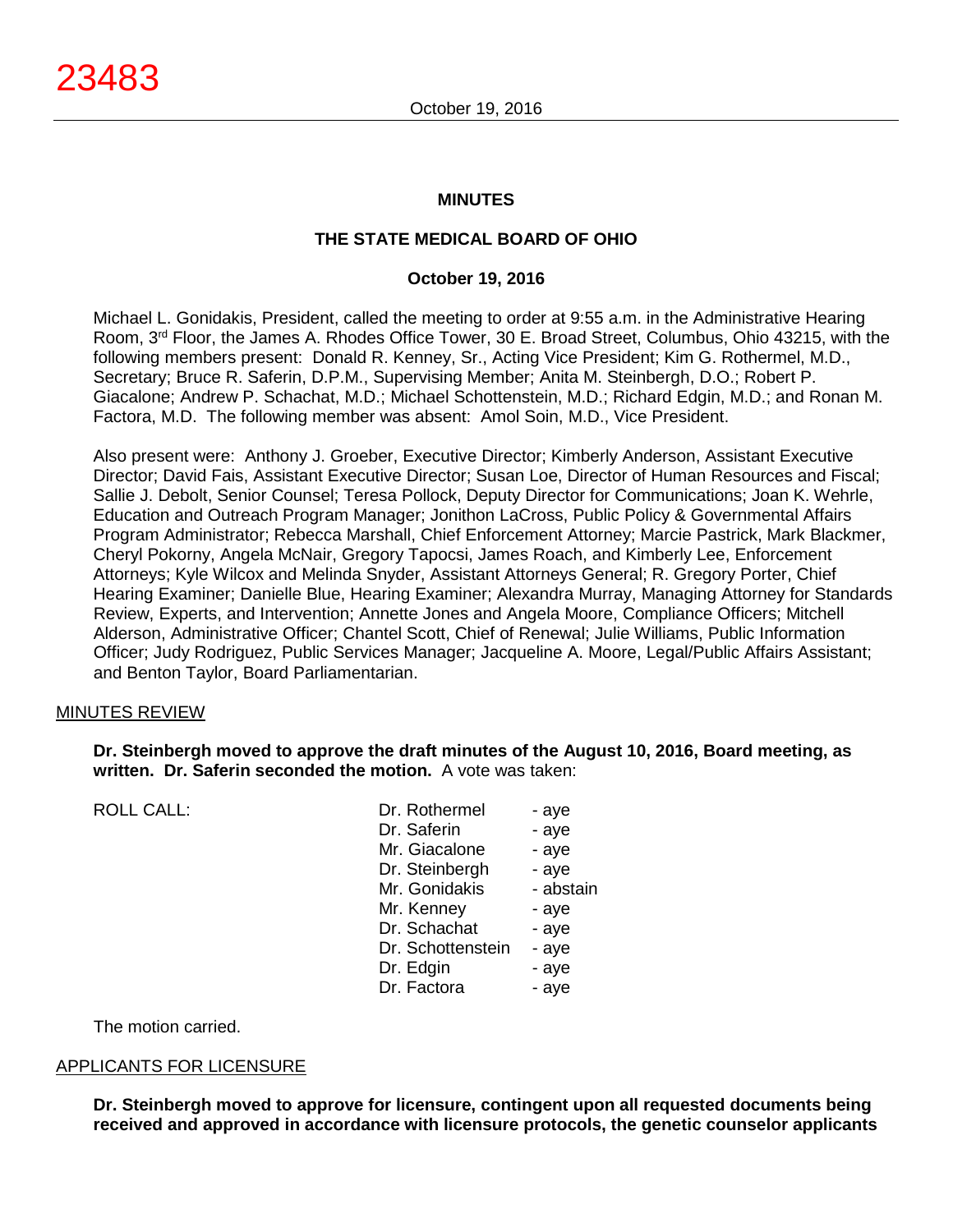# MINUTES

## THE STATE MEDICAL BOARD OF OHIO

### October 19, 2016

Michael L. Gonidakis, President, called the meeting to order at 9:55 a.m. in the Administrative Hearing Room, 3rd Floor, the James A. Rhodes Office Tower, 30 E. Broad Street, Columbus, Ohio 43215, with the following members present: Donald R. Kenney, Sr., Acting Vice President; Kim G. Rothermel, M.D., Secretary; Bruce R. Saferin, D.P.M., Supervising Member; Anita M. Steinbergh, D.O.; Robert P. Giacalone; Andrew P. Schachat, M.D.; Michael Schottenstein, M.D.; Richard Edgin, M.D.; and Ronan M. Factora, M.D. The following member was absent: Amol Soin, M.D., Vice President.

Also present were: Anthony J. Groeber, Executive Director; Kimberly Anderson, Assistant Executive Director; David Fais, Assistant Executive Director; Susan Loe, Director of Human Resources and Fiscal; Sallie J. Debolt, Senior Counsel; Teresa Pollock, Deputy Director for Communications; Joan K. Wehrle, Education and Outreach Program Manager; Jonithon LaCross, Public Policy & Governmental Affairs Program Administrator; Rebecca Marshall, Chief Enforcement Attorney; Marcie Pastrick, Mark Blackmer, Cheryl Pokorny, Angela McNair, Gregory Tapocsi, James Roach, and Kimberly Lee, Enforcement Attorneys; Kyle Wilcox and Melinda Snyder, Assistant Attorneys General; R. Gregory Porter, Chief Hearing Examiner; Danielle Blue, Hearing Examiner; Alexandra Murray, Managing Attorney for Standards Review, Experts, and Intervention; Annette Jones and Angela Moore, Compliance Officers; Mitchell Alderson, Administrative Officer; Chantel Scott, Chief of Renewal; Julie Williams, Public Information Officer; Judy Rodriguez, Public Services Manager; Jacqueline A. Moore, Legal/Public Affairs Assistant; and Benton Taylor, Board Parliamentarian.

MINUTES REVIEW

**Dr. Steinbergh moved to approve the draft minutes of the August 10, 2016, Board meeting, as written. Dr. Saferin seconded the motion.** A vote was taken:

| ROLL CALL: | Dr. Rothermel | - aye |
|---|---|---|
| | Dr. Saferin | - aye |
| | Mr. Giacalone | - aye |
| | Dr. Steinbergh | - aye |
| | Mr. Gonidakis | - abstain |
| | Mr. Kenney | - aye |
| | Dr. Schachat | - aye |
| | Dr. Schottenstein | - aye |
| | Dr. Edgin | - aye |
| | Dr. Factora | - aye |

The motion carried.

APPLICANTS FOR LICENSURE

**Dr. Steinbergh moved to approve for licensure, contingent upon all requested documents being received and approved in accordance with licensure protocols, the genetic counselor applicants**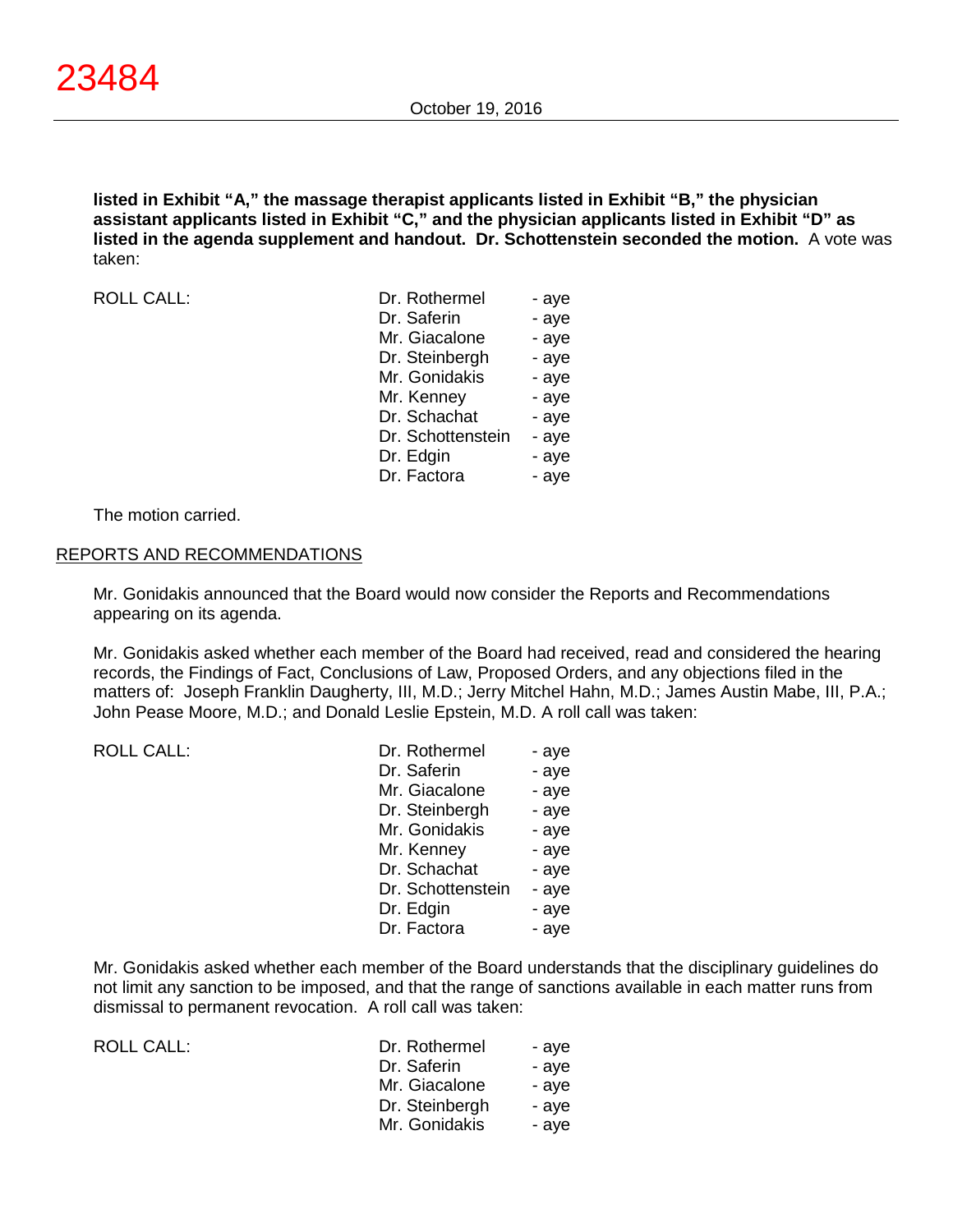**listed in Exhibit "A," the massage therapist applicants listed in Exhibit "B," the physician assistant applicants listed in Exhibit "C," and the physician applicants listed in Exhibit "D" as listed in the agenda supplement and handout. Dr. Schottenstein seconded the motion.** A vote was taken:

| ROLL CALL: | | |
|---|---|---|
| | Dr. Rothermel | - aye |
| | Dr. Saferin | - aye |
| | Mr. Giacalone | - aye |
| | Dr. Steinbergh | - aye |
| | Mr. Gonidakis | - aye |
| | Mr. Kenney | - aye |
| | Dr. Schachat | - aye |
| | Dr. Schottenstein | - aye |
| | Dr. Edgin | - aye |
| | Dr. Factora | - aye |

The motion carried.

## REPORTS AND RECOMMENDATIONS

Mr. Gonidakis announced that the Board would now consider the Reports and Recommendations appearing on its agenda.

Mr. Gonidakis asked whether each member of the Board had received, read and considered the hearing records, the Findings of Fact, Conclusions of Law, Proposed Orders, and any objections filed in the matters of: Joseph Franklin Daugherty, III, M.D.; Jerry Mitchel Hahn, M.D.; James Austin Mabe, III, P.A.; John Pease Moore, M.D.; and Donald Leslie Epstein, M.D. A roll call was taken:

| ROLL CALL: | | |
|---|---|---|
| | Dr. Rothermel | - aye |
| | Dr. Saferin | - aye |
| | Mr. Giacalone | - aye |
| | Dr. Steinbergh | - aye |
| | Mr. Gonidakis | - aye |
| | Mr. Kenney | - aye |
| | Dr. Schachat | - aye |
| | Dr. Schottenstein | - aye |
| | Dr. Edgin | - aye |
| | Dr. Factora | - aye |

Mr. Gonidakis asked whether each member of the Board understands that the disciplinary guidelines do not limit any sanction to be imposed, and that the range of sanctions available in each matter runs from dismissal to permanent revocation. A roll call was taken:

| ROLL CALL: | | |
|---|---|---|
| | Dr. Rothermel | - aye |
| | Dr. Saferin | - aye |
| | Mr. Giacalone | - aye |
| | Dr. Steinbergh | - aye |
| | Mr. Gonidakis | - aye |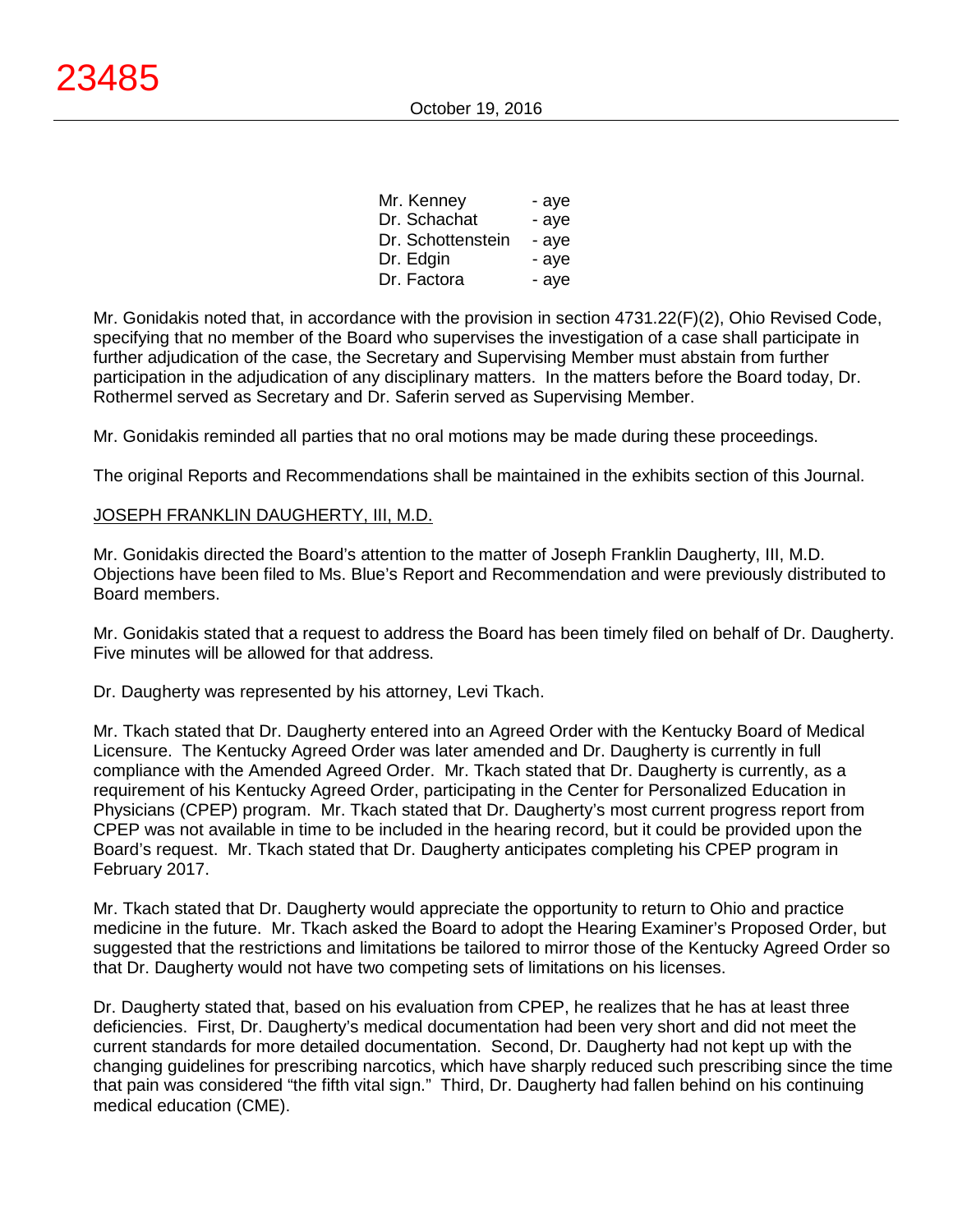| | |
|---|---|
| Mr. Kenney | - aye |
| Dr. Schachat | - aye |
| Dr. Schottenstein | - aye |
| Dr. Edgin | - aye |
| Dr. Factora | - aye |

Mr. Gonidakis noted that, in accordance with the provision in section 4731.22(F)(2), Ohio Revised Code, specifying that no member of the Board who supervises the investigation of a case shall participate in further adjudication of the case, the Secretary and Supervising Member must abstain from further participation in the adjudication of any disciplinary matters. In the matters before the Board today, Dr. Rothermel served as Secretary and Dr. Saferin served as Supervising Member.

Mr. Gonidakis reminded all parties that no oral motions may be made during these proceedings.

The original Reports and Recommendations shall be maintained in the exhibits section of this Journal.

JOSEPH FRANKLIN DAUGHERTY, III, M.D.

Mr. Gonidakis directed the Board's attention to the matter of Joseph Franklin Daugherty, III, M.D. Objections have been filed to Ms. Blue's Report and Recommendation and were previously distributed to Board members.

Mr. Gonidakis stated that a request to address the Board has been timely filed on behalf of Dr. Daugherty. Five minutes will be allowed for that address.

Dr. Daugherty was represented by his attorney, Levi Tkach.

Mr. Tkach stated that Dr. Daugherty entered into an Agreed Order with the Kentucky Board of Medical Licensure. The Kentucky Agreed Order was later amended and Dr. Daugherty is currently in full compliance with the Amended Agreed Order. Mr. Tkach stated that Dr. Daugherty is currently, as a requirement of his Kentucky Agreed Order, participating in the Center for Personalized Education in Physicians (CPEP) program. Mr. Tkach stated that Dr. Daugherty's most current progress report from CPEP was not available in time to be included in the hearing record, but it could be provided upon the Board's request. Mr. Tkach stated that Dr. Daugherty anticipates completing his CPEP program in February 2017.

Mr. Tkach stated that Dr. Daugherty would appreciate the opportunity to return to Ohio and practice medicine in the future. Mr. Tkach asked the Board to adopt the Hearing Examiner's Proposed Order, but suggested that the restrictions and limitations be tailored to mirror those of the Kentucky Agreed Order so that Dr. Daugherty would not have two competing sets of limitations on his licenses.

Dr. Daugherty stated that, based on his evaluation from CPEP, he realizes that he has at least three deficiencies. First, Dr. Daugherty's medical documentation had been very short and did not meet the current standards for more detailed documentation. Second, Dr. Daugherty had not kept up with the changing guidelines for prescribing narcotics, which have sharply reduced such prescribing since the time that pain was considered "the fifth vital sign." Third, Dr. Daugherty had fallen behind on his continuing medical education (CME).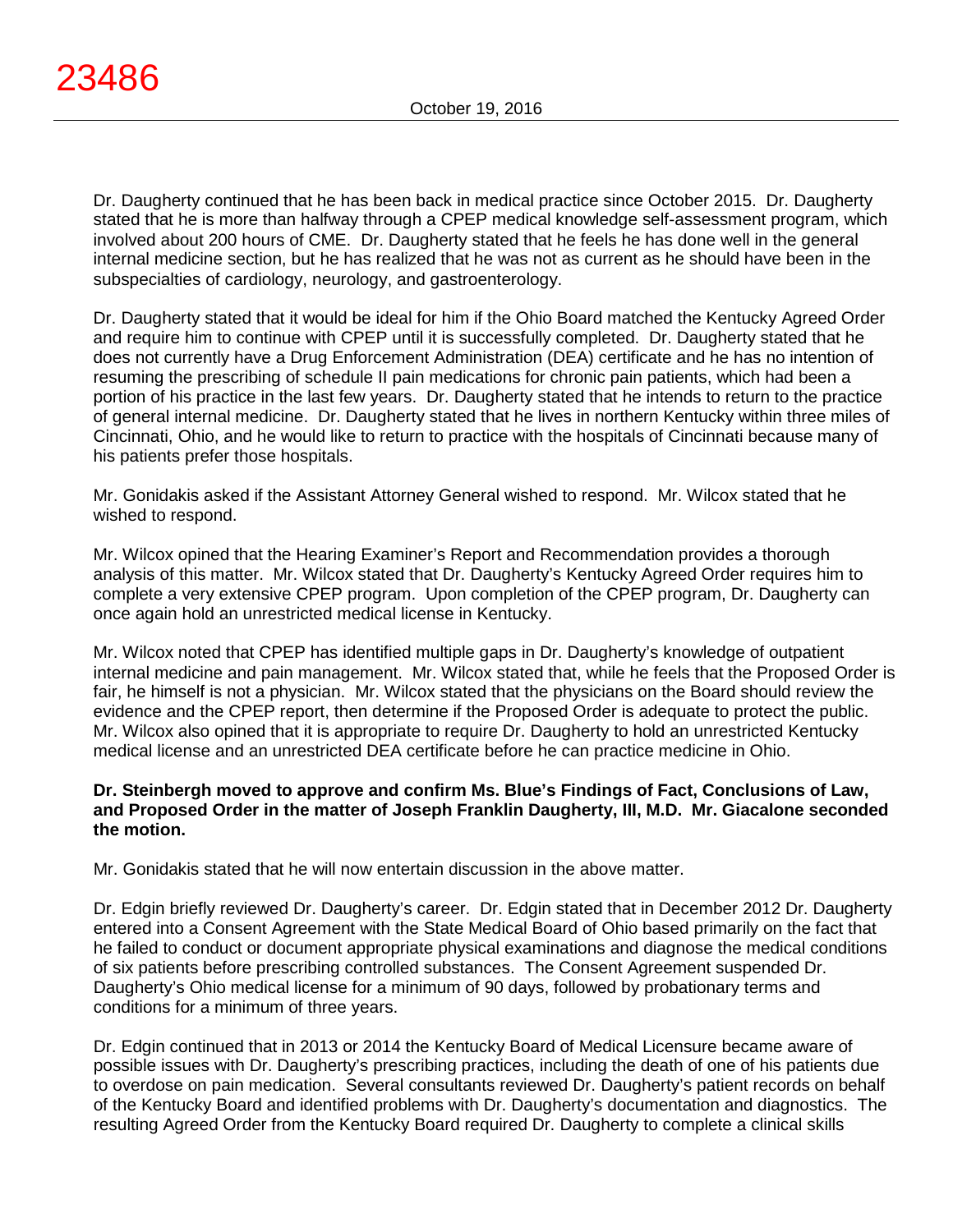Dr. Daugherty continued that he has been back in medical practice since October 2015. Dr. Daugherty stated that he is more than halfway through a CPEP medical knowledge self-assessment program, which involved about 200 hours of CME. Dr. Daugherty stated that he feels he has done well in the general internal medicine section, but he has realized that he was not as current as he should have been in the subspecialties of cardiology, neurology, and gastroenterology.

Dr. Daugherty stated that it would be ideal for him if the Ohio Board matched the Kentucky Agreed Order and require him to continue with CPEP until it is successfully completed. Dr. Daugherty stated that he does not currently have a Drug Enforcement Administration (DEA) certificate and he has no intention of resuming the prescribing of schedule II pain medications for chronic pain patients, which had been a portion of his practice in the last few years. Dr. Daugherty stated that he intends to return to the practice of general internal medicine. Dr. Daugherty stated that he lives in northern Kentucky within three miles of Cincinnati, Ohio, and he would like to return to practice with the hospitals of Cincinnati because many of his patients prefer those hospitals.

Mr. Gonidakis asked if the Assistant Attorney General wished to respond. Mr. Wilcox stated that he wished to respond.

Mr. Wilcox opined that the Hearing Examiner's Report and Recommendation provides a thorough analysis of this matter. Mr. Wilcox stated that Dr. Daugherty's Kentucky Agreed Order requires him to complete a very extensive CPEP program. Upon completion of the CPEP program, Dr. Daugherty can once again hold an unrestricted medical license in Kentucky.

Mr. Wilcox noted that CPEP has identified multiple gaps in Dr. Daugherty's knowledge of outpatient internal medicine and pain management. Mr. Wilcox stated that, while he feels that the Proposed Order is fair, he himself is not a physician. Mr. Wilcox stated that the physicians on the Board should review the evidence and the CPEP report, then determine if the Proposed Order is adequate to protect the public. Mr. Wilcox also opined that it is appropriate to require Dr. Daugherty to hold an unrestricted Kentucky medical license and an unrestricted DEA certificate before he can practice medicine in Ohio.

**Dr. Steinbergh moved to approve and confirm Ms. Blue's Findings of Fact, Conclusions of Law, and Proposed Order in the matter of Joseph Franklin Daugherty, III, M.D. Mr. Giacalone seconded the motion.**

Mr. Gonidakis stated that he will now entertain discussion in the above matter.

Dr. Edgin briefly reviewed Dr. Daugherty's career. Dr. Edgin stated that in December 2012 Dr. Daugherty entered into a Consent Agreement with the State Medical Board of Ohio based primarily on the fact that he failed to conduct or document appropriate physical examinations and diagnose the medical conditions of six patients before prescribing controlled substances. The Consent Agreement suspended Dr. Daugherty's Ohio medical license for a minimum of 90 days, followed by probationary terms and conditions for a minimum of three years.

Dr. Edgin continued that in 2013 or 2014 the Kentucky Board of Medical Licensure became aware of possible issues with Dr. Daugherty's prescribing practices, including the death of one of his patients due to overdose on pain medication. Several consultants reviewed Dr. Daugherty's patient records on behalf of the Kentucky Board and identified problems with Dr. Daugherty's documentation and diagnostics. The resulting Agreed Order from the Kentucky Board required Dr. Daugherty to complete a clinical skills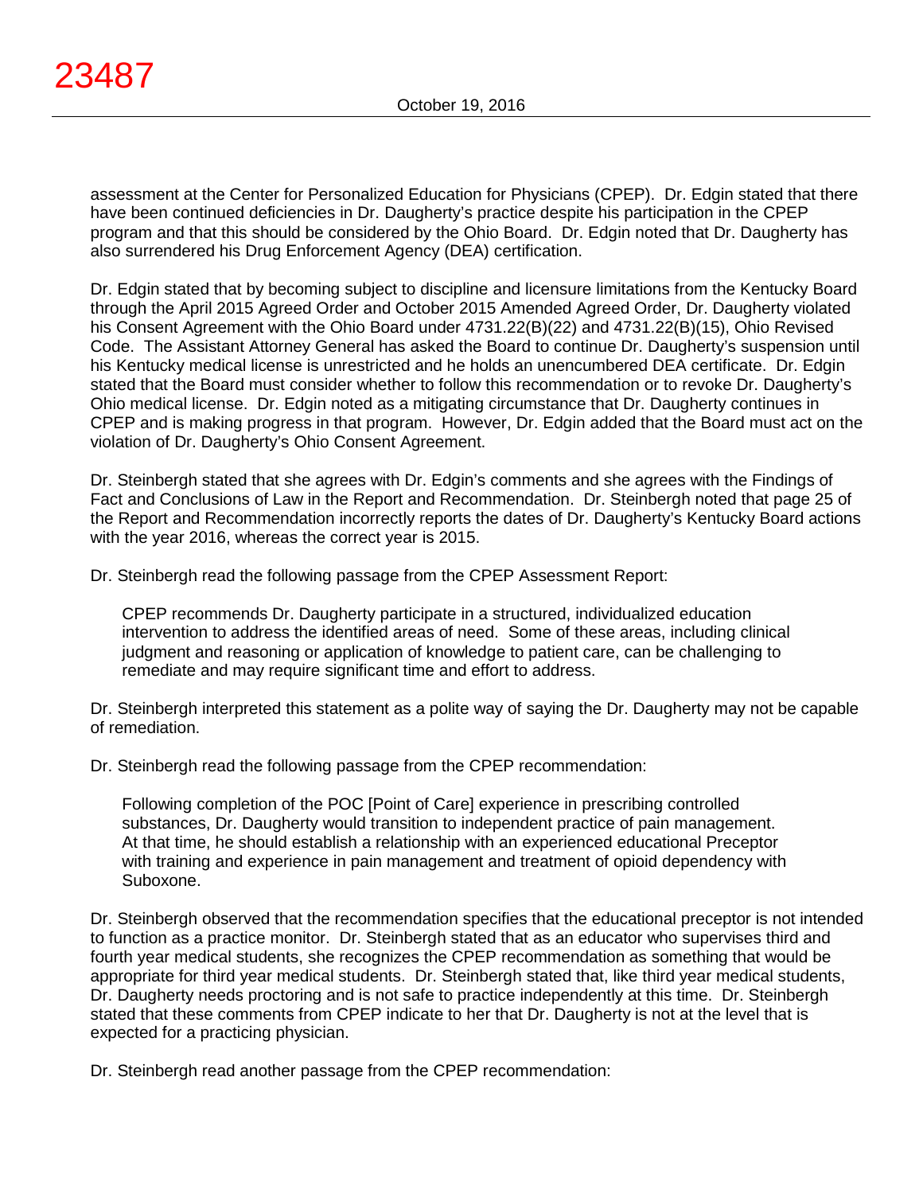assessment at the Center for Personalized Education for Physicians (CPEP). Dr. Edgin stated that there have been continued deficiencies in Dr. Daugherty's practice despite his participation in the CPEP program and that this should be considered by the Ohio Board. Dr. Edgin noted that Dr. Daugherty has also surrendered his Drug Enforcement Agency (DEA) certification.

Dr. Edgin stated that by becoming subject to discipline and licensure limitations from the Kentucky Board through the April 2015 Agreed Order and October 2015 Amended Agreed Order, Dr. Daugherty violated his Consent Agreement with the Ohio Board under 4731.22(B)(22) and 4731.22(B)(15), Ohio Revised Code. The Assistant Attorney General has asked the Board to continue Dr. Daugherty's suspension until his Kentucky medical license is unrestricted and he holds an unencumbered DEA certificate. Dr. Edgin stated that the Board must consider whether to follow this recommendation or to revoke Dr. Daugherty's Ohio medical license. Dr. Edgin noted as a mitigating circumstance that Dr. Daugherty continues in CPEP and is making progress in that program. However, Dr. Edgin added that the Board must act on the violation of Dr. Daugherty's Ohio Consent Agreement.

Dr. Steinbergh stated that she agrees with Dr. Edgin's comments and she agrees with the Findings of Fact and Conclusions of Law in the Report and Recommendation. Dr. Steinbergh noted that page 25 of the Report and Recommendation incorrectly reports the dates of Dr. Daugherty's Kentucky Board actions with the year 2016, whereas the correct year is 2015.

Dr. Steinbergh read the following passage from the CPEP Assessment Report:

> CPEP recommends Dr. Daugherty participate in a structured, individualized education intervention to address the identified areas of need. Some of these areas, including clinical judgment and reasoning or application of knowledge to patient care, can be challenging to remediate and may require significant time and effort to address.

Dr. Steinbergh interpreted this statement as a polite way of saying the Dr. Daugherty may not be capable of remediation.

Dr. Steinbergh read the following passage from the CPEP recommendation:

> Following completion of the POC [Point of Care] experience in prescribing controlled substances, Dr. Daugherty would transition to independent practice of pain management. At that time, he should establish a relationship with an experienced educational Preceptor with training and experience in pain management and treatment of opioid dependency with Suboxone.

Dr. Steinbergh observed that the recommendation specifies that the educational preceptor is not intended to function as a practice monitor. Dr. Steinbergh stated that as an educator who supervises third and fourth year medical students, she recognizes the CPEP recommendation as something that would be appropriate for third year medical students. Dr. Steinbergh stated that, like third year medical students, Dr. Daugherty needs proctoring and is not safe to practice independently at this time. Dr. Steinbergh stated that these comments from CPEP indicate to her that Dr. Daugherty is not at the level that is expected for a practicing physician.

Dr. Steinbergh read another passage from the CPEP recommendation: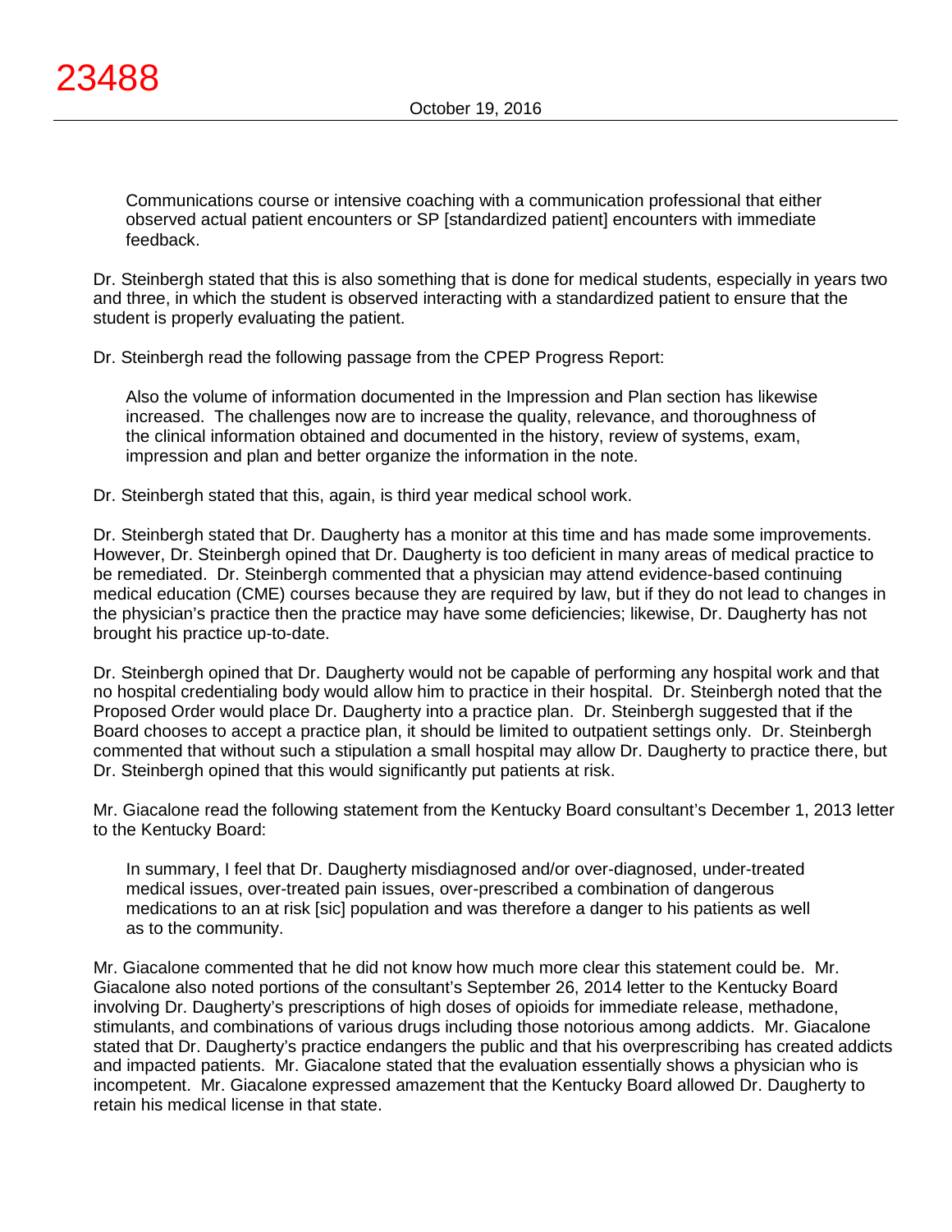> Communications course or intensive coaching with a communication professional that either observed actual patient encounters or SP [standardized patient] encounters with immediate feedback.

Dr. Steinbergh stated that this is also something that is done for medical students, especially in years two and three, in which the student is observed interacting with a standardized patient to ensure that the student is properly evaluating the patient.

Dr. Steinbergh read the following passage from the CPEP Progress Report:

> Also the volume of information documented in the Impression and Plan section has likewise increased. The challenges now are to increase the quality, relevance, and thoroughness of the clinical information obtained and documented in the history, review of systems, exam, impression and plan and better organize the information in the note.

Dr. Steinbergh stated that this, again, is third year medical school work.

Dr. Steinbergh stated that Dr. Daugherty has a monitor at this time and has made some improvements. However, Dr. Steinbergh opined that Dr. Daugherty is too deficient in many areas of medical practice to be remediated. Dr. Steinbergh commented that a physician may attend evidence-based continuing medical education (CME) courses because they are required by law, but if they do not lead to changes in the physician's practice then the practice may have some deficiencies; likewise, Dr. Daugherty has not brought his practice up-to-date.

Dr. Steinbergh opined that Dr. Daugherty would not be capable of performing any hospital work and that no hospital credentialing body would allow him to practice in their hospital. Dr. Steinbergh noted that the Proposed Order would place Dr. Daugherty into a practice plan. Dr. Steinbergh suggested that if the Board chooses to accept a practice plan, it should be limited to outpatient settings only. Dr. Steinbergh commented that without such a stipulation a small hospital may allow Dr. Daugherty to practice there, but Dr. Steinbergh opined that this would significantly put patients at risk.

Mr. Giacalone read the following statement from the Kentucky Board consultant's December 1, 2013 letter to the Kentucky Board:

> In summary, I feel that Dr. Daugherty misdiagnosed and/or over-diagnosed, under-treated medical issues, over-treated pain issues, over-prescribed a combination of dangerous medications to an at risk [sic] population and was therefore a danger to his patients as well as to the community.

Mr. Giacalone commented that he did not know how much more clear this statement could be. Mr. Giacalone also noted portions of the consultant's September 26, 2014 letter to the Kentucky Board involving Dr. Daugherty's prescriptions of high doses of opioids for immediate release, methadone, stimulants, and combinations of various drugs including those notorious among addicts. Mr. Giacalone stated that Dr. Daugherty's practice endangers the public and that his overprescribing has created addicts and impacted patients. Mr. Giacalone stated that the evaluation essentially shows a physician who is incompetent. Mr. Giacalone expressed amazement that the Kentucky Board allowed Dr. Daugherty to retain his medical license in that state.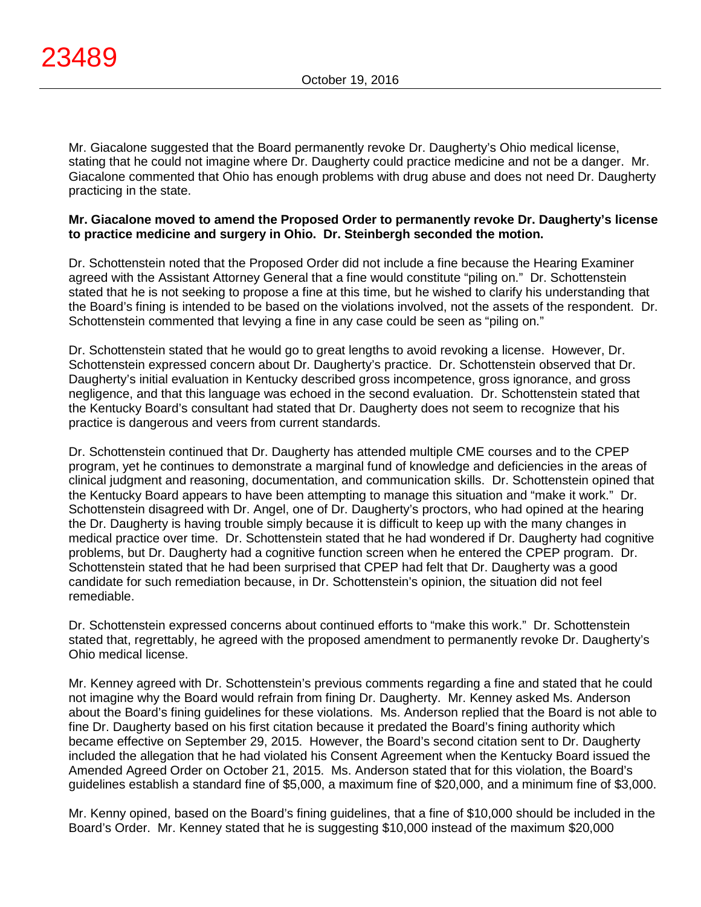Mr. Giacalone suggested that the Board permanently revoke Dr. Daugherty's Ohio medical license, stating that he could not imagine where Dr. Daugherty could practice medicine and not be a danger. Mr. Giacalone commented that Ohio has enough problems with drug abuse and does not need Dr. Daugherty practicing in the state.

**Mr. Giacalone moved to amend the Proposed Order to permanently revoke Dr. Daugherty's license to practice medicine and surgery in Ohio. Dr. Steinbergh seconded the motion.**

Dr. Schottenstein noted that the Proposed Order did not include a fine because the Hearing Examiner agreed with the Assistant Attorney General that a fine would constitute "piling on." Dr. Schottenstein stated that he is not seeking to propose a fine at this time, but he wished to clarify his understanding that the Board's fining is intended to be based on the violations involved, not the assets of the respondent. Dr. Schottenstein commented that levying a fine in any case could be seen as "piling on."

Dr. Schottenstein stated that he would go to great lengths to avoid revoking a license. However, Dr. Schottenstein expressed concern about Dr. Daugherty's practice. Dr. Schottenstein observed that Dr. Daugherty's initial evaluation in Kentucky described gross incompetence, gross ignorance, and gross negligence, and that this language was echoed in the second evaluation. Dr. Schottenstein stated that the Kentucky Board's consultant had stated that Dr. Daugherty does not seem to recognize that his practice is dangerous and veers from current standards.

Dr. Schottenstein continued that Dr. Daugherty has attended multiple CME courses and to the CPEP program, yet he continues to demonstrate a marginal fund of knowledge and deficiencies in the areas of clinical judgment and reasoning, documentation, and communication skills. Dr. Schottenstein opined that the Kentucky Board appears to have been attempting to manage this situation and "make it work." Dr. Schottenstein disagreed with Dr. Angel, one of Dr. Daugherty's proctors, who had opined at the hearing the Dr. Daugherty is having trouble simply because it is difficult to keep up with the many changes in medical practice over time. Dr. Schottenstein stated that he had wondered if Dr. Daugherty had cognitive problems, but Dr. Daugherty had a cognitive function screen when he entered the CPEP program. Dr. Schottenstein stated that he had been surprised that CPEP had felt that Dr. Daugherty was a good candidate for such remediation because, in Dr. Schottenstein's opinion, the situation did not feel remediable.

Dr. Schottenstein expressed concerns about continued efforts to "make this work." Dr. Schottenstein stated that, regrettably, he agreed with the proposed amendment to permanently revoke Dr. Daugherty's Ohio medical license.

Mr. Kenney agreed with Dr. Schottenstein's previous comments regarding a fine and stated that he could not imagine why the Board would refrain from fining Dr. Daugherty. Mr. Kenney asked Ms. Anderson about the Board's fining guidelines for these violations. Ms. Anderson replied that the Board is not able to fine Dr. Daugherty based on his first citation because it predated the Board's fining authority which became effective on September 29, 2015. However, the Board's second citation sent to Dr. Daugherty included the allegation that he had violated his Consent Agreement when the Kentucky Board issued the Amended Agreed Order on October 21, 2015. Ms. Anderson stated that for this violation, the Board's guidelines establish a standard fine of $5,000, a maximum fine of $20,000, and a minimum fine of $3,000.

Mr. Kenny opined, based on the Board's fining guidelines, that a fine of $10,000 should be included in the Board's Order. Mr. Kenney stated that he is suggesting $10,000 instead of the maximum $20,000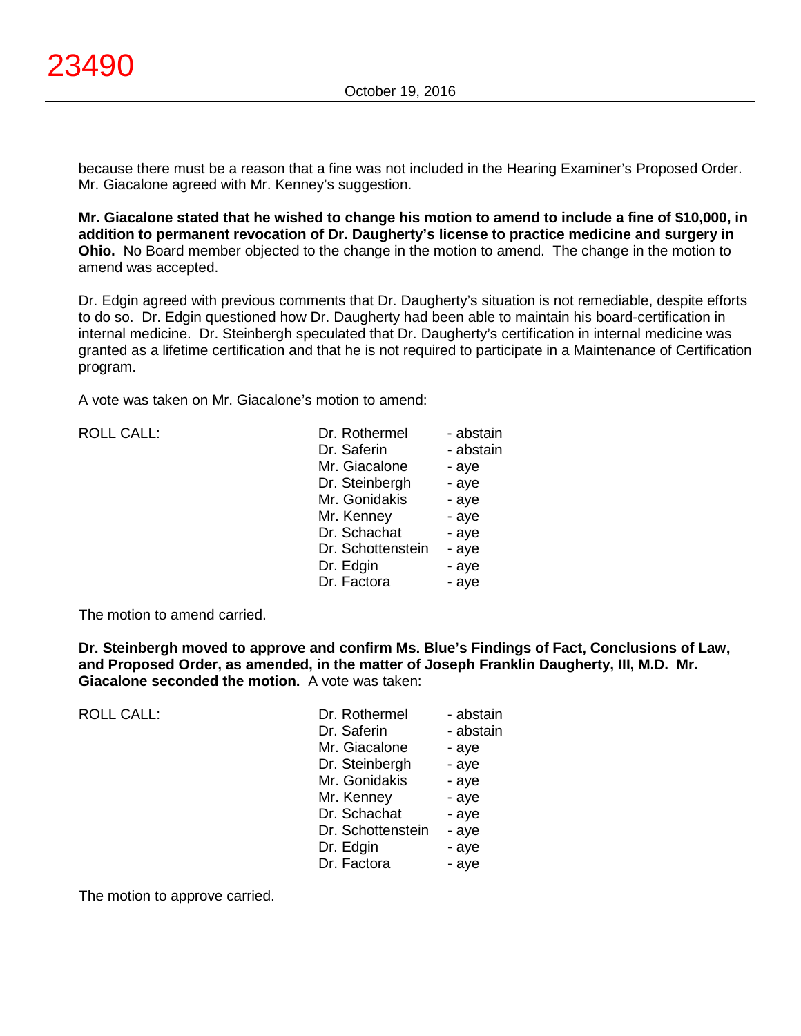because there must be a reason that a fine was not included in the Hearing Examiner's Proposed Order. Mr. Giacalone agreed with Mr. Kenney's suggestion.

**Mr. Giacalone stated that he wished to change his motion to amend to include a fine of $10,000, in addition to permanent revocation of Dr. Daugherty's license to practice medicine and surgery in Ohio.** No Board member objected to the change in the motion to amend. The change in the motion to amend was accepted.

Dr. Edgin agreed with previous comments that Dr. Daugherty's situation is not remediable, despite efforts to do so. Dr. Edgin questioned how Dr. Daugherty had been able to maintain his board-certification in internal medicine. Dr. Steinbergh speculated that Dr. Daugherty's certification in internal medicine was granted as a lifetime certification and that he is not required to participate in a Maintenance of Certification program.

A vote was taken on Mr. Giacalone's motion to amend:

| ROLL CALL: | Dr. Rothermel | - abstain |
|---|---|---|
| | Dr. Saferin | - abstain |
| | Mr. Giacalone | - aye |
| | Dr. Steinbergh | - aye |
| | Mr. Gonidakis | - aye |
| | Mr. Kenney | - aye |
| | Dr. Schachat | - aye |
| | Dr. Schottenstein | - aye |
| | Dr. Edgin | - aye |
| | Dr. Factora | - aye |

The motion to amend carried.

**Dr. Steinbergh moved to approve and confirm Ms. Blue's Findings of Fact, Conclusions of Law, and Proposed Order, as amended, in the matter of Joseph Franklin Daugherty, III, M.D. Mr. Giacalone seconded the motion.** A vote was taken:

| ROLL CALL: | Dr. Rothermel | - abstain |
|---|---|---|
| | Dr. Saferin | - abstain |
| | Mr. Giacalone | - aye |
| | Dr. Steinbergh | - aye |
| | Mr. Gonidakis | - aye |
| | Mr. Kenney | - aye |
| | Dr. Schachat | - aye |
| | Dr. Schottenstein | - aye |
| | Dr. Edgin | - aye |
| | Dr. Factora | - aye |

The motion to approve carried.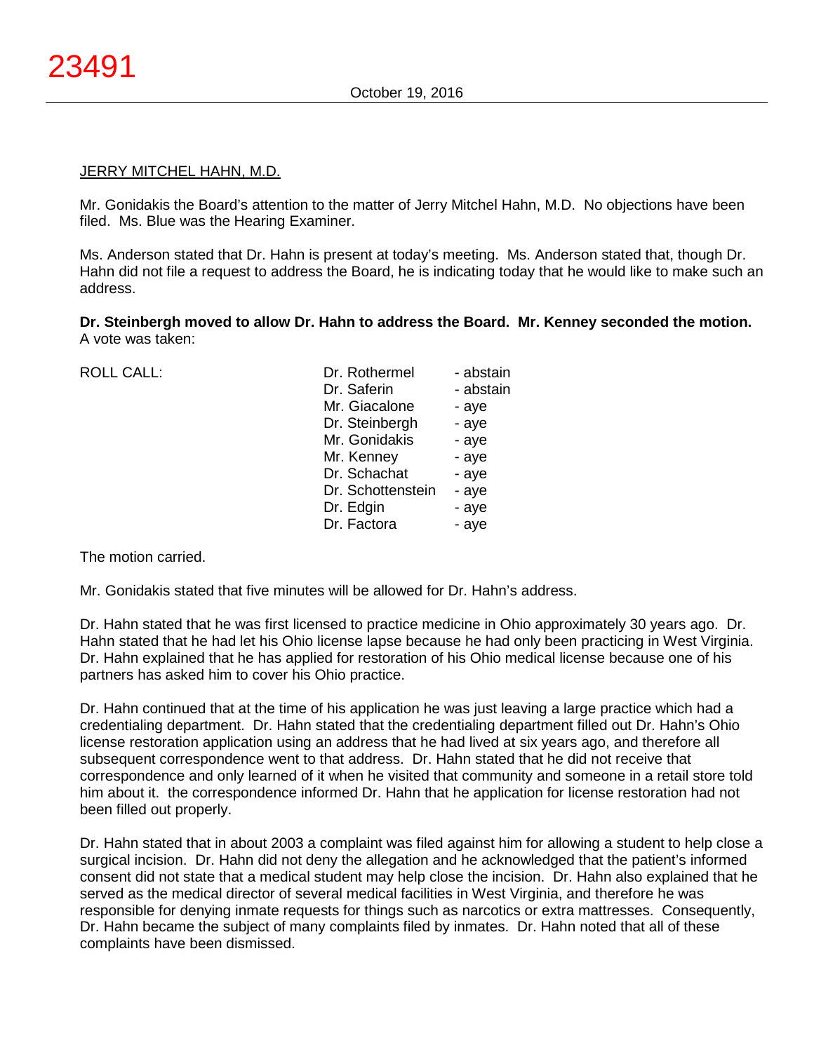JERRY MITCHEL HAHN, M.D.

Mr. Gonidakis the Board's attention to the matter of Jerry Mitchel Hahn, M.D. No objections have been filed. Ms. Blue was the Hearing Examiner.

Ms. Anderson stated that Dr. Hahn is present at today's meeting. Ms. Anderson stated that, though Dr. Hahn did not file a request to address the Board, he is indicating today that he would like to make such an address.

**Dr. Steinbergh moved to allow Dr. Hahn to address the Board. Mr. Kenney seconded the motion.** A vote was taken:

| ROLL CALL: | | |
|---|---|---|
| | Dr. Rothermel | - abstain |
| | Dr. Saferin | - abstain |
| | Mr. Giacalone | - aye |
| | Dr. Steinbergh | - aye |
| | Mr. Gonidakis | - aye |
| | Mr. Kenney | - aye |
| | Dr. Schachat | - aye |
| | Dr. Schottenstein | - aye |
| | Dr. Edgin | - aye |
| | Dr. Factora | - aye |

The motion carried.

Mr. Gonidakis stated that five minutes will be allowed for Dr. Hahn's address.

Dr. Hahn stated that he was first licensed to practice medicine in Ohio approximately 30 years ago. Dr. Hahn stated that he had let his Ohio license lapse because he had only been practicing in West Virginia. Dr. Hahn explained that he has applied for restoration of his Ohio medical license because one of his partners has asked him to cover his Ohio practice.

Dr. Hahn continued that at the time of his application he was just leaving a large practice which had a credentialing department. Dr. Hahn stated that the credentialing department filled out Dr. Hahn's Ohio license restoration application using an address that he had lived at six years ago, and therefore all subsequent correspondence went to that address. Dr. Hahn stated that he did not receive that correspondence and only learned of it when he visited that community and someone in a retail store told him about it. the correspondence informed Dr. Hahn that he application for license restoration had not been filled out properly.

Dr. Hahn stated that in about 2003 a complaint was filed against him for allowing a student to help close a surgical incision. Dr. Hahn did not deny the allegation and he acknowledged that the patient's informed consent did not state that a medical student may help close the incision. Dr. Hahn also explained that he served as the medical director of several medical facilities in West Virginia, and therefore he was responsible for denying inmate requests for things such as narcotics or extra mattresses. Consequently, Dr. Hahn became the subject of many complaints filed by inmates. Dr. Hahn noted that all of these complaints have been dismissed.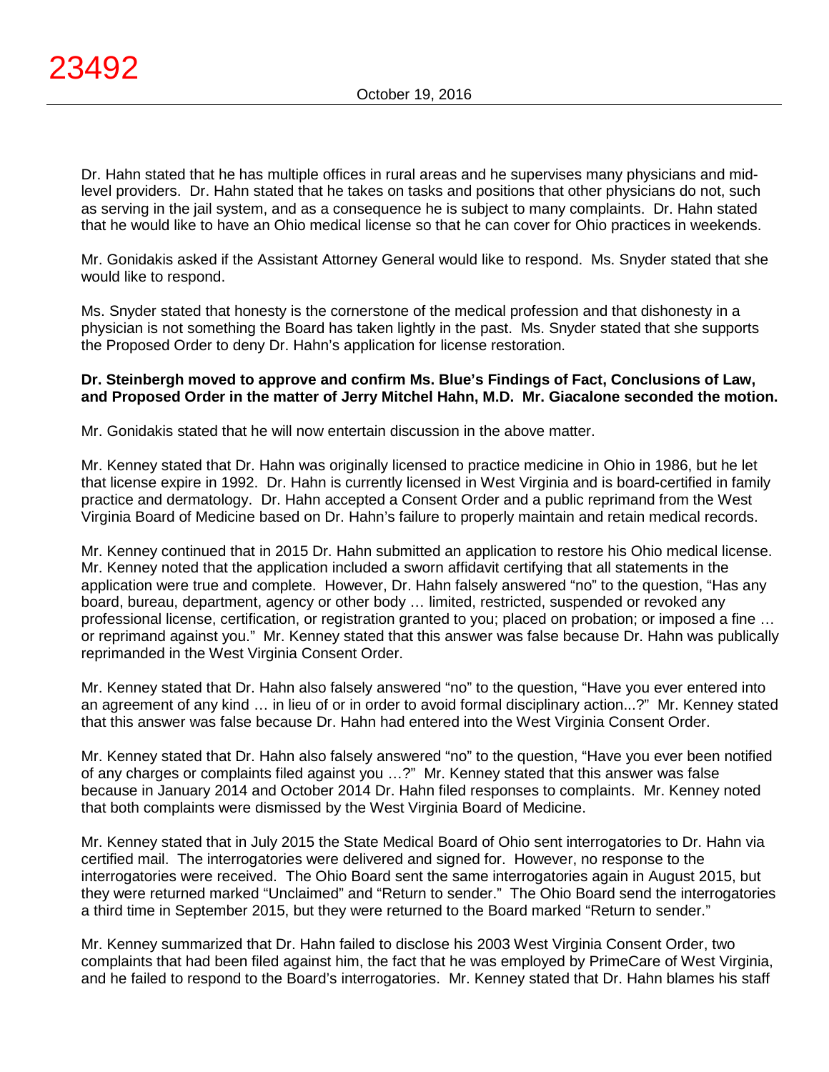Dr. Hahn stated that he has multiple offices in rural areas and he supervises many physicians and mid-level providers. Dr. Hahn stated that he takes on tasks and positions that other physicians do not, such as serving in the jail system, and as a consequence he is subject to many complaints. Dr. Hahn stated that he would like to have an Ohio medical license so that he can cover for Ohio practices in weekends.

Mr. Gonidakis asked if the Assistant Attorney General would like to respond. Ms. Snyder stated that she would like to respond.

Ms. Snyder stated that honesty is the cornerstone of the medical profession and that dishonesty in a physician is not something the Board has taken lightly in the past. Ms. Snyder stated that she supports the Proposed Order to deny Dr. Hahn's application for license restoration.

**Dr. Steinbergh moved to approve and confirm Ms. Blue's Findings of Fact, Conclusions of Law, and Proposed Order in the matter of Jerry Mitchel Hahn, M.D. Mr. Giacalone seconded the motion.**

Mr. Gonidakis stated that he will now entertain discussion in the above matter.

Mr. Kenney stated that Dr. Hahn was originally licensed to practice medicine in Ohio in 1986, but he let that license expire in 1992. Dr. Hahn is currently licensed in West Virginia and is board-certified in family practice and dermatology. Dr. Hahn accepted a Consent Order and a public reprimand from the West Virginia Board of Medicine based on Dr. Hahn's failure to properly maintain and retain medical records.

Mr. Kenney continued that in 2015 Dr. Hahn submitted an application to restore his Ohio medical license. Mr. Kenney noted that the application included a sworn affidavit certifying that all statements in the application were true and complete. However, Dr. Hahn falsely answered "no" to the question, "Has any board, bureau, department, agency or other body … limited, restricted, suspended or revoked any professional license, certification, or registration granted to you; placed on probation; or imposed a fine … or reprimand against you." Mr. Kenney stated that this answer was false because Dr. Hahn was publically reprimanded in the West Virginia Consent Order.

Mr. Kenney stated that Dr. Hahn also falsely answered "no" to the question, "Have you ever entered into an agreement of any kind … in lieu of or in order to avoid formal disciplinary action...?" Mr. Kenney stated that this answer was false because Dr. Hahn had entered into the West Virginia Consent Order.

Mr. Kenney stated that Dr. Hahn also falsely answered "no" to the question, "Have you ever been notified of any charges or complaints filed against you …?" Mr. Kenney stated that this answer was false because in January 2014 and October 2014 Dr. Hahn filed responses to complaints. Mr. Kenney noted that both complaints were dismissed by the West Virginia Board of Medicine.

Mr. Kenney stated that in July 2015 the State Medical Board of Ohio sent interrogatories to Dr. Hahn via certified mail. The interrogatories were delivered and signed for. However, no response to the interrogatories were received. The Ohio Board sent the same interrogatories again in August 2015, but they were returned marked "Unclaimed" and "Return to sender." The Ohio Board send the interrogatories a third time in September 2015, but they were returned to the Board marked "Return to sender."

Mr. Kenney summarized that Dr. Hahn failed to disclose his 2003 West Virginia Consent Order, two complaints that had been filed against him, the fact that he was employed by PrimeCare of West Virginia, and he failed to respond to the Board's interrogatories. Mr. Kenney stated that Dr. Hahn blames his staff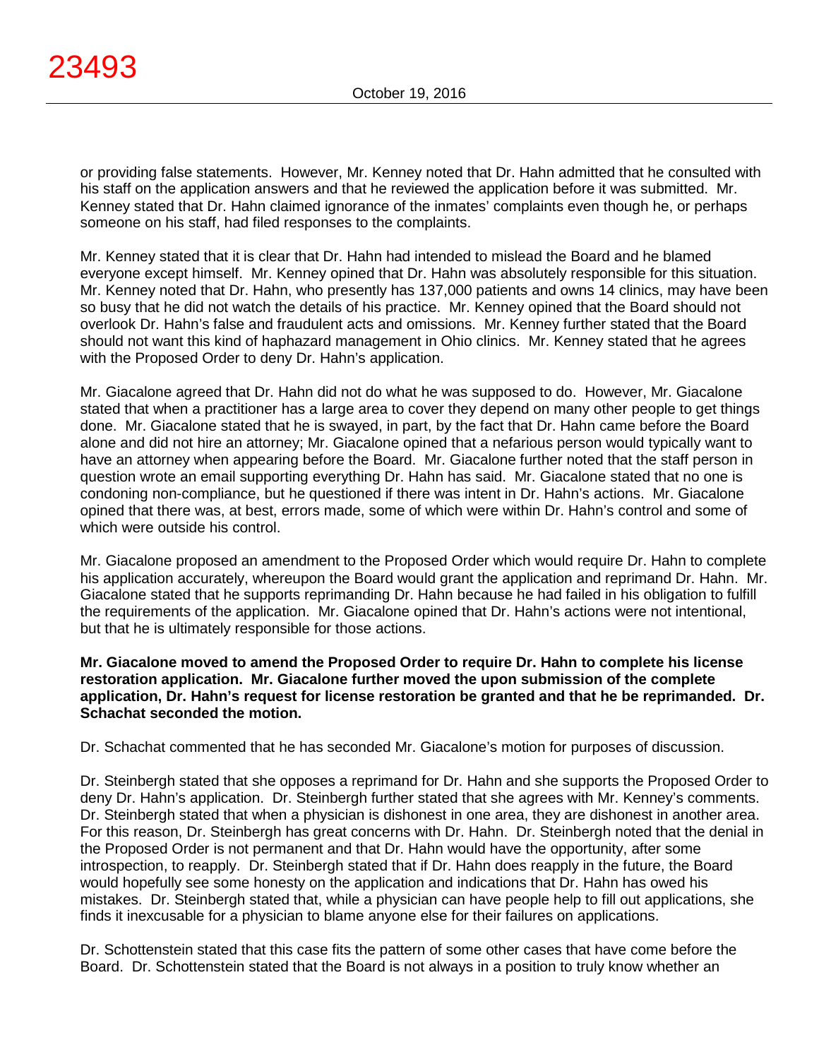or providing false statements. However, Mr. Kenney noted that Dr. Hahn admitted that he consulted with his staff on the application answers and that he reviewed the application before it was submitted. Mr. Kenney stated that Dr. Hahn claimed ignorance of the inmates' complaints even though he, or perhaps someone on his staff, had filed responses to the complaints.

Mr. Kenney stated that it is clear that Dr. Hahn had intended to mislead the Board and he blamed everyone except himself. Mr. Kenney opined that Dr. Hahn was absolutely responsible for this situation. Mr. Kenney noted that Dr. Hahn, who presently has 137,000 patients and owns 14 clinics, may have been so busy that he did not watch the details of his practice. Mr. Kenney opined that the Board should not overlook Dr. Hahn's false and fraudulent acts and omissions. Mr. Kenney further stated that the Board should not want this kind of haphazard management in Ohio clinics. Mr. Kenney stated that he agrees with the Proposed Order to deny Dr. Hahn's application.

Mr. Giacalone agreed that Dr. Hahn did not do what he was supposed to do. However, Mr. Giacalone stated that when a practitioner has a large area to cover they depend on many other people to get things done. Mr. Giacalone stated that he is swayed, in part, by the fact that Dr. Hahn came before the Board alone and did not hire an attorney; Mr. Giacalone opined that a nefarious person would typically want to have an attorney when appearing before the Board. Mr. Giacalone further noted that the staff person in question wrote an email supporting everything Dr. Hahn has said. Mr. Giacalone stated that no one is condoning non-compliance, but he questioned if there was intent in Dr. Hahn's actions. Mr. Giacalone opined that there was, at best, errors made, some of which were within Dr. Hahn's control and some of which were outside his control.

Mr. Giacalone proposed an amendment to the Proposed Order which would require Dr. Hahn to complete his application accurately, whereupon the Board would grant the application and reprimand Dr. Hahn. Mr. Giacalone stated that he supports reprimanding Dr. Hahn because he had failed in his obligation to fulfill the requirements of the application. Mr. Giacalone opined that Dr. Hahn's actions were not intentional, but that he is ultimately responsible for those actions.

**Mr. Giacalone moved to amend the Proposed Order to require Dr. Hahn to complete his license restoration application. Mr. Giacalone further moved the upon submission of the complete application, Dr. Hahn's request for license restoration be granted and that he be reprimanded. Dr. Schachat seconded the motion.**

Dr. Schachat commented that he has seconded Mr. Giacalone's motion for purposes of discussion.

Dr. Steinbergh stated that she opposes a reprimand for Dr. Hahn and she supports the Proposed Order to deny Dr. Hahn's application. Dr. Steinbergh further stated that she agrees with Mr. Kenney's comments. Dr. Steinbergh stated that when a physician is dishonest in one area, they are dishonest in another area. For this reason, Dr. Steinbergh has great concerns with Dr. Hahn. Dr. Steinbergh noted that the denial in the Proposed Order is not permanent and that Dr. Hahn would have the opportunity, after some introspection, to reapply. Dr. Steinbergh stated that if Dr. Hahn does reapply in the future, the Board would hopefully see some honesty on the application and indications that Dr. Hahn has owed his mistakes. Dr. Steinbergh stated that, while a physician can have people help to fill out applications, she finds it inexcusable for a physician to blame anyone else for their failures on applications.

Dr. Schottenstein stated that this case fits the pattern of some other cases that have come before the Board. Dr. Schottenstein stated that the Board is not always in a position to truly know whether an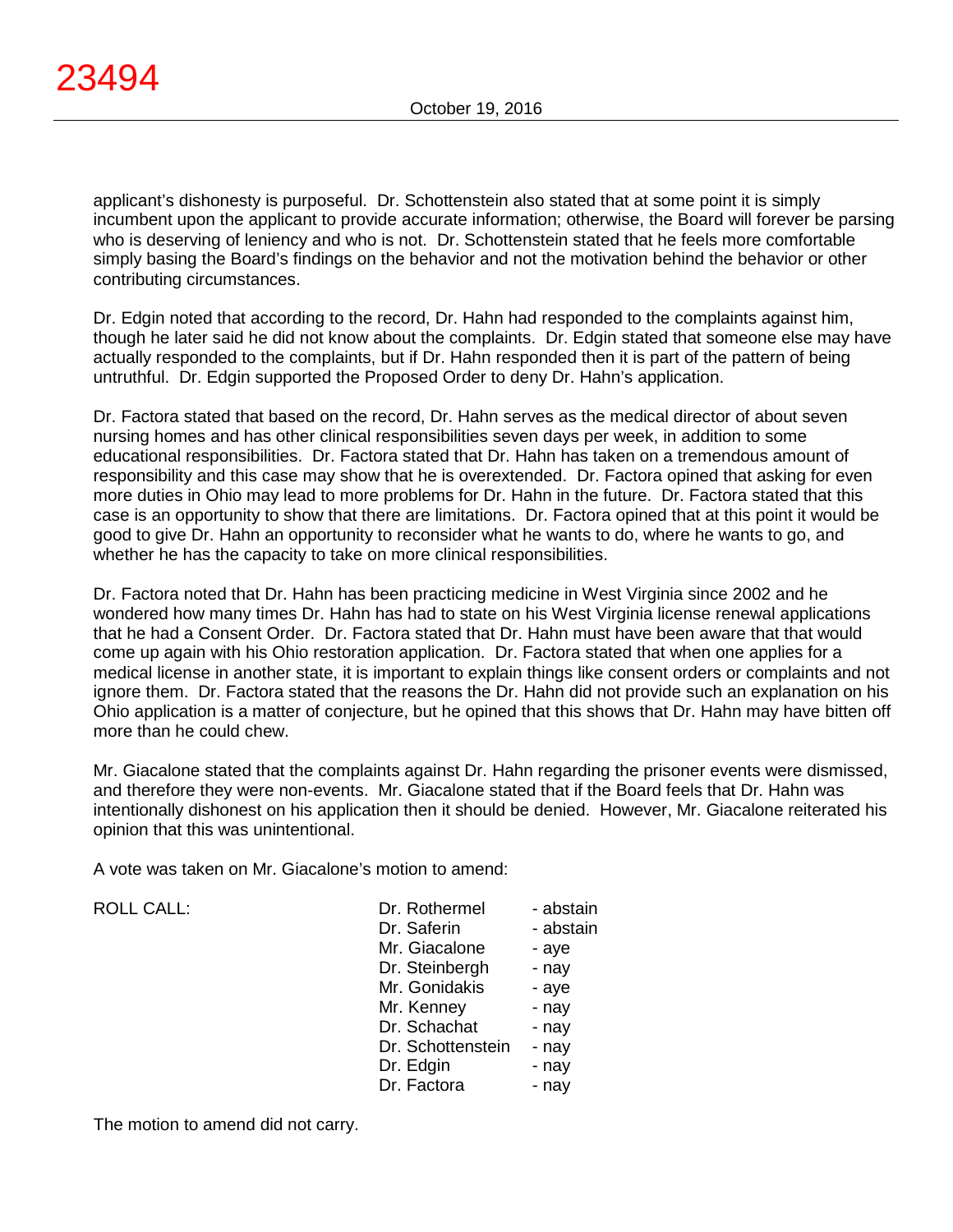applicant's dishonesty is purposeful. Dr. Schottenstein also stated that at some point it is simply incumbent upon the applicant to provide accurate information; otherwise, the Board will forever be parsing who is deserving of leniency and who is not. Dr. Schottenstein stated that he feels more comfortable simply basing the Board's findings on the behavior and not the motivation behind the behavior or other contributing circumstances.

Dr. Edgin noted that according to the record, Dr. Hahn had responded to the complaints against him, though he later said he did not know about the complaints. Dr. Edgin stated that someone else may have actually responded to the complaints, but if Dr. Hahn responded then it is part of the pattern of being untruthful. Dr. Edgin supported the Proposed Order to deny Dr. Hahn's application.

Dr. Factora stated that based on the record, Dr. Hahn serves as the medical director of about seven nursing homes and has other clinical responsibilities seven days per week, in addition to some educational responsibilities. Dr. Factora stated that Dr. Hahn has taken on a tremendous amount of responsibility and this case may show that he is overextended. Dr. Factora opined that asking for even more duties in Ohio may lead to more problems for Dr. Hahn in the future. Dr. Factora stated that this case is an opportunity to show that there are limitations. Dr. Factora opined that at this point it would be good to give Dr. Hahn an opportunity to reconsider what he wants to do, where he wants to go, and whether he has the capacity to take on more clinical responsibilities.

Dr. Factora noted that Dr. Hahn has been practicing medicine in West Virginia since 2002 and he wondered how many times Dr. Hahn has had to state on his West Virginia license renewal applications that he had a Consent Order. Dr. Factora stated that Dr. Hahn must have been aware that that would come up again with his Ohio restoration application. Dr. Factora stated that when one applies for a medical license in another state, it is important to explain things like consent orders or complaints and not ignore them. Dr. Factora stated that the reasons the Dr. Hahn did not provide such an explanation on his Ohio application is a matter of conjecture, but he opined that this shows that Dr. Hahn may have bitten off more than he could chew.

Mr. Giacalone stated that the complaints against Dr. Hahn regarding the prisoner events were dismissed, and therefore they were non-events. Mr. Giacalone stated that if the Board feels that Dr. Hahn was intentionally dishonest on his application then it should be denied. However, Mr. Giacalone reiterated his opinion that this was unintentional.

A vote was taken on Mr. Giacalone's motion to amend:

| ROLL CALL: | | |
|---|---|---|
| | Dr. Rothermel | - abstain |
| | Dr. Saferin | - abstain |
| | Mr. Giacalone | - aye |
| | Dr. Steinbergh | - nay |
| | Mr. Gonidakis | - aye |
| | Mr. Kenney | - nay |
| | Dr. Schachat | - nay |
| | Dr. Schottenstein | - nay |
| | Dr. Edgin | - nay |
| | Dr. Factora | - nay |

The motion to amend did not carry.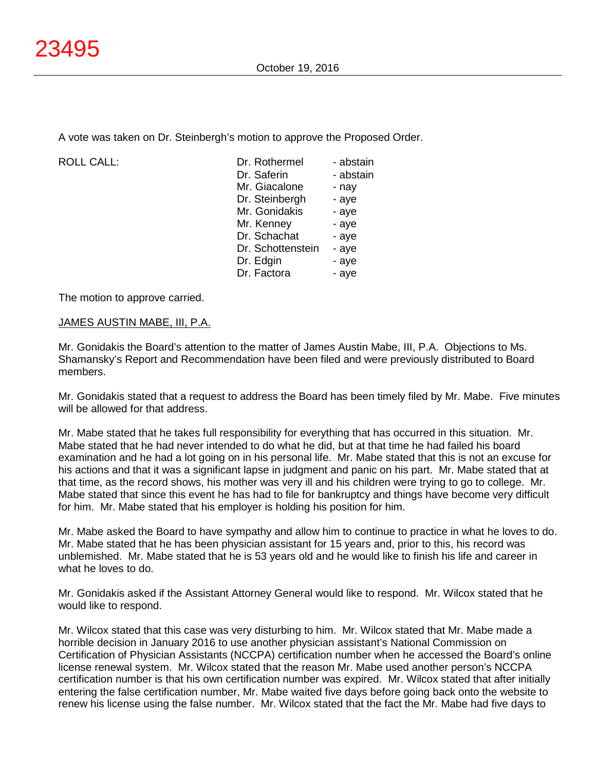A vote was taken on Dr. Steinbergh's motion to approve the Proposed Order.

| ROLL CALL: | | |
|---|---|---|
| | Dr. Rothermel | - abstain |
| | Dr. Saferin | - abstain |
| | Mr. Giacalone | - nay |
| | Dr. Steinbergh | - aye |
| | Mr. Gonidakis | - aye |
| | Mr. Kenney | - aye |
| | Dr. Schachat | - aye |
| | Dr. Schottenstein | - aye |
| | Dr. Edgin | - aye |
| | Dr. Factora | - aye |

The motion to approve carried.

JAMES AUSTIN MABE, III, P.A.

Mr. Gonidakis the Board's attention to the matter of James Austin Mabe, III, P.A. Objections to Ms. Shamansky's Report and Recommendation have been filed and were previously distributed to Board members.

Mr. Gonidakis stated that a request to address the Board has been timely filed by Mr. Mabe. Five minutes will be allowed for that address.

Mr. Mabe stated that he takes full responsibility for everything that has occurred in this situation. Mr. Mabe stated that he had never intended to do what he did, but at that time he had failed his board examination and he had a lot going on in his personal life. Mr. Mabe stated that this is not an excuse for his actions and that it was a significant lapse in judgment and panic on his part. Mr. Mabe stated that at that time, as the record shows, his mother was very ill and his children were trying to go to college. Mr. Mabe stated that since this event he has had to file for bankruptcy and things have become very difficult for him. Mr. Mabe stated that his employer is holding his position for him.

Mr. Mabe asked the Board to have sympathy and allow him to continue to practice in what he loves to do. Mr. Mabe stated that he has been physician assistant for 15 years and, prior to this, his record was unblemished. Mr. Mabe stated that he is 53 years old and he would like to finish his life and career in what he loves to do.

Mr. Gonidakis asked if the Assistant Attorney General would like to respond. Mr. Wilcox stated that he would like to respond.

Mr. Wilcox stated that this case was very disturbing to him. Mr. Wilcox stated that Mr. Mabe made a horrible decision in January 2016 to use another physician assistant's National Commission on Certification of Physician Assistants (NCCPA) certification number when he accessed the Board's online license renewal system. Mr. Wilcox stated that the reason Mr. Mabe used another person's NCCPA certification number is that his own certification number was expired. Mr. Wilcox stated that after initially entering the false certification number, Mr. Mabe waited five days before going back onto the website to renew his license using the false number. Mr. Wilcox stated that the fact the Mr. Mabe had five days to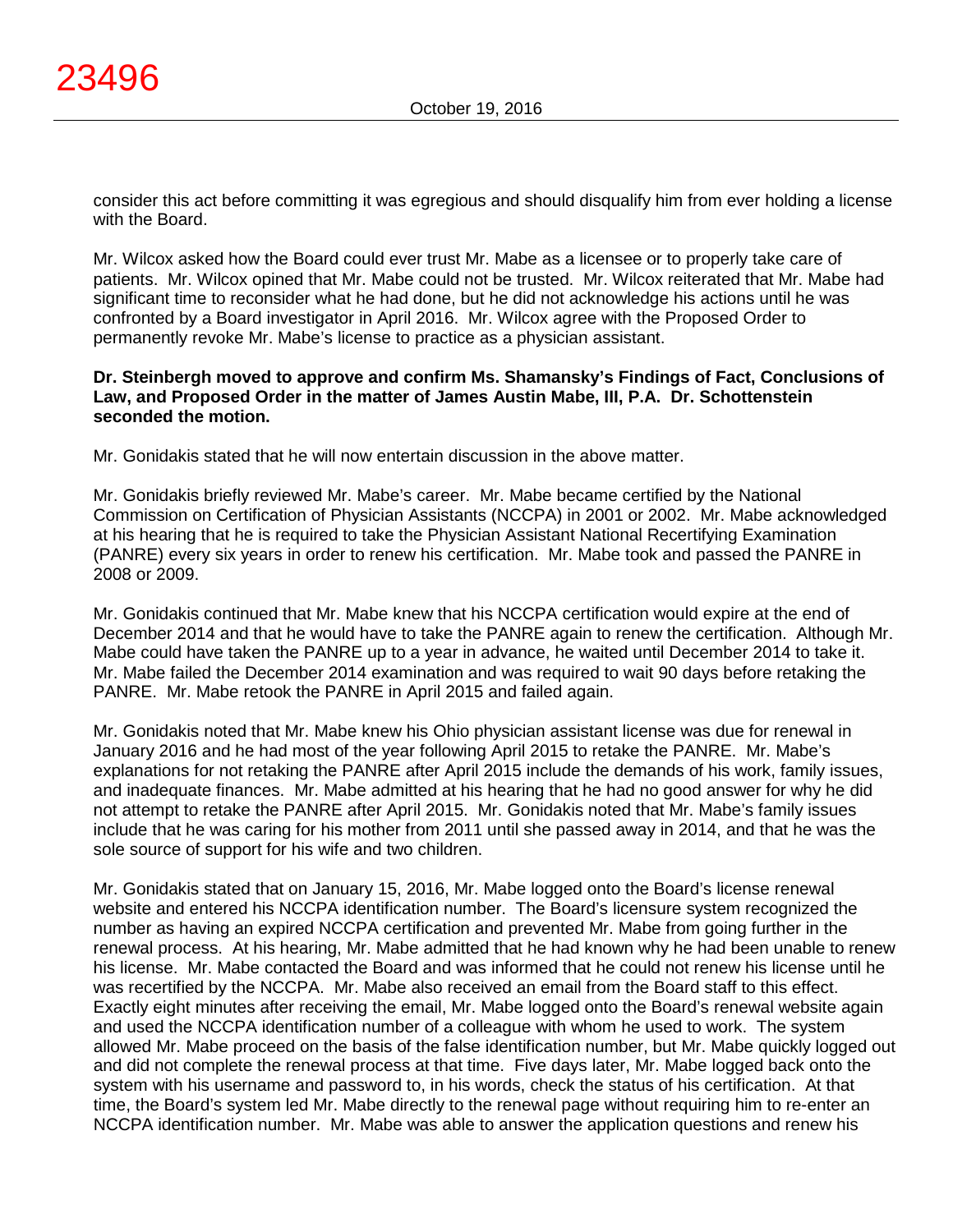consider this act before committing it was egregious and should disqualify him from ever holding a license with the Board.

Mr. Wilcox asked how the Board could ever trust Mr. Mabe as a licensee or to properly take care of patients. Mr. Wilcox opined that Mr. Mabe could not be trusted. Mr. Wilcox reiterated that Mr. Mabe had significant time to reconsider what he had done, but he did not acknowledge his actions until he was confronted by a Board investigator in April 2016. Mr. Wilcox agree with the Proposed Order to permanently revoke Mr. Mabe's license to practice as a physician assistant.

**Dr. Steinbergh moved to approve and confirm Ms. Shamansky's Findings of Fact, Conclusions of Law, and Proposed Order in the matter of James Austin Mabe, III, P.A. Dr. Schottenstein seconded the motion.**

Mr. Gonidakis stated that he will now entertain discussion in the above matter.

Mr. Gonidakis briefly reviewed Mr. Mabe's career. Mr. Mabe became certified by the National Commission on Certification of Physician Assistants (NCCPA) in 2001 or 2002. Mr. Mabe acknowledged at his hearing that he is required to take the Physician Assistant National Recertifying Examination (PANRE) every six years in order to renew his certification. Mr. Mabe took and passed the PANRE in 2008 or 2009.

Mr. Gonidakis continued that Mr. Mabe knew that his NCCPA certification would expire at the end of December 2014 and that he would have to take the PANRE again to renew the certification. Although Mr. Mabe could have taken the PANRE up to a year in advance, he waited until December 2014 to take it. Mr. Mabe failed the December 2014 examination and was required to wait 90 days before retaking the PANRE. Mr. Mabe retook the PANRE in April 2015 and failed again.

Mr. Gonidakis noted that Mr. Mabe knew his Ohio physician assistant license was due for renewal in January 2016 and he had most of the year following April 2015 to retake the PANRE. Mr. Mabe's explanations for not retaking the PANRE after April 2015 include the demands of his work, family issues, and inadequate finances. Mr. Mabe admitted at his hearing that he had no good answer for why he did not attempt to retake the PANRE after April 2015. Mr. Gonidakis noted that Mr. Mabe's family issues include that he was caring for his mother from 2011 until she passed away in 2014, and that he was the sole source of support for his wife and two children.

Mr. Gonidakis stated that on January 15, 2016, Mr. Mabe logged onto the Board's license renewal website and entered his NCCPA identification number. The Board's licensure system recognized the number as having an expired NCCPA certification and prevented Mr. Mabe from going further in the renewal process. At his hearing, Mr. Mabe admitted that he had known why he had been unable to renew his license. Mr. Mabe contacted the Board and was informed that he could not renew his license until he was recertified by the NCCPA. Mr. Mabe also received an email from the Board staff to this effect. Exactly eight minutes after receiving the email, Mr. Mabe logged onto the Board's renewal website again and used the NCCPA identification number of a colleague with whom he used to work. The system allowed Mr. Mabe proceed on the basis of the false identification number, but Mr. Mabe quickly logged out and did not complete the renewal process at that time. Five days later, Mr. Mabe logged back onto the system with his username and password to, in his words, check the status of his certification. At that time, the Board's system led Mr. Mabe directly to the renewal page without requiring him to re-enter an NCCPA identification number. Mr. Mabe was able to answer the application questions and renew his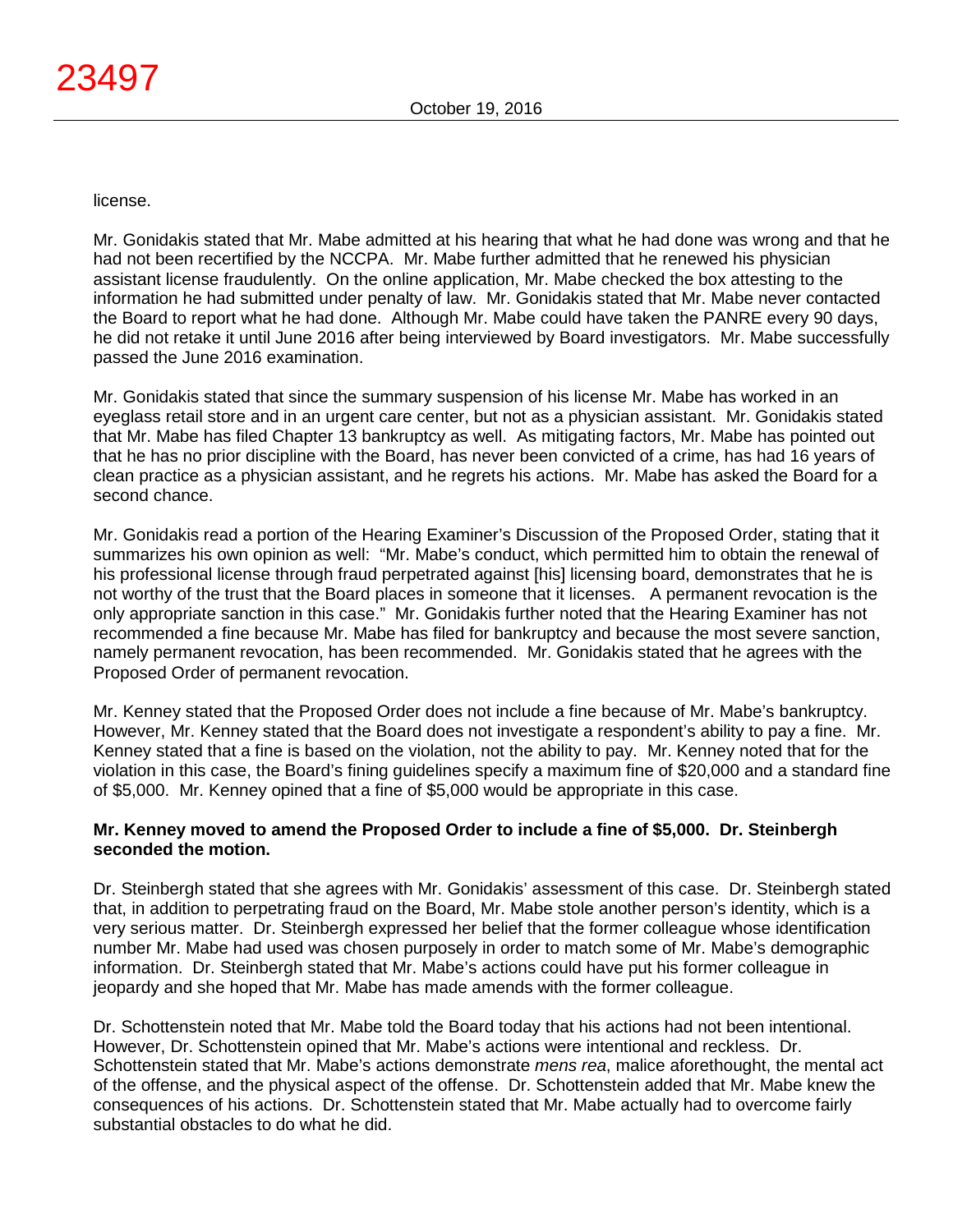license.

Mr. Gonidakis stated that Mr. Mabe admitted at his hearing that what he had done was wrong and that he had not been recertified by the NCCPA. Mr. Mabe further admitted that he renewed his physician assistant license fraudulently. On the online application, Mr. Mabe checked the box attesting to the information he had submitted under penalty of law. Mr. Gonidakis stated that Mr. Mabe never contacted the Board to report what he had done. Although Mr. Mabe could have taken the PANRE every 90 days, he did not retake it until June 2016 after being interviewed by Board investigators. Mr. Mabe successfully passed the June 2016 examination.

Mr. Gonidakis stated that since the summary suspension of his license Mr. Mabe has worked in an eyeglass retail store and in an urgent care center, but not as a physician assistant. Mr. Gonidakis stated that Mr. Mabe has filed Chapter 13 bankruptcy as well. As mitigating factors, Mr. Mabe has pointed out that he has no prior discipline with the Board, has never been convicted of a crime, has had 16 years of clean practice as a physician assistant, and he regrets his actions. Mr. Mabe has asked the Board for a second chance.

Mr. Gonidakis read a portion of the Hearing Examiner's Discussion of the Proposed Order, stating that it summarizes his own opinion as well: "Mr. Mabe's conduct, which permitted him to obtain the renewal of his professional license through fraud perpetrated against [his] licensing board, demonstrates that he is not worthy of the trust that the Board places in someone that it licenses. A permanent revocation is the only appropriate sanction in this case." Mr. Gonidakis further noted that the Hearing Examiner has not recommended a fine because Mr. Mabe has filed for bankruptcy and because the most severe sanction, namely permanent revocation, has been recommended. Mr. Gonidakis stated that he agrees with the Proposed Order of permanent revocation.

Mr. Kenney stated that the Proposed Order does not include a fine because of Mr. Mabe's bankruptcy. However, Mr. Kenney stated that the Board does not investigate a respondent's ability to pay a fine. Mr. Kenney stated that a fine is based on the violation, not the ability to pay. Mr. Kenney noted that for the violation in this case, the Board's fining guidelines specify a maximum fine of $20,000 and a standard fine of $5,000. Mr. Kenney opined that a fine of $5,000 would be appropriate in this case.

**Mr. Kenney moved to amend the Proposed Order to include a fine of $5,000. Dr. Steinbergh seconded the motion.**

Dr. Steinbergh stated that she agrees with Mr. Gonidakis' assessment of this case. Dr. Steinbergh stated that, in addition to perpetrating fraud on the Board, Mr. Mabe stole another person's identity, which is a very serious matter. Dr. Steinbergh expressed her belief that the former colleague whose identification number Mr. Mabe had used was chosen purposely in order to match some of Mr. Mabe's demographic information. Dr. Steinbergh stated that Mr. Mabe's actions could have put his former colleague in jeopardy and she hoped that Mr. Mabe has made amends with the former colleague.

Dr. Schottenstein noted that Mr. Mabe told the Board today that his actions had not been intentional. However, Dr. Schottenstein opined that Mr. Mabe's actions were intentional and reckless. Dr. Schottenstein stated that Mr. Mabe's actions demonstrate *mens rea*, malice aforethought, the mental act of the offense, and the physical aspect of the offense. Dr. Schottenstein added that Mr. Mabe knew the consequences of his actions. Dr. Schottenstein stated that Mr. Mabe actually had to overcome fairly substantial obstacles to do what he did.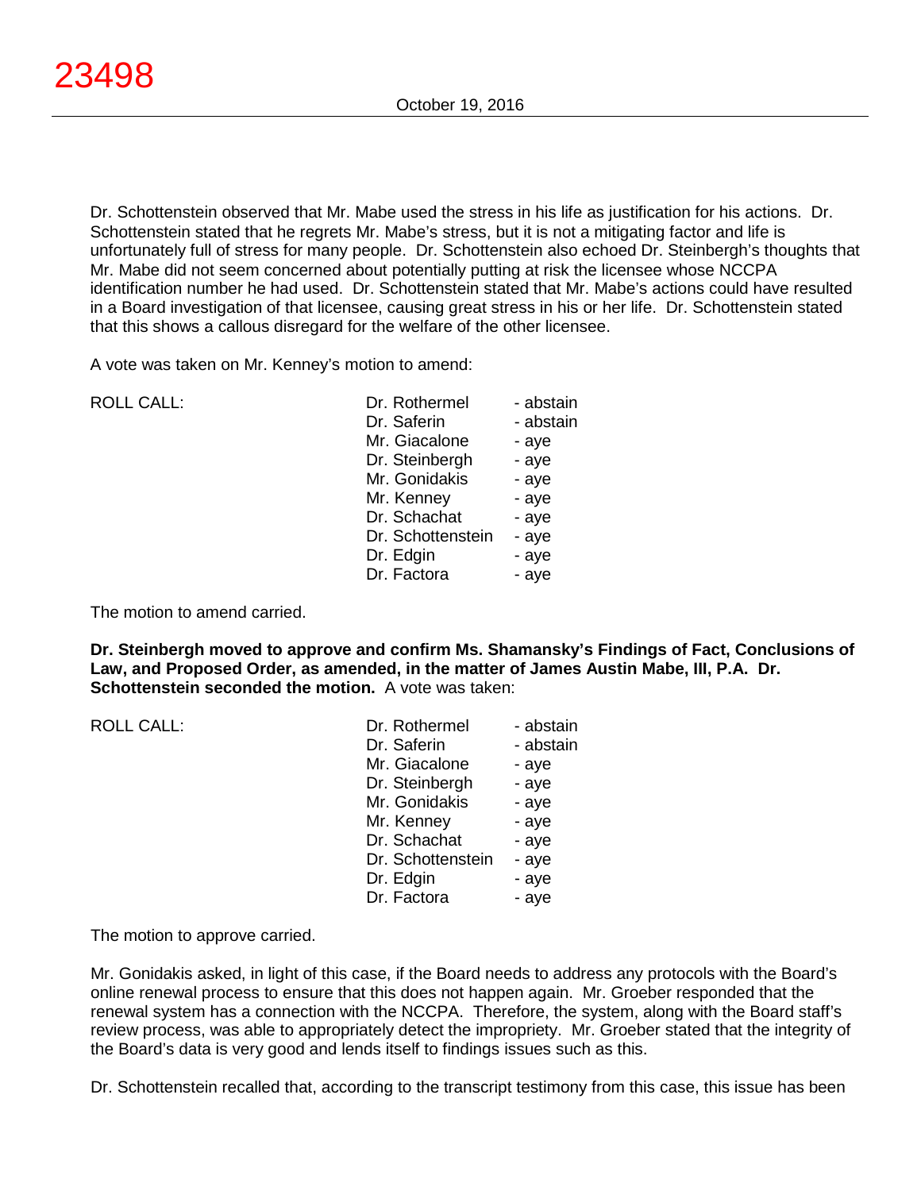Dr. Schottenstein observed that Mr. Mabe used the stress in his life as justification for his actions. Dr. Schottenstein stated that he regrets Mr. Mabe's stress, but it is not a mitigating factor and life is unfortunately full of stress for many people. Dr. Schottenstein also echoed Dr. Steinbergh's thoughts that Mr. Mabe did not seem concerned about potentially putting at risk the licensee whose NCCPA identification number he had used. Dr. Schottenstein stated that Mr. Mabe's actions could have resulted in a Board investigation of that licensee, causing great stress in his or her life. Dr. Schottenstein stated that this shows a callous disregard for the welfare of the other licensee.

A vote was taken on Mr. Kenney's motion to amend:

| ROLL CALL: | | |
|---|---|---|
| | Dr. Rothermel | - abstain |
| | Dr. Saferin | - abstain |
| | Mr. Giacalone | - aye |
| | Dr. Steinbergh | - aye |
| | Mr. Gonidakis | - aye |
| | Mr. Kenney | - aye |
| | Dr. Schachat | - aye |
| | Dr. Schottenstein | - aye |
| | Dr. Edgin | - aye |
| | Dr. Factora | - aye |

The motion to amend carried.

**Dr. Steinbergh moved to approve and confirm Ms. Shamansky's Findings of Fact, Conclusions of Law, and Proposed Order, as amended, in the matter of James Austin Mabe, III, P.A. Dr. Schottenstein seconded the motion.** A vote was taken:

| ROLL CALL: | | |
|---|---|---|
| | Dr. Rothermel | - abstain |
| | Dr. Saferin | - abstain |
| | Mr. Giacalone | - aye |
| | Dr. Steinbergh | - aye |
| | Mr. Gonidakis | - aye |
| | Mr. Kenney | - aye |
| | Dr. Schachat | - aye |
| | Dr. Schottenstein | - aye |
| | Dr. Edgin | - aye |
| | Dr. Factora | - aye |

The motion to approve carried.

Mr. Gonidakis asked, in light of this case, if the Board needs to address any protocols with the Board's online renewal process to ensure that this does not happen again. Mr. Groeber responded that the renewal system has a connection with the NCCPA. Therefore, the system, along with the Board staff's review process, was able to appropriately detect the impropriety. Mr. Groeber stated that the integrity of the Board's data is very good and lends itself to findings issues such as this.

Dr. Schottenstein recalled that, according to the transcript testimony from this case, this issue has been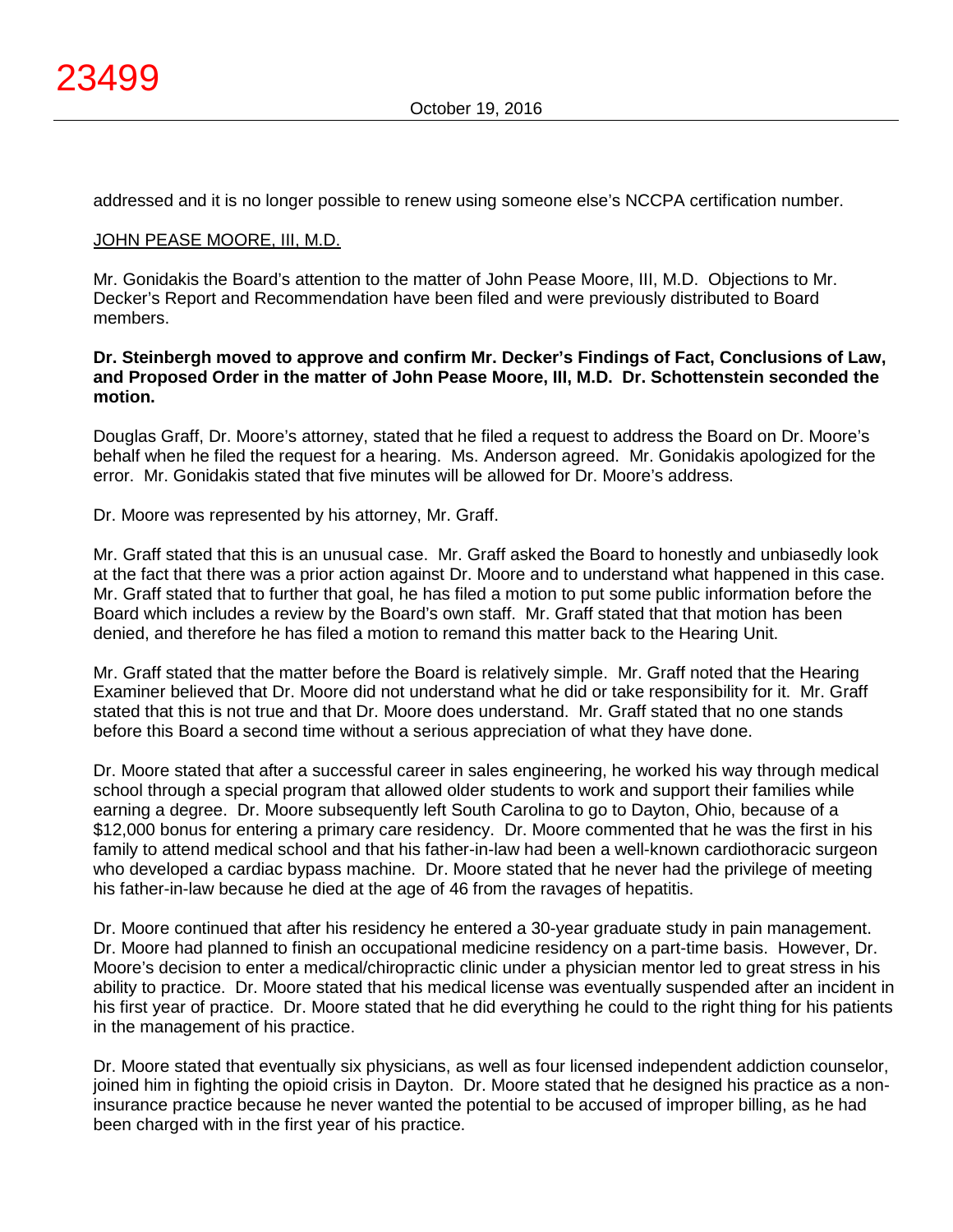addressed and it is no longer possible to renew using someone else's NCCPA certification number.

JOHN PEASE MOORE, III, M.D.

Mr. Gonidakis the Board's attention to the matter of John Pease Moore, III, M.D. Objections to Mr. Decker's Report and Recommendation have been filed and were previously distributed to Board members.

**Dr. Steinbergh moved to approve and confirm Mr. Decker's Findings of Fact, Conclusions of Law, and Proposed Order in the matter of John Pease Moore, III, M.D. Dr. Schottenstein seconded the motion.**

Douglas Graff, Dr. Moore's attorney, stated that he filed a request to address the Board on Dr. Moore's behalf when he filed the request for a hearing. Ms. Anderson agreed. Mr. Gonidakis apologized for the error. Mr. Gonidakis stated that five minutes will be allowed for Dr. Moore's address.

Dr. Moore was represented by his attorney, Mr. Graff.

Mr. Graff stated that this is an unusual case. Mr. Graff asked the Board to honestly and unbiasedly look at the fact that there was a prior action against Dr. Moore and to understand what happened in this case. Mr. Graff stated that to further that goal, he has filed a motion to put some public information before the Board which includes a review by the Board's own staff. Mr. Graff stated that that motion has been denied, and therefore he has filed a motion to remand this matter back to the Hearing Unit.

Mr. Graff stated that the matter before the Board is relatively simple. Mr. Graff noted that the Hearing Examiner believed that Dr. Moore did not understand what he did or take responsibility for it. Mr. Graff stated that this is not true and that Dr. Moore does understand. Mr. Graff stated that no one stands before this Board a second time without a serious appreciation of what they have done.

Dr. Moore stated that after a successful career in sales engineering, he worked his way through medical school through a special program that allowed older students to work and support their families while earning a degree. Dr. Moore subsequently left South Carolina to go to Dayton, Ohio, because of a $12,000 bonus for entering a primary care residency. Dr. Moore commented that he was the first in his family to attend medical school and that his father-in-law had been a well-known cardiothoracic surgeon who developed a cardiac bypass machine. Dr. Moore stated that he never had the privilege of meeting his father-in-law because he died at the age of 46 from the ravages of hepatitis.

Dr. Moore continued that after his residency he entered a 30-year graduate study in pain management. Dr. Moore had planned to finish an occupational medicine residency on a part-time basis. However, Dr. Moore's decision to enter a medical/chiropractic clinic under a physician mentor led to great stress in his ability to practice. Dr. Moore stated that his medical license was eventually suspended after an incident in his first year of practice. Dr. Moore stated that he did everything he could to the right thing for his patients in the management of his practice.

Dr. Moore stated that eventually six physicians, as well as four licensed independent addiction counselor, joined him in fighting the opioid crisis in Dayton. Dr. Moore stated that he designed his practice as a non-insurance practice because he never wanted the potential to be accused of improper billing, as he had been charged with in the first year of his practice.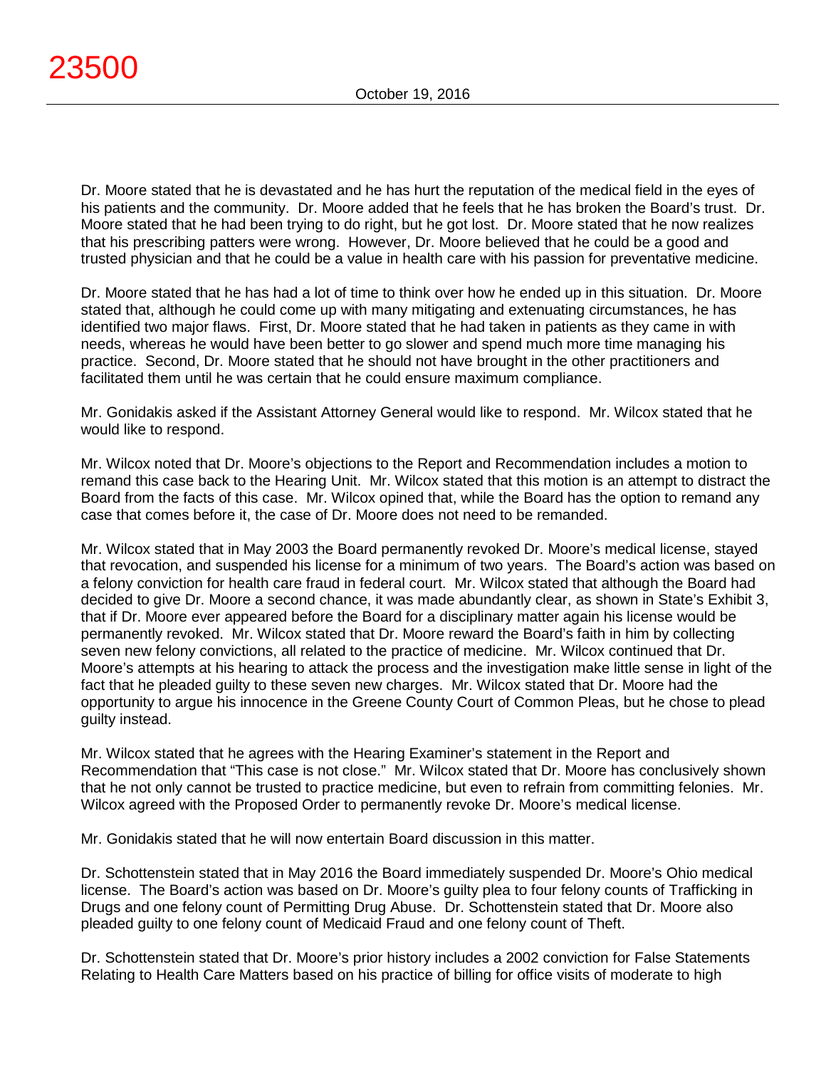Dr. Moore stated that he is devastated and he has hurt the reputation of the medical field in the eyes of his patients and the community. Dr. Moore added that he feels that he has broken the Board's trust. Dr. Moore stated that he had been trying to do right, but he got lost. Dr. Moore stated that he now realizes that his prescribing patters were wrong. However, Dr. Moore believed that he could be a good and trusted physician and that he could be a value in health care with his passion for preventative medicine.

Dr. Moore stated that he has had a lot of time to think over how he ended up in this situation. Dr. Moore stated that, although he could come up with many mitigating and extenuating circumstances, he has identified two major flaws. First, Dr. Moore stated that he had taken in patients as they came in with needs, whereas he would have been better to go slower and spend much more time managing his practice. Second, Dr. Moore stated that he should not have brought in the other practitioners and facilitated them until he was certain that he could ensure maximum compliance.

Mr. Gonidakis asked if the Assistant Attorney General would like to respond. Mr. Wilcox stated that he would like to respond.

Mr. Wilcox noted that Dr. Moore's objections to the Report and Recommendation includes a motion to remand this case back to the Hearing Unit. Mr. Wilcox stated that this motion is an attempt to distract the Board from the facts of this case. Mr. Wilcox opined that, while the Board has the option to remand any case that comes before it, the case of Dr. Moore does not need to be remanded.

Mr. Wilcox stated that in May 2003 the Board permanently revoked Dr. Moore's medical license, stayed that revocation, and suspended his license for a minimum of two years. The Board's action was based on a felony conviction for health care fraud in federal court. Mr. Wilcox stated that although the Board had decided to give Dr. Moore a second chance, it was made abundantly clear, as shown in State's Exhibit 3, that if Dr. Moore ever appeared before the Board for a disciplinary matter again his license would be permanently revoked. Mr. Wilcox stated that Dr. Moore reward the Board's faith in him by collecting seven new felony convictions, all related to the practice of medicine. Mr. Wilcox continued that Dr. Moore's attempts at his hearing to attack the process and the investigation make little sense in light of the fact that he pleaded guilty to these seven new charges. Mr. Wilcox stated that Dr. Moore had the opportunity to argue his innocence in the Greene County Court of Common Pleas, but he chose to plead guilty instead.

Mr. Wilcox stated that he agrees with the Hearing Examiner's statement in the Report and Recommendation that "This case is not close." Mr. Wilcox stated that Dr. Moore has conclusively shown that he not only cannot be trusted to practice medicine, but even to refrain from committing felonies. Mr. Wilcox agreed with the Proposed Order to permanently revoke Dr. Moore's medical license.

Mr. Gonidakis stated that he will now entertain Board discussion in this matter.

Dr. Schottenstein stated that in May 2016 the Board immediately suspended Dr. Moore's Ohio medical license. The Board's action was based on Dr. Moore's guilty plea to four felony counts of Trafficking in Drugs and one felony count of Permitting Drug Abuse. Dr. Schottenstein stated that Dr. Moore also pleaded guilty to one felony count of Medicaid Fraud and one felony count of Theft.

Dr. Schottenstein stated that Dr. Moore's prior history includes a 2002 conviction for False Statements Relating to Health Care Matters based on his practice of billing for office visits of moderate to high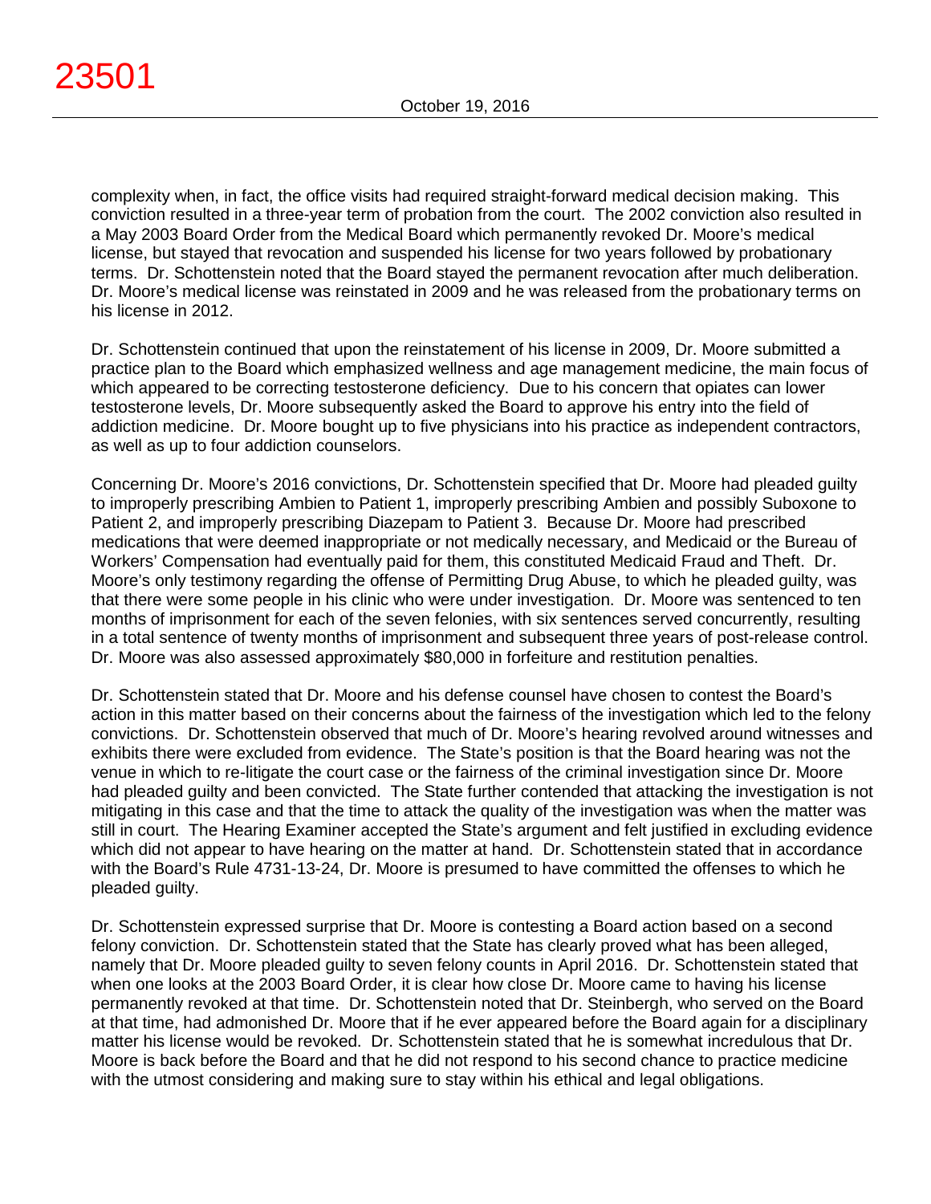complexity when, in fact, the office visits had required straight-forward medical decision making. This conviction resulted in a three-year term of probation from the court. The 2002 conviction also resulted in a May 2003 Board Order from the Medical Board which permanently revoked Dr. Moore's medical license, but stayed that revocation and suspended his license for two years followed by probationary terms. Dr. Schottenstein noted that the Board stayed the permanent revocation after much deliberation. Dr. Moore's medical license was reinstated in 2009 and he was released from the probationary terms on his license in 2012.

Dr. Schottenstein continued that upon the reinstatement of his license in 2009, Dr. Moore submitted a practice plan to the Board which emphasized wellness and age management medicine, the main focus of which appeared to be correcting testosterone deficiency. Due to his concern that opiates can lower testosterone levels, Dr. Moore subsequently asked the Board to approve his entry into the field of addiction medicine. Dr. Moore bought up to five physicians into his practice as independent contractors, as well as up to four addiction counselors.

Concerning Dr. Moore's 2016 convictions, Dr. Schottenstein specified that Dr. Moore had pleaded guilty to improperly prescribing Ambien to Patient 1, improperly prescribing Ambien and possibly Suboxone to Patient 2, and improperly prescribing Diazepam to Patient 3. Because Dr. Moore had prescribed medications that were deemed inappropriate or not medically necessary, and Medicaid or the Bureau of Workers' Compensation had eventually paid for them, this constituted Medicaid Fraud and Theft. Dr. Moore's only testimony regarding the offense of Permitting Drug Abuse, to which he pleaded guilty, was that there were some people in his clinic who were under investigation. Dr. Moore was sentenced to ten months of imprisonment for each of the seven felonies, with six sentences served concurrently, resulting in a total sentence of twenty months of imprisonment and subsequent three years of post-release control. Dr. Moore was also assessed approximately $80,000 in forfeiture and restitution penalties.

Dr. Schottenstein stated that Dr. Moore and his defense counsel have chosen to contest the Board's action in this matter based on their concerns about the fairness of the investigation which led to the felony convictions. Dr. Schottenstein observed that much of Dr. Moore's hearing revolved around witnesses and exhibits there were excluded from evidence. The State's position is that the Board hearing was not the venue in which to re-litigate the court case or the fairness of the criminal investigation since Dr. Moore had pleaded guilty and been convicted. The State further contended that attacking the investigation is not mitigating in this case and that the time to attack the quality of the investigation was when the matter was still in court. The Hearing Examiner accepted the State's argument and felt justified in excluding evidence which did not appear to have hearing on the matter at hand. Dr. Schottenstein stated that in accordance with the Board's Rule 4731-13-24, Dr. Moore is presumed to have committed the offenses to which he pleaded guilty.

Dr. Schottenstein expressed surprise that Dr. Moore is contesting a Board action based on a second felony conviction. Dr. Schottenstein stated that the State has clearly proved what has been alleged, namely that Dr. Moore pleaded guilty to seven felony counts in April 2016. Dr. Schottenstein stated that when one looks at the 2003 Board Order, it is clear how close Dr. Moore came to having his license permanently revoked at that time. Dr. Schottenstein noted that Dr. Steinbergh, who served on the Board at that time, had admonished Dr. Moore that if he ever appeared before the Board again for a disciplinary matter his license would be revoked. Dr. Schottenstein stated that he is somewhat incredulous that Dr. Moore is back before the Board and that he did not respond to his second chance to practice medicine with the utmost considering and making sure to stay within his ethical and legal obligations.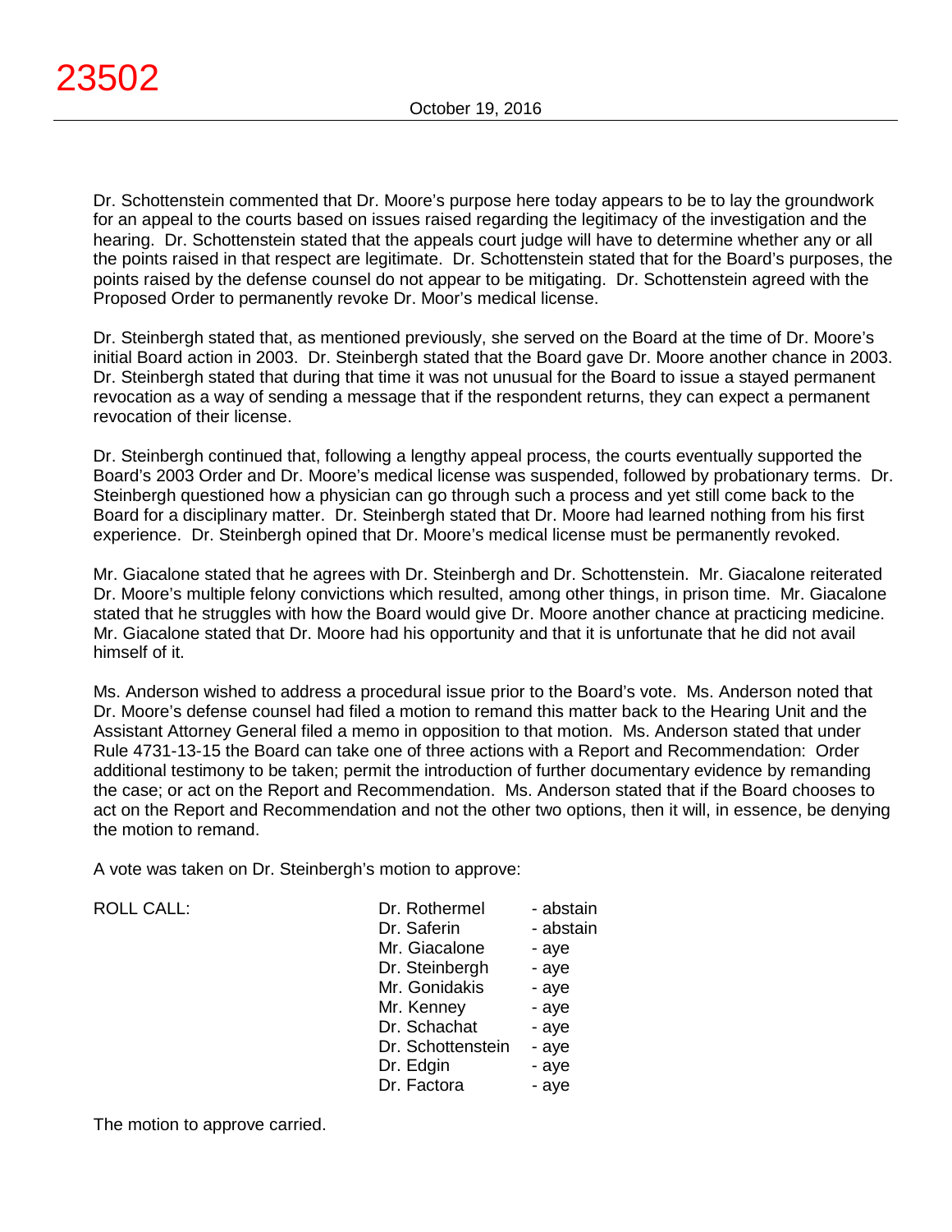Dr. Schottenstein commented that Dr. Moore's purpose here today appears to be to lay the groundwork for an appeal to the courts based on issues raised regarding the legitimacy of the investigation and the hearing. Dr. Schottenstein stated that the appeals court judge will have to determine whether any or all the points raised in that respect are legitimate. Dr. Schottenstein stated that for the Board's purposes, the points raised by the defense counsel do not appear to be mitigating. Dr. Schottenstein agreed with the Proposed Order to permanently revoke Dr. Moor's medical license.

Dr. Steinbergh stated that, as mentioned previously, she served on the Board at the time of Dr. Moore's initial Board action in 2003. Dr. Steinbergh stated that the Board gave Dr. Moore another chance in 2003. Dr. Steinbergh stated that during that time it was not unusual for the Board to issue a stayed permanent revocation as a way of sending a message that if the respondent returns, they can expect a permanent revocation of their license.

Dr. Steinbergh continued that, following a lengthy appeal process, the courts eventually supported the Board's 2003 Order and Dr. Moore's medical license was suspended, followed by probationary terms. Dr. Steinbergh questioned how a physician can go through such a process and yet still come back to the Board for a disciplinary matter. Dr. Steinbergh stated that Dr. Moore had learned nothing from his first experience. Dr. Steinbergh opined that Dr. Moore's medical license must be permanently revoked.

Mr. Giacalone stated that he agrees with Dr. Steinbergh and Dr. Schottenstein. Mr. Giacalone reiterated Dr. Moore's multiple felony convictions which resulted, among other things, in prison time. Mr. Giacalone stated that he struggles with how the Board would give Dr. Moore another chance at practicing medicine. Mr. Giacalone stated that Dr. Moore had his opportunity and that it is unfortunate that he did not avail himself of it.

Ms. Anderson wished to address a procedural issue prior to the Board's vote. Ms. Anderson noted that Dr. Moore's defense counsel had filed a motion to remand this matter back to the Hearing Unit and the Assistant Attorney General filed a memo in opposition to that motion. Ms. Anderson stated that under Rule 4731-13-15 the Board can take one of three actions with a Report and Recommendation: Order additional testimony to be taken; permit the introduction of further documentary evidence by remanding the case; or act on the Report and Recommendation. Ms. Anderson stated that if the Board chooses to act on the Report and Recommendation and not the other two options, then it will, in essence, be denying the motion to remand.

A vote was taken on Dr. Steinbergh's motion to approve:

| ROLL CALL: | | |
|---|---|---|
| | Dr. Rothermel | - abstain |
| | Dr. Saferin | - abstain |
| | Mr. Giacalone | - aye |
| | Dr. Steinbergh | - aye |
| | Mr. Gonidakis | - aye |
| | Mr. Kenney | - aye |
| | Dr. Schachat | - aye |
| | Dr. Schottenstein | - aye |
| | Dr. Edgin | - aye |
| | Dr. Factora | - aye |

The motion to approve carried.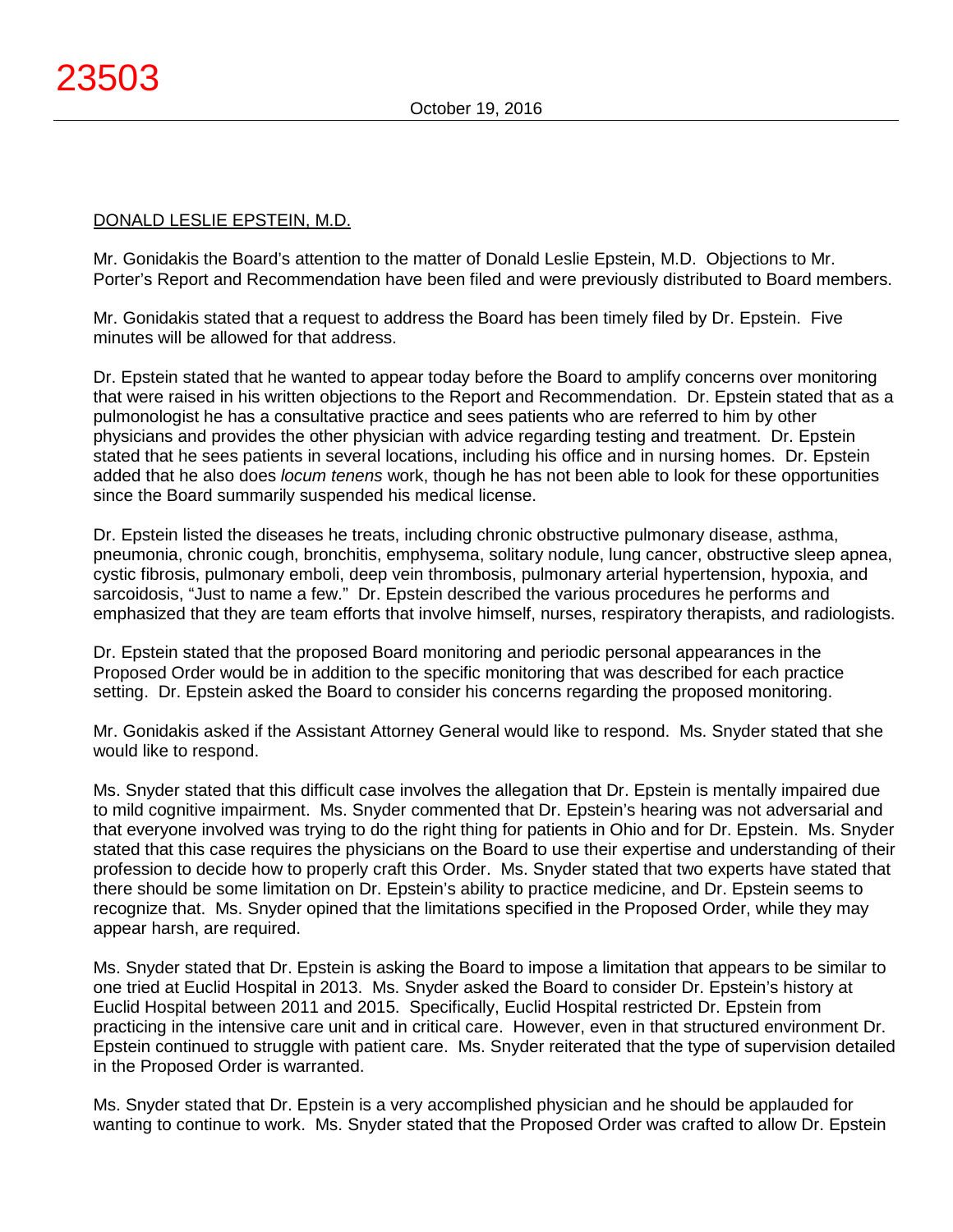DONALD LESLIE EPSTEIN, M.D.

Mr. Gonidakis the Board's attention to the matter of Donald Leslie Epstein, M.D. Objections to Mr. Porter's Report and Recommendation have been filed and were previously distributed to Board members.

Mr. Gonidakis stated that a request to address the Board has been timely filed by Dr. Epstein. Five minutes will be allowed for that address.

Dr. Epstein stated that he wanted to appear today before the Board to amplify concerns over monitoring that were raised in his written objections to the Report and Recommendation. Dr. Epstein stated that as a pulmonologist he has a consultative practice and sees patients who are referred to him by other physicians and provides the other physician with advice regarding testing and treatment. Dr. Epstein stated that he sees patients in several locations, including his office and in nursing homes. Dr. Epstein added that he also does *locum tenens* work, though he has not been able to look for these opportunities since the Board summarily suspended his medical license.

Dr. Epstein listed the diseases he treats, including chronic obstructive pulmonary disease, asthma, pneumonia, chronic cough, bronchitis, emphysema, solitary nodule, lung cancer, obstructive sleep apnea, cystic fibrosis, pulmonary emboli, deep vein thrombosis, pulmonary arterial hypertension, hypoxia, and sarcoidosis, "Just to name a few." Dr. Epstein described the various procedures he performs and emphasized that they are team efforts that involve himself, nurses, respiratory therapists, and radiologists.

Dr. Epstein stated that the proposed Board monitoring and periodic personal appearances in the Proposed Order would be in addition to the specific monitoring that was described for each practice setting. Dr. Epstein asked the Board to consider his concerns regarding the proposed monitoring.

Mr. Gonidakis asked if the Assistant Attorney General would like to respond. Ms. Snyder stated that she would like to respond.

Ms. Snyder stated that this difficult case involves the allegation that Dr. Epstein is mentally impaired due to mild cognitive impairment. Ms. Snyder commented that Dr. Epstein's hearing was not adversarial and that everyone involved was trying to do the right thing for patients in Ohio and for Dr. Epstein. Ms. Snyder stated that this case requires the physicians on the Board to use their expertise and understanding of their profession to decide how to properly craft this Order. Ms. Snyder stated that two experts have stated that there should be some limitation on Dr. Epstein's ability to practice medicine, and Dr. Epstein seems to recognize that. Ms. Snyder opined that the limitations specified in the Proposed Order, while they may appear harsh, are required.

Ms. Snyder stated that Dr. Epstein is asking the Board to impose a limitation that appears to be similar to one tried at Euclid Hospital in 2013. Ms. Snyder asked the Board to consider Dr. Epstein's history at Euclid Hospital between 2011 and 2015. Specifically, Euclid Hospital restricted Dr. Epstein from practicing in the intensive care unit and in critical care. However, even in that structured environment Dr. Epstein continued to struggle with patient care. Ms. Snyder reiterated that the type of supervision detailed in the Proposed Order is warranted.

Ms. Snyder stated that Dr. Epstein is a very accomplished physician and he should be applauded for wanting to continue to work. Ms. Snyder stated that the Proposed Order was crafted to allow Dr. Epstein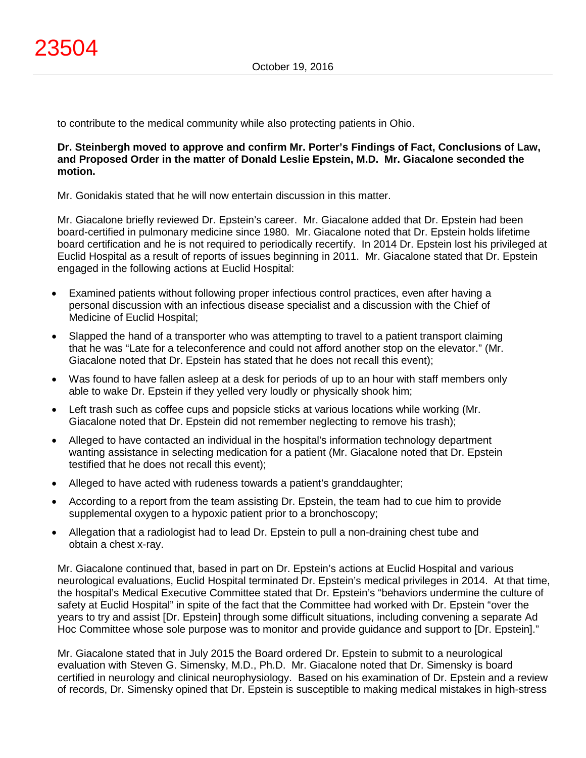to contribute to the medical community while also protecting patients in Ohio.

**Dr. Steinbergh moved to approve and confirm Mr. Porter's Findings of Fact, Conclusions of Law, and Proposed Order in the matter of Donald Leslie Epstein, M.D. Mr. Giacalone seconded the motion.**

Mr. Gonidakis stated that he will now entertain discussion in this matter.

Mr. Giacalone briefly reviewed Dr. Epstein's career. Mr. Giacalone added that Dr. Epstein had been board-certified in pulmonary medicine since 1980. Mr. Giacalone noted that Dr. Epstein holds lifetime board certification and he is not required to periodically recertify. In 2014 Dr. Epstein lost his privileged at Euclid Hospital as a result of reports of issues beginning in 2011. Mr. Giacalone stated that Dr. Epstein engaged in the following actions at Euclid Hospital:

- Examined patients without following proper infectious control practices, even after having a personal discussion with an infectious disease specialist and a discussion with the Chief of Medicine of Euclid Hospital;
- Slapped the hand of a transporter who was attempting to travel to a patient transport claiming that he was "Late for a teleconference and could not afford another stop on the elevator." (Mr. Giacalone noted that Dr. Epstein has stated that he does not recall this event);
- Was found to have fallen asleep at a desk for periods of up to an hour with staff members only able to wake Dr. Epstein if they yelled very loudly or physically shook him;
- Left trash such as coffee cups and popsicle sticks at various locations while working (Mr. Giacalone noted that Dr. Epstein did not remember neglecting to remove his trash);
- Alleged to have contacted an individual in the hospital's information technology department wanting assistance in selecting medication for a patient (Mr. Giacalone noted that Dr. Epstein testified that he does not recall this event);
- Alleged to have acted with rudeness towards a patient's granddaughter;
- According to a report from the team assisting Dr. Epstein, the team had to cue him to provide supplemental oxygen to a hypoxic patient prior to a bronchoscopy;
- Allegation that a radiologist had to lead Dr. Epstein to pull a non-draining chest tube and obtain a chest x-ray.

Mr. Giacalone continued that, based in part on Dr. Epstein's actions at Euclid Hospital and various neurological evaluations, Euclid Hospital terminated Dr. Epstein's medical privileges in 2014. At that time, the hospital's Medical Executive Committee stated that Dr. Epstein's "behaviors undermine the culture of safety at Euclid Hospital" in spite of the fact that the Committee had worked with Dr. Epstein "over the years to try and assist [Dr. Epstein] through some difficult situations, including convening a separate Ad Hoc Committee whose sole purpose was to monitor and provide guidance and support to [Dr. Epstein]."

Mr. Giacalone stated that in July 2015 the Board ordered Dr. Epstein to submit to a neurological evaluation with Steven G. Simensky, M.D., Ph.D. Mr. Giacalone noted that Dr. Simensky is board certified in neurology and clinical neurophysiology. Based on his examination of Dr. Epstein and a review of records, Dr. Simensky opined that Dr. Epstein is susceptible to making medical mistakes in high-stress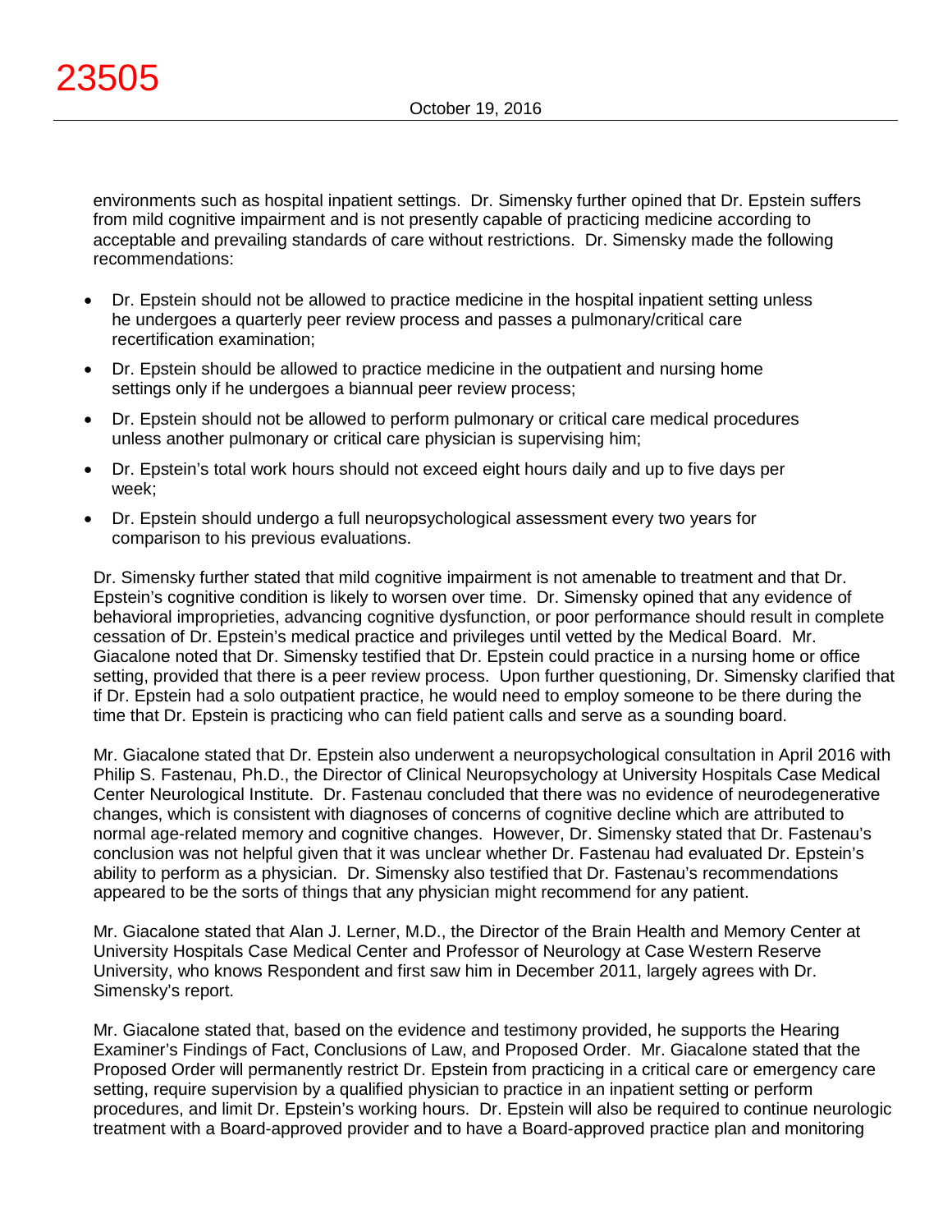environments such as hospital inpatient settings. Dr. Simensky further opined that Dr. Epstein suffers from mild cognitive impairment and is not presently capable of practicing medicine according to acceptable and prevailing standards of care without restrictions. Dr. Simensky made the following recommendations:

- Dr. Epstein should not be allowed to practice medicine in the hospital inpatient setting unless he undergoes a quarterly peer review process and passes a pulmonary/critical care recertification examination;
- Dr. Epstein should be allowed to practice medicine in the outpatient and nursing home settings only if he undergoes a biannual peer review process;
- Dr. Epstein should not be allowed to perform pulmonary or critical care medical procedures unless another pulmonary or critical care physician is supervising him;
- Dr. Epstein's total work hours should not exceed eight hours daily and up to five days per week;
- Dr. Epstein should undergo a full neuropsychological assessment every two years for comparison to his previous evaluations.

Dr. Simensky further stated that mild cognitive impairment is not amenable to treatment and that Dr. Epstein's cognitive condition is likely to worsen over time. Dr. Simensky opined that any evidence of behavioral improprieties, advancing cognitive dysfunction, or poor performance should result in complete cessation of Dr. Epstein's medical practice and privileges until vetted by the Medical Board. Mr. Giacalone noted that Dr. Simensky testified that Dr. Epstein could practice in a nursing home or office setting, provided that there is a peer review process. Upon further questioning, Dr. Simensky clarified that if Dr. Epstein had a solo outpatient practice, he would need to employ someone to be there during the time that Dr. Epstein is practicing who can field patient calls and serve as a sounding board.

Mr. Giacalone stated that Dr. Epstein also underwent a neuropsychological consultation in April 2016 with Philip S. Fastenau, Ph.D., the Director of Clinical Neuropsychology at University Hospitals Case Medical Center Neurological Institute. Dr. Fastenau concluded that there was no evidence of neurodegenerative changes, which is consistent with diagnoses of concerns of cognitive decline which are attributed to normal age-related memory and cognitive changes. However, Dr. Simensky stated that Dr. Fastenau's conclusion was not helpful given that it was unclear whether Dr. Fastenau had evaluated Dr. Epstein's ability to perform as a physician. Dr. Simensky also testified that Dr. Fastenau's recommendations appeared to be the sorts of things that any physician might recommend for any patient.

Mr. Giacalone stated that Alan J. Lerner, M.D., the Director of the Brain Health and Memory Center at University Hospitals Case Medical Center and Professor of Neurology at Case Western Reserve University, who knows Respondent and first saw him in December 2011, largely agrees with Dr. Simensky's report.

Mr. Giacalone stated that, based on the evidence and testimony provided, he supports the Hearing Examiner's Findings of Fact, Conclusions of Law, and Proposed Order. Mr. Giacalone stated that the Proposed Order will permanently restrict Dr. Epstein from practicing in a critical care or emergency care setting, require supervision by a qualified physician to practice in an inpatient setting or perform procedures, and limit Dr. Epstein's working hours. Dr. Epstein will also be required to continue neurologic treatment with a Board-approved provider and to have a Board-approved practice plan and monitoring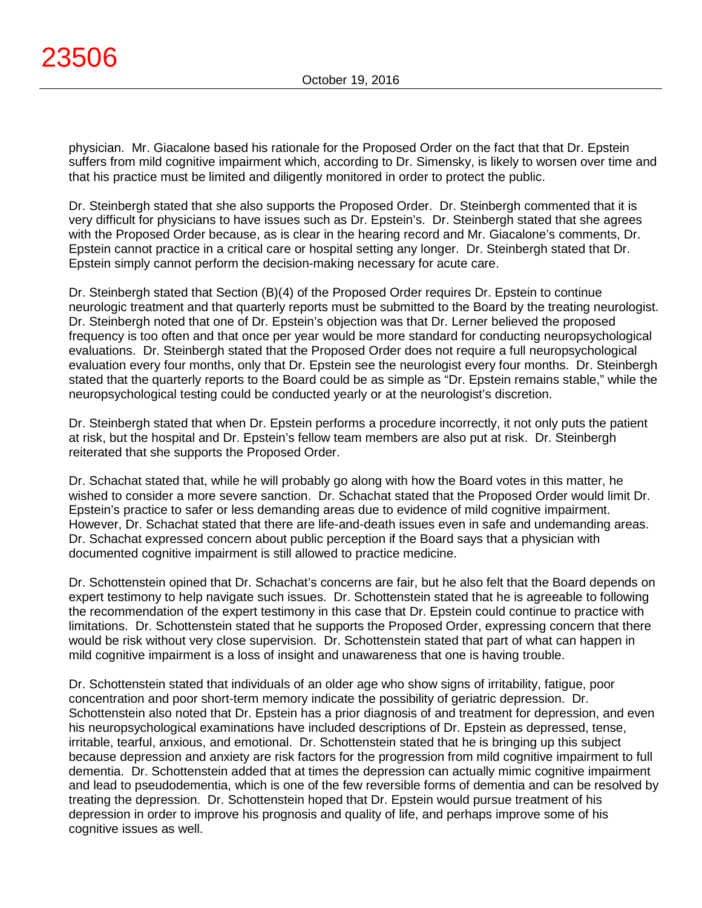physician. Mr. Giacalone based his rationale for the Proposed Order on the fact that that Dr. Epstein suffers from mild cognitive impairment which, according to Dr. Simensky, is likely to worsen over time and that his practice must be limited and diligently monitored in order to protect the public.

Dr. Steinbergh stated that she also supports the Proposed Order. Dr. Steinbergh commented that it is very difficult for physicians to have issues such as Dr. Epstein's. Dr. Steinbergh stated that she agrees with the Proposed Order because, as is clear in the hearing record and Mr. Giacalone's comments, Dr. Epstein cannot practice in a critical care or hospital setting any longer. Dr. Steinbergh stated that Dr. Epstein simply cannot perform the decision-making necessary for acute care.

Dr. Steinbergh stated that Section (B)(4) of the Proposed Order requires Dr. Epstein to continue neurologic treatment and that quarterly reports must be submitted to the Board by the treating neurologist. Dr. Steinbergh noted that one of Dr. Epstein's objection was that Dr. Lerner believed the proposed frequency is too often and that once per year would be more standard for conducting neuropsychological evaluations. Dr. Steinbergh stated that the Proposed Order does not require a full neuropsychological evaluation every four months, only that Dr. Epstein see the neurologist every four months. Dr. Steinbergh stated that the quarterly reports to the Board could be as simple as "Dr. Epstein remains stable," while the neuropsychological testing could be conducted yearly or at the neurologist's discretion.

Dr. Steinbergh stated that when Dr. Epstein performs a procedure incorrectly, it not only puts the patient at risk, but the hospital and Dr. Epstein's fellow team members are also put at risk. Dr. Steinbergh reiterated that she supports the Proposed Order.

Dr. Schachat stated that, while he will probably go along with how the Board votes in this matter, he wished to consider a more severe sanction. Dr. Schachat stated that the Proposed Order would limit Dr. Epstein's practice to safer or less demanding areas due to evidence of mild cognitive impairment. However, Dr. Schachat stated that there are life-and-death issues even in safe and undemanding areas. Dr. Schachat expressed concern about public perception if the Board says that a physician with documented cognitive impairment is still allowed to practice medicine.

Dr. Schottenstein opined that Dr. Schachat's concerns are fair, but he also felt that the Board depends on expert testimony to help navigate such issues. Dr. Schottenstein stated that he is agreeable to following the recommendation of the expert testimony in this case that Dr. Epstein could continue to practice with limitations. Dr. Schottenstein stated that he supports the Proposed Order, expressing concern that there would be risk without very close supervision. Dr. Schottenstein stated that part of what can happen in mild cognitive impairment is a loss of insight and unawareness that one is having trouble.

Dr. Schottenstein stated that individuals of an older age who show signs of irritability, fatigue, poor concentration and poor short-term memory indicate the possibility of geriatric depression. Dr. Schottenstein also noted that Dr. Epstein has a prior diagnosis of and treatment for depression, and even his neuropsychological examinations have included descriptions of Dr. Epstein as depressed, tense, irritable, tearful, anxious, and emotional. Dr. Schottenstein stated that he is bringing up this subject because depression and anxiety are risk factors for the progression from mild cognitive impairment to full dementia. Dr. Schottenstein added that at times the depression can actually mimic cognitive impairment and lead to pseudodementia, which is one of the few reversible forms of dementia and can be resolved by treating the depression. Dr. Schottenstein hoped that Dr. Epstein would pursue treatment of his depression in order to improve his prognosis and quality of life, and perhaps improve some of his cognitive issues as well.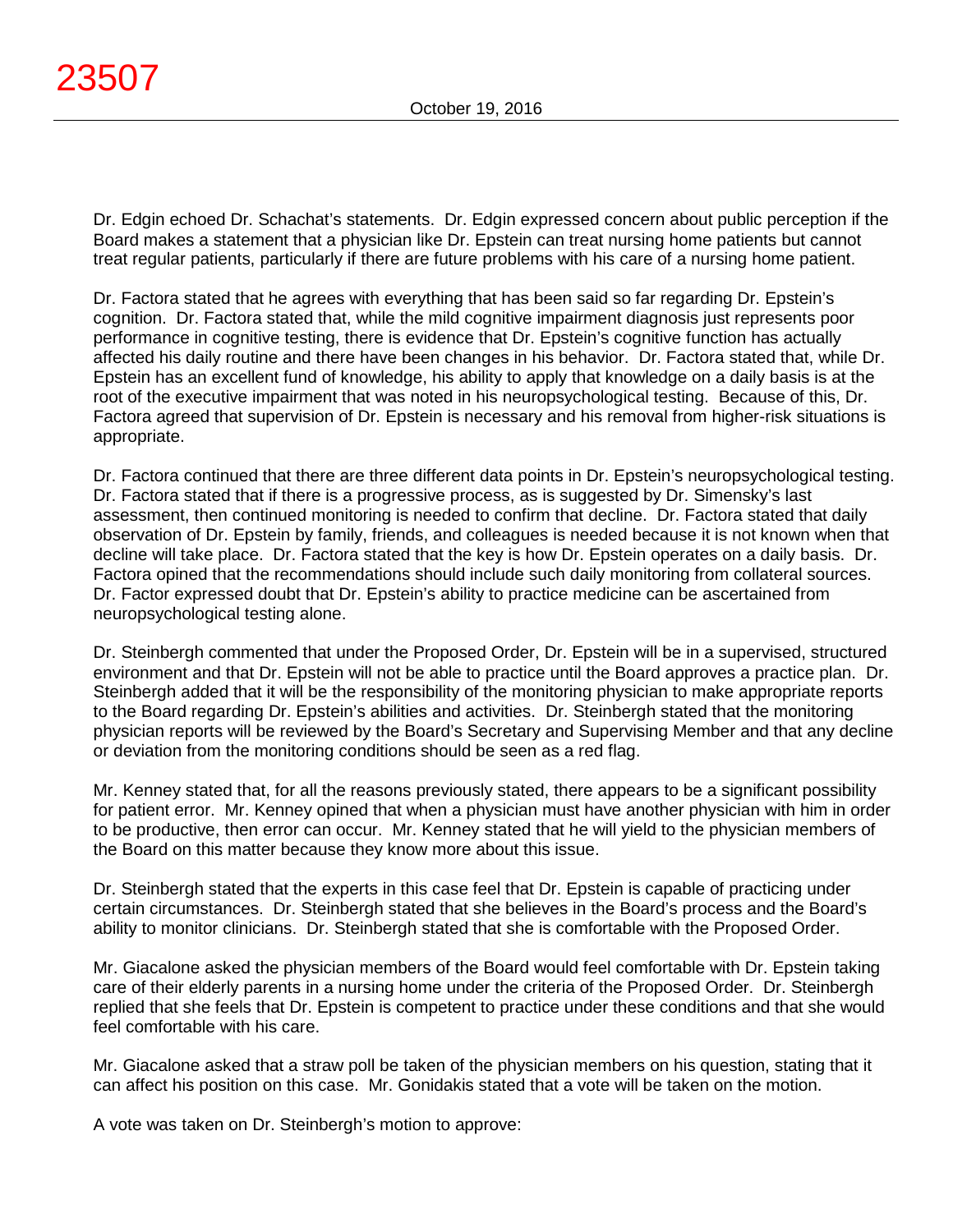Dr. Edgin echoed Dr. Schachat's statements. Dr. Edgin expressed concern about public perception if the Board makes a statement that a physician like Dr. Epstein can treat nursing home patients but cannot treat regular patients, particularly if there are future problems with his care of a nursing home patient.

Dr. Factora stated that he agrees with everything that has been said so far regarding Dr. Epstein's cognition. Dr. Factora stated that, while the mild cognitive impairment diagnosis just represents poor performance in cognitive testing, there is evidence that Dr. Epstein's cognitive function has actually affected his daily routine and there have been changes in his behavior. Dr. Factora stated that, while Dr. Epstein has an excellent fund of knowledge, his ability to apply that knowledge on a daily basis is at the root of the executive impairment that was noted in his neuropsychological testing. Because of this, Dr. Factora agreed that supervision of Dr. Epstein is necessary and his removal from higher-risk situations is appropriate.

Dr. Factora continued that there are three different data points in Dr. Epstein's neuropsychological testing. Dr. Factora stated that if there is a progressive process, as is suggested by Dr. Simensky's last assessment, then continued monitoring is needed to confirm that decline. Dr. Factora stated that daily observation of Dr. Epstein by family, friends, and colleagues is needed because it is not known when that decline will take place. Dr. Factora stated that the key is how Dr. Epstein operates on a daily basis. Dr. Factora opined that the recommendations should include such daily monitoring from collateral sources. Dr. Factor expressed doubt that Dr. Epstein's ability to practice medicine can be ascertained from neuropsychological testing alone.

Dr. Steinbergh commented that under the Proposed Order, Dr. Epstein will be in a supervised, structured environment and that Dr. Epstein will not be able to practice until the Board approves a practice plan. Dr. Steinbergh added that it will be the responsibility of the monitoring physician to make appropriate reports to the Board regarding Dr. Epstein's abilities and activities. Dr. Steinbergh stated that the monitoring physician reports will be reviewed by the Board's Secretary and Supervising Member and that any decline or deviation from the monitoring conditions should be seen as a red flag.

Mr. Kenney stated that, for all the reasons previously stated, there appears to be a significant possibility for patient error. Mr. Kenney opined that when a physician must have another physician with him in order to be productive, then error can occur. Mr. Kenney stated that he will yield to the physician members of the Board on this matter because they know more about this issue.

Dr. Steinbergh stated that the experts in this case feel that Dr. Epstein is capable of practicing under certain circumstances. Dr. Steinbergh stated that she believes in the Board's process and the Board's ability to monitor clinicians. Dr. Steinbergh stated that she is comfortable with the Proposed Order.

Mr. Giacalone asked the physician members of the Board would feel comfortable with Dr. Epstein taking care of their elderly parents in a nursing home under the criteria of the Proposed Order. Dr. Steinbergh replied that she feels that Dr. Epstein is competent to practice under these conditions and that she would feel comfortable with his care.

Mr. Giacalone asked that a straw poll be taken of the physician members on his question, stating that it can affect his position on this case. Mr. Gonidakis stated that a vote will be taken on the motion.

A vote was taken on Dr. Steinbergh's motion to approve: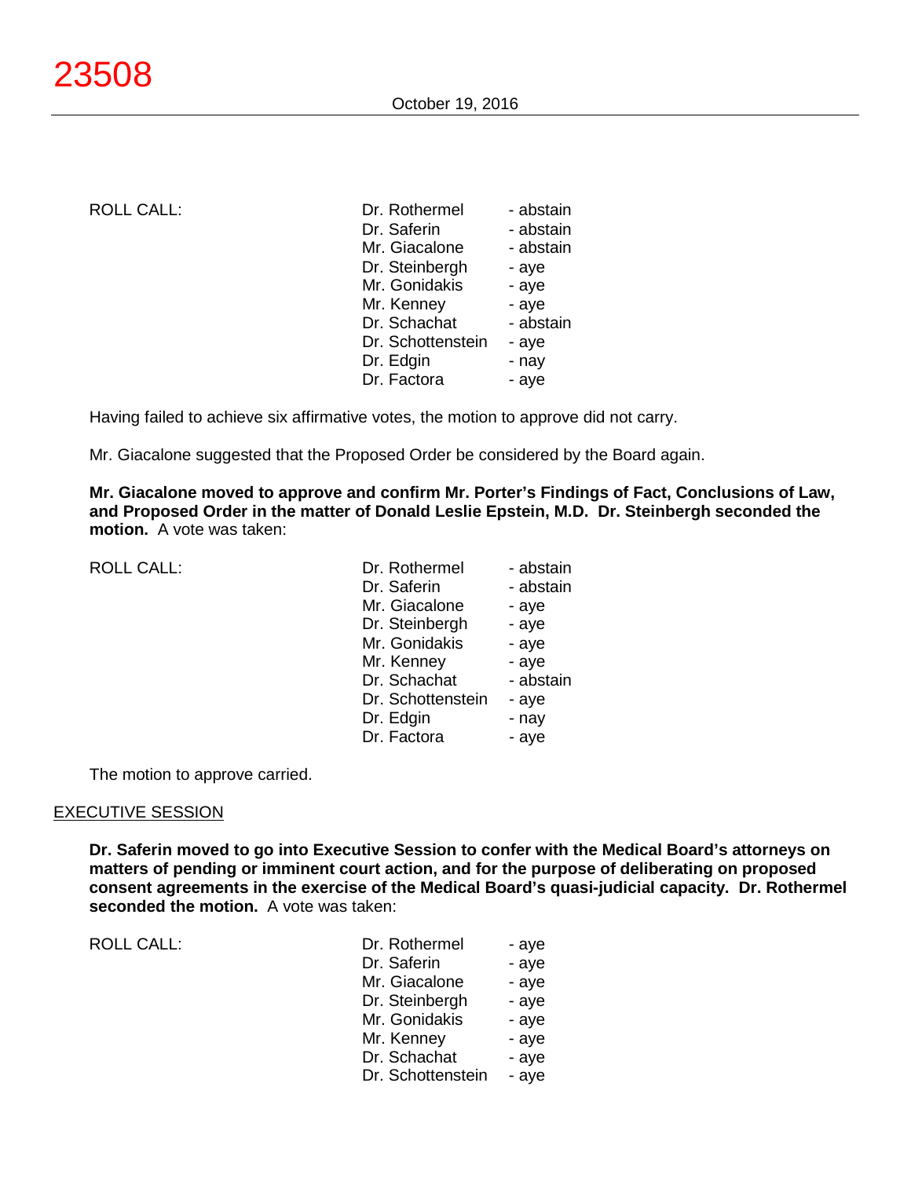ROLL CALL:

| | |
|---|---|
| Dr. Rothermel | - abstain |
| Dr. Saferin | - abstain |
| Mr. Giacalone | - abstain |
| Dr. Steinbergh | - aye |
| Mr. Gonidakis | - aye |
| Mr. Kenney | - aye |
| Dr. Schachat | - abstain |
| Dr. Schottenstein | - aye |
| Dr. Edgin | - nay |
| Dr. Factora | - aye |

Having failed to achieve six affirmative votes, the motion to approve did not carry.

Mr. Giacalone suggested that the Proposed Order be considered by the Board again.

**Mr. Giacalone moved to approve and confirm Mr. Porter's Findings of Fact, Conclusions of Law, and Proposed Order in the matter of Donald Leslie Epstein, M.D. Dr. Steinbergh seconded the motion.** A vote was taken:

ROLL CALL:

| | |
|---|---|
| Dr. Rothermel | - abstain |
| Dr. Saferin | - abstain |
| Mr. Giacalone | - aye |
| Dr. Steinbergh | - aye |
| Mr. Gonidakis | - aye |
| Mr. Kenney | - aye |
| Dr. Schachat | - abstain |
| Dr. Schottenstein | - aye |
| Dr. Edgin | - nay |
| Dr. Factora | - aye |

The motion to approve carried.

## EXECUTIVE SESSION

**Dr. Saferin moved to go into Executive Session to confer with the Medical Board's attorneys on matters of pending or imminent court action, and for the purpose of deliberating on proposed consent agreements in the exercise of the Medical Board's quasi-judicial capacity. Dr. Rothermel seconded the motion.** A vote was taken:

ROLL CALL:

| | |
|---|---|
| Dr. Rothermel | - aye |
| Dr. Saferin | - aye |
| Mr. Giacalone | - aye |
| Dr. Steinbergh | - aye |
| Mr. Gonidakis | - aye |
| Mr. Kenney | - aye |
| Dr. Schachat | - aye |
| Dr. Schottenstein | - aye |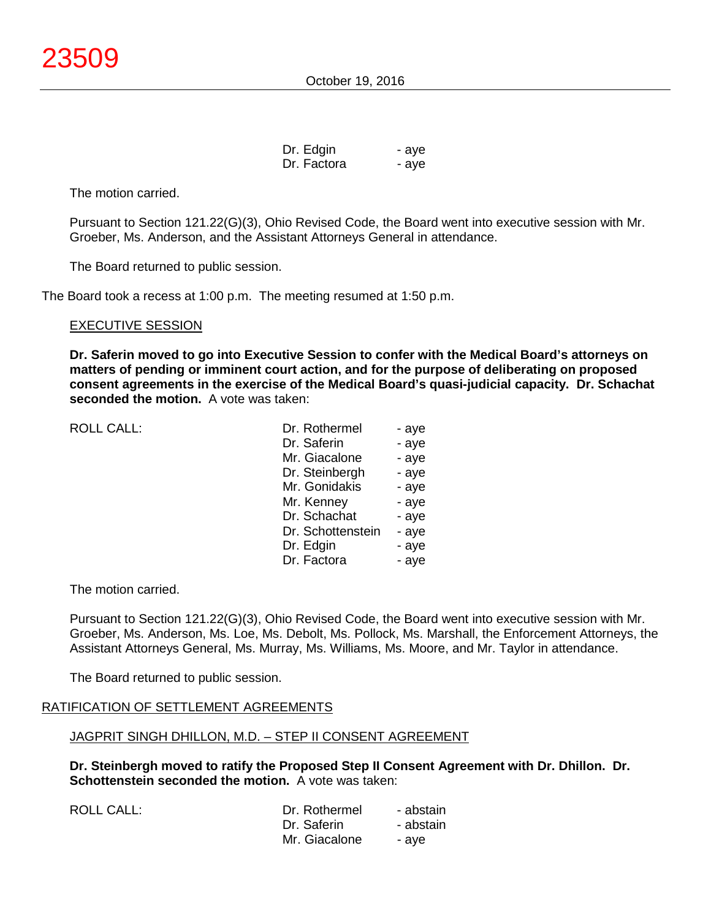| | | |
|---|---|---|
| | Dr. Edgin | - aye |
| | Dr. Factora | - aye |

The motion carried.

Pursuant to Section 121.22(G)(3), Ohio Revised Code, the Board went into executive session with Mr. Groeber, Ms. Anderson, and the Assistant Attorneys General in attendance.

The Board returned to public session.

The Board took a recess at 1:00 p.m. The meeting resumed at 1:50 p.m.

EXECUTIVE SESSION

**Dr. Saferin moved to go into Executive Session to confer with the Medical Board's attorneys on matters of pending or imminent court action, and for the purpose of deliberating on proposed consent agreements in the exercise of the Medical Board's quasi-judicial capacity. Dr. Schachat seconded the motion.** A vote was taken:

| | | |
|---|---|---|
| ROLL CALL: | Dr. Rothermel | - aye |
| | Dr. Saferin | - aye |
| | Mr. Giacalone | - aye |
| | Dr. Steinbergh | - aye |
| | Mr. Gonidakis | - aye |
| | Mr. Kenney | - aye |
| | Dr. Schachat | - aye |
| | Dr. Schottenstein | - aye |
| | Dr. Edgin | - aye |
| | Dr. Factora | - aye |

The motion carried.

Pursuant to Section 121.22(G)(3), Ohio Revised Code, the Board went into executive session with Mr. Groeber, Ms. Anderson, Ms. Loe, Ms. Debolt, Ms. Pollock, Ms. Marshall, the Enforcement Attorneys, the Assistant Attorneys General, Ms. Murray, Ms. Williams, Ms. Moore, and Mr. Taylor in attendance.

The Board returned to public session.

RATIFICATION OF SETTLEMENT AGREEMENTS

JAGPRIT SINGH DHILLON, M.D. – STEP II CONSENT AGREEMENT

**Dr. Steinbergh moved to ratify the Proposed Step II Consent Agreement with Dr. Dhillon. Dr. Schottenstein seconded the motion.** A vote was taken:

| | | |
|---|---|---|
| ROLL CALL: | Dr. Rothermel | - abstain |
| | Dr. Saferin | - abstain |
| | Mr. Giacalone | - aye |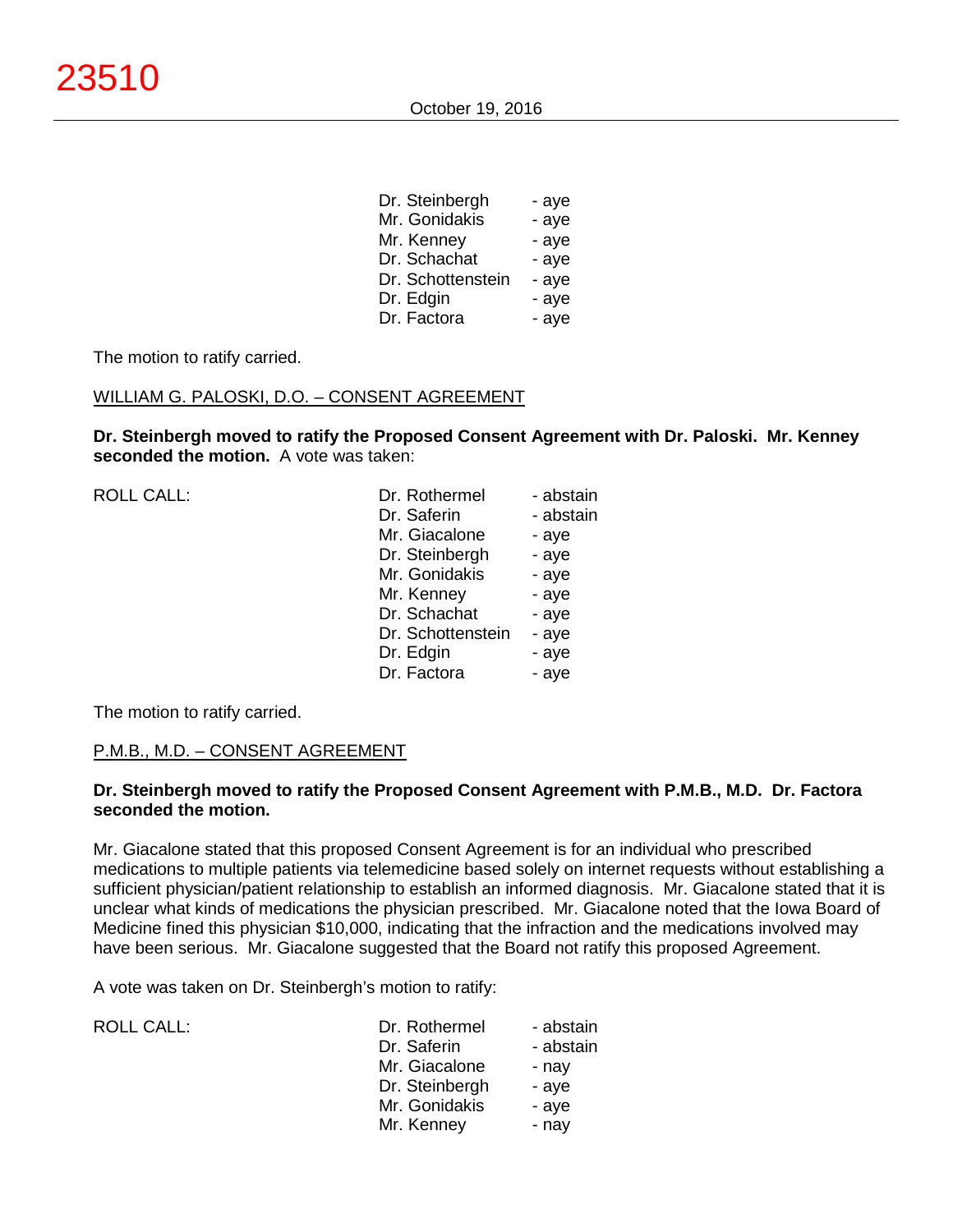| | | |
|---|---|---|
| | Dr. Steinbergh | - aye |
| | Mr. Gonidakis | - aye |
| | Mr. Kenney | - aye |
| | Dr. Schachat | - aye |
| | Dr. Schottenstein | - aye |
| | Dr. Edgin | - aye |
| | Dr. Factora | - aye |

The motion to ratify carried.

WILLIAM G. PALOSKI, D.O. – CONSENT AGREEMENT

**Dr. Steinbergh moved to ratify the Proposed Consent Agreement with Dr. Paloski. Mr. Kenney seconded the motion.** A vote was taken:

| | | |
|---|---|---|
| ROLL CALL: | Dr. Rothermel | - abstain |
| | Dr. Saferin | - abstain |
| | Mr. Giacalone | - aye |
| | Dr. Steinbergh | - aye |
| | Mr. Gonidakis | - aye |
| | Mr. Kenney | - aye |
| | Dr. Schachat | - aye |
| | Dr. Schottenstein | - aye |
| | Dr. Edgin | - aye |
| | Dr. Factora | - aye |

The motion to ratify carried.

P.M.B., M.D. – CONSENT AGREEMENT

**Dr. Steinbergh moved to ratify the Proposed Consent Agreement with P.M.B., M.D. Dr. Factora seconded the motion.**

Mr. Giacalone stated that this proposed Consent Agreement is for an individual who prescribed medications to multiple patients via telemedicine based solely on internet requests without establishing a sufficient physician/patient relationship to establish an informed diagnosis. Mr. Giacalone stated that it is unclear what kinds of medications the physician prescribed. Mr. Giacalone noted that the Iowa Board of Medicine fined this physician $10,000, indicating that the infraction and the medications involved may have been serious. Mr. Giacalone suggested that the Board not ratify this proposed Agreement.

A vote was taken on Dr. Steinbergh's motion to ratify:

| | | |
|---|---|---|
| ROLL CALL: | Dr. Rothermel | - abstain |
| | Dr. Saferin | - abstain |
| | Mr. Giacalone | - nay |
| | Dr. Steinbergh | - aye |
| | Mr. Gonidakis | - aye |
| | Mr. Kenney | - nay |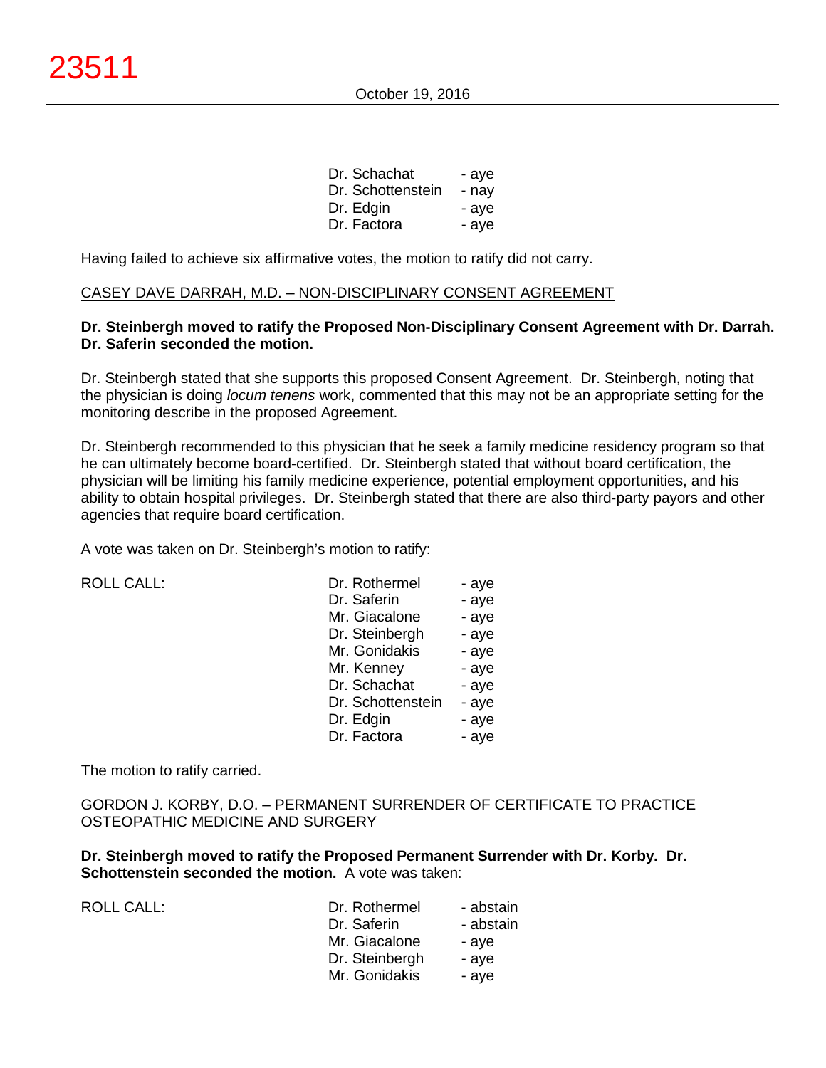| | |
|---|---|
| Dr. Schachat | - aye |
| Dr. Schottenstein | - nay |
| Dr. Edgin | - aye |
| Dr. Factora | - aye |

Having failed to achieve six affirmative votes, the motion to ratify did not carry.

CASEY DAVE DARRAH, M.D. – NON-DISCIPLINARY CONSENT AGREEMENT

**Dr. Steinbergh moved to ratify the Proposed Non-Disciplinary Consent Agreement with Dr. Darrah. Dr. Saferin seconded the motion.**

Dr. Steinbergh stated that she supports this proposed Consent Agreement. Dr. Steinbergh, noting that the physician is doing *locum tenens* work, commented that this may not be an appropriate setting for the monitoring describe in the proposed Agreement.

Dr. Steinbergh recommended to this physician that he seek a family medicine residency program so that he can ultimately become board-certified. Dr. Steinbergh stated that without board certification, the physician will be limiting his family medicine experience, potential employment opportunities, and his ability to obtain hospital privileges. Dr. Steinbergh stated that there are also third-party payors and other agencies that require board certification.

A vote was taken on Dr. Steinbergh's motion to ratify:

| ROLL CALL: | | |
|---|---|---|
| | Dr. Rothermel | - aye |
| | Dr. Saferin | - aye |
| | Mr. Giacalone | - aye |
| | Dr. Steinbergh | - aye |
| | Mr. Gonidakis | - aye |
| | Mr. Kenney | - aye |
| | Dr. Schachat | - aye |
| | Dr. Schottenstein | - aye |
| | Dr. Edgin | - aye |
| | Dr. Factora | - aye |

The motion to ratify carried.

GORDON J. KORBY, D.O. – PERMANENT SURRENDER OF CERTIFICATE TO PRACTICE OSTEOPATHIC MEDICINE AND SURGERY

**Dr. Steinbergh moved to ratify the Proposed Permanent Surrender with Dr. Korby. Dr. Schottenstein seconded the motion.** A vote was taken:

| ROLL CALL: | | |
|---|---|---|
| | Dr. Rothermel | - abstain |
| | Dr. Saferin | - abstain |
| | Mr. Giacalone | - aye |
| | Dr. Steinbergh | - aye |
| | Mr. Gonidakis | - aye |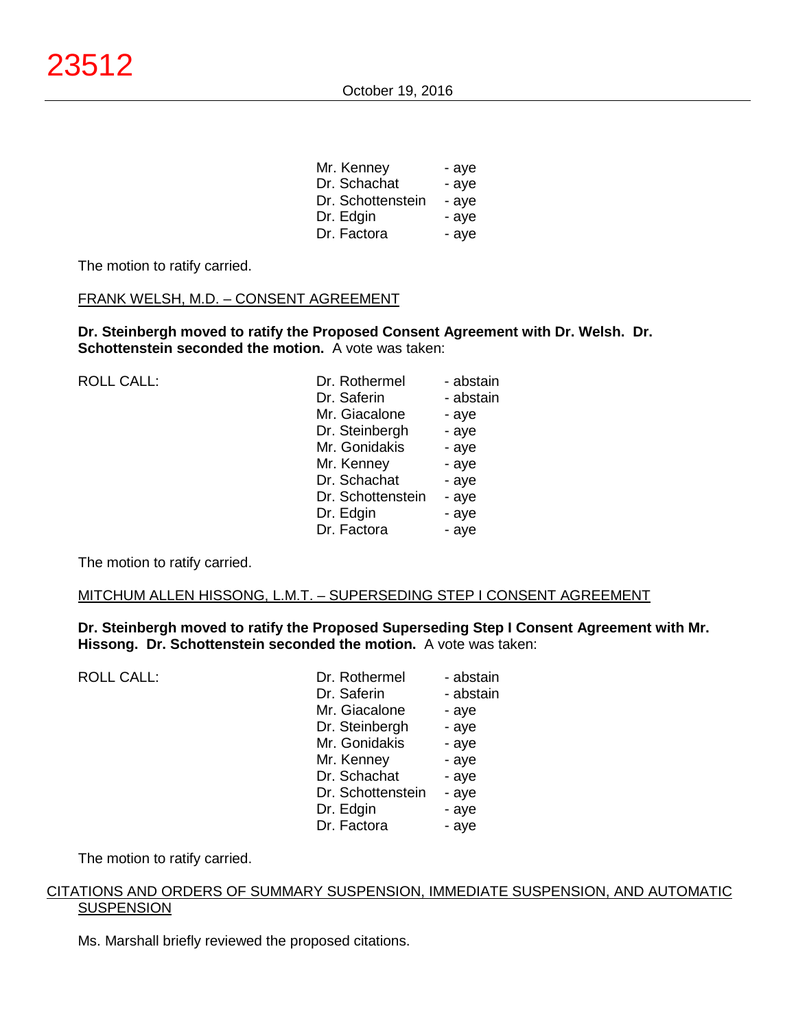| | |
|---|---|
| Mr. Kenney | - aye |
| Dr. Schachat | - aye |
| Dr. Schottenstein | - aye |
| Dr. Edgin | - aye |
| Dr. Factora | - aye |

The motion to ratify carried.

FRANK WELSH, M.D. – CONSENT AGREEMENT

**Dr. Steinbergh moved to ratify the Proposed Consent Agreement with Dr. Welsh. Dr. Schottenstein seconded the motion.** A vote was taken:

| ROLL CALL: | | |
|---|---|---|
| | Dr. Rothermel | - abstain |
| | Dr. Saferin | - abstain |
| | Mr. Giacalone | - aye |
| | Dr. Steinbergh | - aye |
| | Mr. Gonidakis | - aye |
| | Mr. Kenney | - aye |
| | Dr. Schachat | - aye |
| | Dr. Schottenstein | - aye |
| | Dr. Edgin | - aye |
| | Dr. Factora | - aye |

The motion to ratify carried.

MITCHUM ALLEN HISSONG, L.M.T. – SUPERSEDING STEP I CONSENT AGREEMENT

**Dr. Steinbergh moved to ratify the Proposed Superseding Step I Consent Agreement with Mr. Hissong. Dr. Schottenstein seconded the motion.** A vote was taken:

| ROLL CALL: | | |
|---|---|---|
| | Dr. Rothermel | - abstain |
| | Dr. Saferin | - abstain |
| | Mr. Giacalone | - aye |
| | Dr. Steinbergh | - aye |
| | Mr. Gonidakis | - aye |
| | Mr. Kenney | - aye |
| | Dr. Schachat | - aye |
| | Dr. Schottenstein | - aye |
| | Dr. Edgin | - aye |
| | Dr. Factora | - aye |

The motion to ratify carried.

CITATIONS AND ORDERS OF SUMMARY SUSPENSION, IMMEDIATE SUSPENSION, AND AUTOMATIC SUSPENSION

Ms. Marshall briefly reviewed the proposed citations.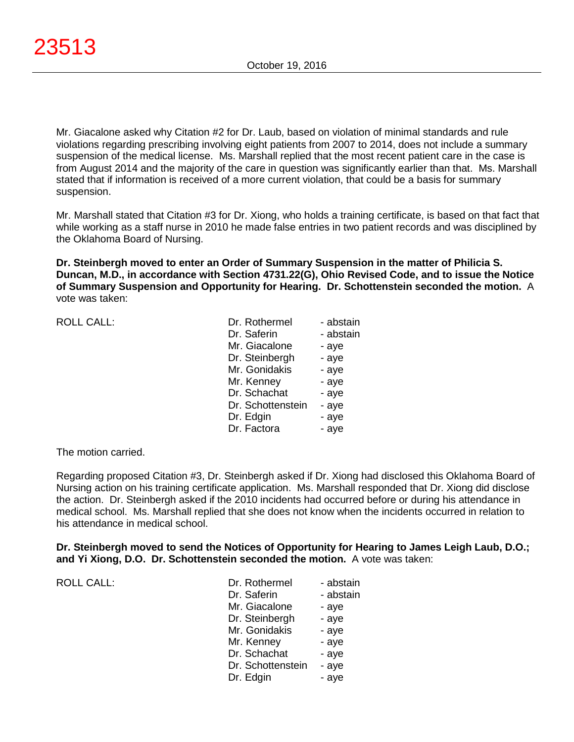Mr. Giacalone asked why Citation #2 for Dr. Laub, based on violation of minimal standards and rule violations regarding prescribing involving eight patients from 2007 to 2014, does not include a summary suspension of the medical license. Ms. Marshall replied that the most recent patient care in the case is from August 2014 and the majority of the care in question was significantly earlier than that. Ms. Marshall stated that if information is received of a more current violation, that could be a basis for summary suspension.

Mr. Marshall stated that Citation #3 for Dr. Xiong, who holds a training certificate, is based on that fact that while working as a staff nurse in 2010 he made false entries in two patient records and was disciplined by the Oklahoma Board of Nursing.

**Dr. Steinbergh moved to enter an Order of Summary Suspension in the matter of Philicia S. Duncan, M.D., in accordance with Section 4731.22(G), Ohio Revised Code, and to issue the Notice of Summary Suspension and Opportunity for Hearing. Dr. Schottenstein seconded the motion.** A vote was taken:

| ROLL CALL: | Dr. Rothermel | - abstain |
|---|---|---|
| | Dr. Saferin | - abstain |
| | Mr. Giacalone | - aye |
| | Dr. Steinbergh | - aye |
| | Mr. Gonidakis | - aye |
| | Mr. Kenney | - aye |
| | Dr. Schachat | - aye |
| | Dr. Schottenstein | - aye |
| | Dr. Edgin | - aye |
| | Dr. Factora | - aye |

The motion carried.

Regarding proposed Citation #3, Dr. Steinbergh asked if Dr. Xiong had disclosed this Oklahoma Board of Nursing action on his training certificate application. Ms. Marshall responded that Dr. Xiong did disclose the action. Dr. Steinbergh asked if the 2010 incidents had occurred before or during his attendance in medical school. Ms. Marshall replied that she does not know when the incidents occurred in relation to his attendance in medical school.

**Dr. Steinbergh moved to send the Notices of Opportunity for Hearing to James Leigh Laub, D.O.; and Yi Xiong, D.O. Dr. Schottenstein seconded the motion.** A vote was taken:

| ROLL CALL: | Dr. Rothermel | - abstain |
|---|---|---|
| | Dr. Saferin | - abstain |
| | Mr. Giacalone | - aye |
| | Dr. Steinbergh | - aye |
| | Mr. Gonidakis | - aye |
| | Mr. Kenney | - aye |
| | Dr. Schachat | - aye |
| | Dr. Schottenstein | - aye |
| | Dr. Edgin | - aye |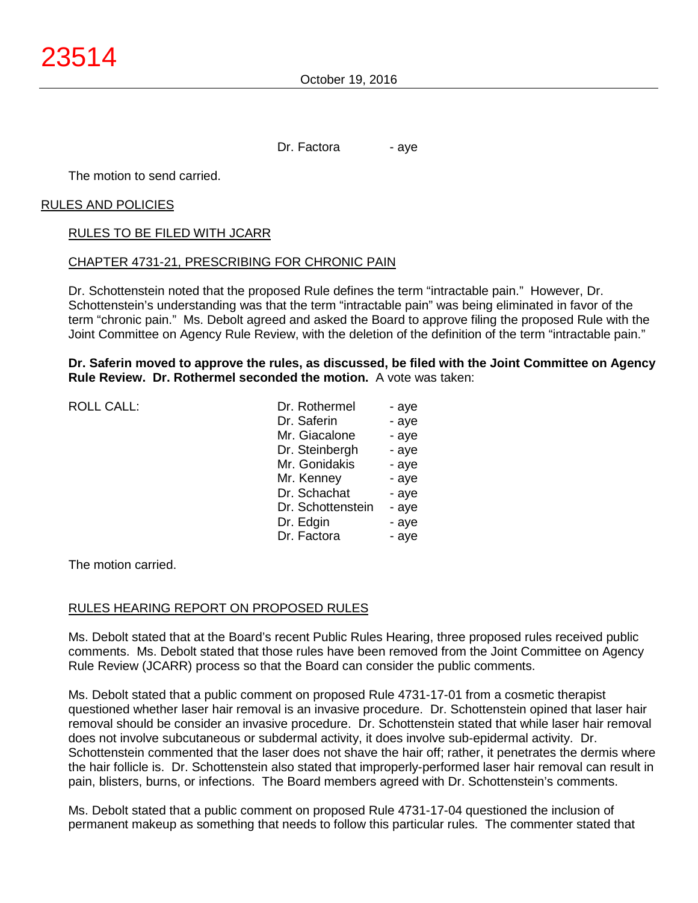Dr. Factora - aye

The motion to send carried.

## RULES AND POLICIES

### RULES TO BE FILED WITH JCARR

### CHAPTER 4731-21, PRESCRIBING FOR CHRONIC PAIN

Dr. Schottenstein noted that the proposed Rule defines the term "intractable pain." However, Dr. Schottenstein's understanding was that the term "intractable pain" was being eliminated in favor of the term "chronic pain." Ms. Debolt agreed and asked the Board to approve filing the proposed Rule with the Joint Committee on Agency Rule Review, with the deletion of the definition of the term "intractable pain."

**Dr. Saferin moved to approve the rules, as discussed, be filed with the Joint Committee on Agency Rule Review. Dr. Rothermel seconded the motion.** A vote was taken:

| ROLL CALL: | | |
|---|---|---|
| | Dr. Rothermel | - aye |
| | Dr. Saferin | - aye |
| | Mr. Giacalone | - aye |
| | Dr. Steinbergh | - aye |
| | Mr. Gonidakis | - aye |
| | Mr. Kenney | - aye |
| | Dr. Schachat | - aye |
| | Dr. Schottenstein | - aye |
| | Dr. Edgin | - aye |
| | Dr. Factora | - aye |

The motion carried.

### RULES HEARING REPORT ON PROPOSED RULES

Ms. Debolt stated that at the Board's recent Public Rules Hearing, three proposed rules received public comments. Ms. Debolt stated that those rules have been removed from the Joint Committee on Agency Rule Review (JCARR) process so that the Board can consider the public comments.

Ms. Debolt stated that a public comment on proposed Rule 4731-17-01 from a cosmetic therapist questioned whether laser hair removal is an invasive procedure. Dr. Schottenstein opined that laser hair removal should be consider an invasive procedure. Dr. Schottenstein stated that while laser hair removal does not involve subcutaneous or subdermal activity, it does involve sub-epidermal activity. Dr. Schottenstein commented that the laser does not shave the hair off; rather, it penetrates the dermis where the hair follicle is. Dr. Schottenstein also stated that improperly-performed laser hair removal can result in pain, blisters, burns, or infections. The Board members agreed with Dr. Schottenstein's comments.

Ms. Debolt stated that a public comment on proposed Rule 4731-17-04 questioned the inclusion of permanent makeup as something that needs to follow this particular rules. The commenter stated that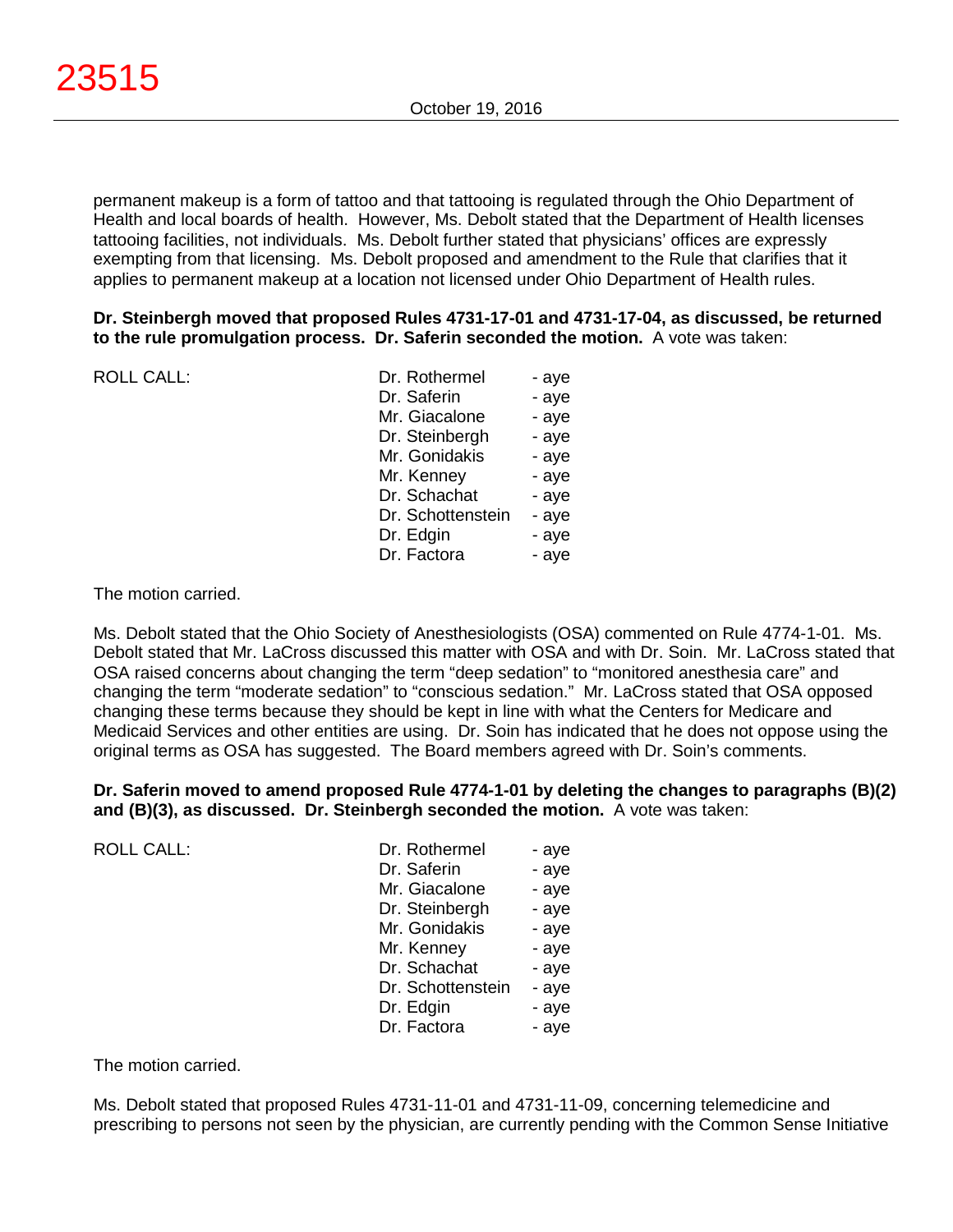permanent makeup is a form of tattoo and that tattooing is regulated through the Ohio Department of Health and local boards of health. However, Ms. Debolt stated that the Department of Health licenses tattooing facilities, not individuals. Ms. Debolt further stated that physicians' offices are expressly exempting from that licensing. Ms. Debolt proposed and amendment to the Rule that clarifies that it applies to permanent makeup at a location not licensed under Ohio Department of Health rules.

**Dr. Steinbergh moved that proposed Rules 4731-17-01 and 4731-17-04, as discussed, be returned to the rule promulgation process. Dr. Saferin seconded the motion.** A vote was taken:

| ROLL CALL: | | |
|---|---|---|
| | Dr. Rothermel | - aye |
| | Dr. Saferin | - aye |
| | Mr. Giacalone | - aye |
| | Dr. Steinbergh | - aye |
| | Mr. Gonidakis | - aye |
| | Mr. Kenney | - aye |
| | Dr. Schachat | - aye |
| | Dr. Schottenstein | - aye |
| | Dr. Edgin | - aye |
| | Dr. Factora | - aye |

The motion carried.

Ms. Debolt stated that the Ohio Society of Anesthesiologists (OSA) commented on Rule 4774-1-01. Ms. Debolt stated that Mr. LaCross discussed this matter with OSA and with Dr. Soin. Mr. LaCross stated that OSA raised concerns about changing the term "deep sedation" to "monitored anesthesia care" and changing the term "moderate sedation" to "conscious sedation." Mr. LaCross stated that OSA opposed changing these terms because they should be kept in line with what the Centers for Medicare and Medicaid Services and other entities are using. Dr. Soin has indicated that he does not oppose using the original terms as OSA has suggested. The Board members agreed with Dr. Soin's comments.

**Dr. Saferin moved to amend proposed Rule 4774-1-01 by deleting the changes to paragraphs (B)(2) and (B)(3), as discussed. Dr. Steinbergh seconded the motion.** A vote was taken:

| ROLL CALL: | | |
|---|---|---|
| | Dr. Rothermel | - aye |
| | Dr. Saferin | - aye |
| | Mr. Giacalone | - aye |
| | Dr. Steinbergh | - aye |
| | Mr. Gonidakis | - aye |
| | Mr. Kenney | - aye |
| | Dr. Schachat | - aye |
| | Dr. Schottenstein | - aye |
| | Dr. Edgin | - aye |
| | Dr. Factora | - aye |

The motion carried.

Ms. Debolt stated that proposed Rules 4731-11-01 and 4731-11-09, concerning telemedicine and prescribing to persons not seen by the physician, are currently pending with the Common Sense Initiative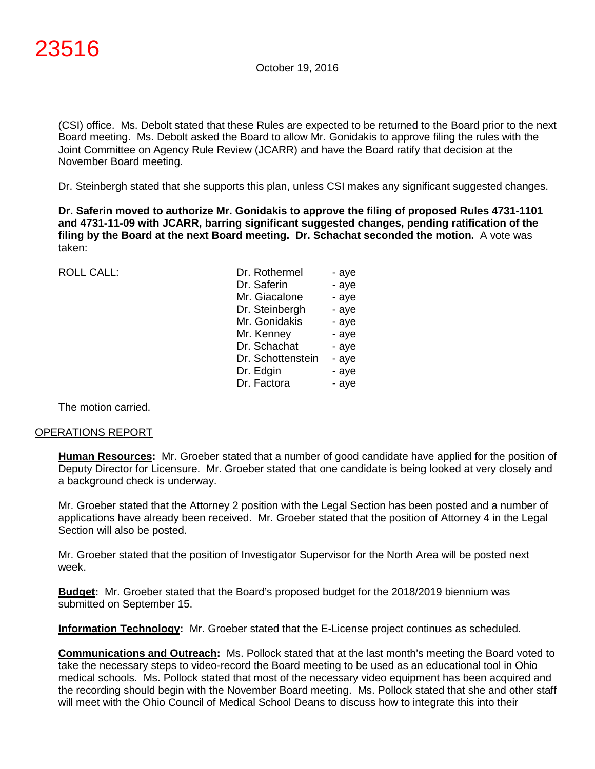(CSI) office. Ms. Debolt stated that these Rules are expected to be returned to the Board prior to the next Board meeting. Ms. Debolt asked the Board to allow Mr. Gonidakis to approve filing the rules with the Joint Committee on Agency Rule Review (JCARR) and have the Board ratify that decision at the November Board meeting.

Dr. Steinbergh stated that she supports this plan, unless CSI makes any significant suggested changes.

**Dr. Saferin moved to authorize Mr. Gonidakis to approve the filing of proposed Rules 4731-1101 and 4731-11-09 with JCARR, barring significant suggested changes, pending ratification of the filing by the Board at the next Board meeting. Dr. Schachat seconded the motion.** A vote was taken:

| ROLL CALL: | | |
|---|---|---|
| | Dr. Rothermel | - aye |
| | Dr. Saferin | - aye |
| | Mr. Giacalone | - aye |
| | Dr. Steinbergh | - aye |
| | Mr. Gonidakis | - aye |
| | Mr. Kenney | - aye |
| | Dr. Schachat | - aye |
| | Dr. Schottenstein | - aye |
| | Dr. Edgin | - aye |
| | Dr. Factora | - aye |

The motion carried.

## OPERATIONS REPORT

**Human Resources:** Mr. Groeber stated that a number of good candidate have applied for the position of Deputy Director for Licensure. Mr. Groeber stated that one candidate is being looked at very closely and a background check is underway.

Mr. Groeber stated that the Attorney 2 position with the Legal Section has been posted and a number of applications have already been received. Mr. Groeber stated that the position of Attorney 4 in the Legal Section will also be posted.

Mr. Groeber stated that the position of Investigator Supervisor for the North Area will be posted next week.

**Budget:** Mr. Groeber stated that the Board's proposed budget for the 2018/2019 biennium was submitted on September 15.

**Information Technology:** Mr. Groeber stated that the E-License project continues as scheduled.

**Communications and Outreach:** Ms. Pollock stated that at the last month's meeting the Board voted to take the necessary steps to video-record the Board meeting to be used as an educational tool in Ohio medical schools. Ms. Pollock stated that most of the necessary video equipment has been acquired and the recording should begin with the November Board meeting. Ms. Pollock stated that she and other staff will meet with the Ohio Council of Medical School Deans to discuss how to integrate this into their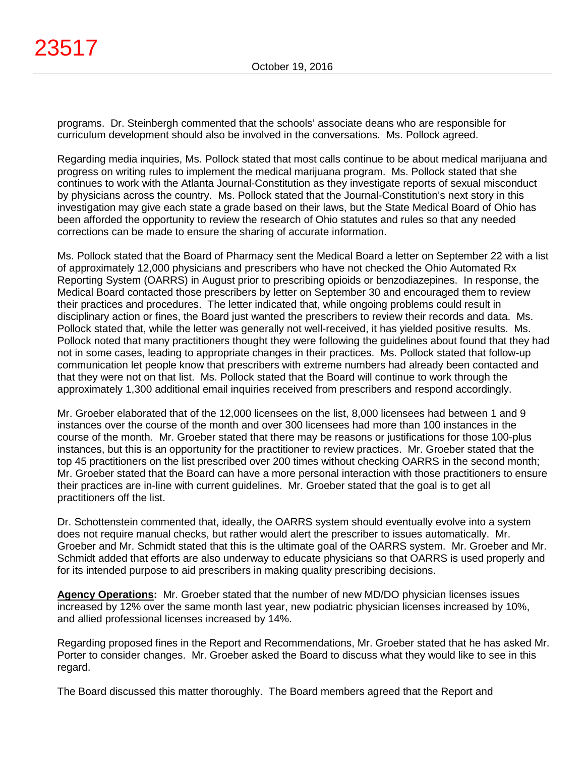programs. Dr. Steinbergh commented that the schools' associate deans who are responsible for curriculum development should also be involved in the conversations. Ms. Pollock agreed.

Regarding media inquiries, Ms. Pollock stated that most calls continue to be about medical marijuana and progress on writing rules to implement the medical marijuana program. Ms. Pollock stated that she continues to work with the Atlanta Journal-Constitution as they investigate reports of sexual misconduct by physicians across the country. Ms. Pollock stated that the Journal-Constitution's next story in this investigation may give each state a grade based on their laws, but the State Medical Board of Ohio has been afforded the opportunity to review the research of Ohio statutes and rules so that any needed corrections can be made to ensure the sharing of accurate information.

Ms. Pollock stated that the Board of Pharmacy sent the Medical Board a letter on September 22 with a list of approximately 12,000 physicians and prescribers who have not checked the Ohio Automated Rx Reporting System (OARRS) in August prior to prescribing opioids or benzodiazepines. In response, the Medical Board contacted those prescribers by letter on September 30 and encouraged them to review their practices and procedures. The letter indicated that, while ongoing problems could result in disciplinary action or fines, the Board just wanted the prescribers to review their records and data. Ms. Pollock stated that, while the letter was generally not well-received, it has yielded positive results. Ms. Pollock noted that many practitioners thought they were following the guidelines about found that they had not in some cases, leading to appropriate changes in their practices. Ms. Pollock stated that follow-up communication let people know that prescribers with extreme numbers had already been contacted and that they were not on that list. Ms. Pollock stated that the Board will continue to work through the approximately 1,300 additional email inquiries received from prescribers and respond accordingly.

Mr. Groeber elaborated that of the 12,000 licensees on the list, 8,000 licensees had between 1 and 9 instances over the course of the month and over 300 licensees had more than 100 instances in the course of the month. Mr. Groeber stated that there may be reasons or justifications for those 100-plus instances, but this is an opportunity for the practitioner to review practices. Mr. Groeber stated that the top 45 practitioners on the list prescribed over 200 times without checking OARRS in the second month; Mr. Groeber stated that the Board can have a more personal interaction with those practitioners to ensure their practices are in-line with current guidelines. Mr. Groeber stated that the goal is to get all practitioners off the list.

Dr. Schottenstein commented that, ideally, the OARRS system should eventually evolve into a system does not require manual checks, but rather would alert the prescriber to issues automatically. Mr. Groeber and Mr. Schmidt stated that this is the ultimate goal of the OARRS system. Mr. Groeber and Mr. Schmidt added that efforts are also underway to educate physicians so that OARRS is used properly and for its intended purpose to aid prescribers in making quality prescribing decisions.

**Agency Operations:** Mr. Groeber stated that the number of new MD/DO physician licenses issues increased by 12% over the same month last year, new podiatric physician licenses increased by 10%, and allied professional licenses increased by 14%.

Regarding proposed fines in the Report and Recommendations, Mr. Groeber stated that he has asked Mr. Porter to consider changes. Mr. Groeber asked the Board to discuss what they would like to see in this regard.

The Board discussed this matter thoroughly. The Board members agreed that the Report and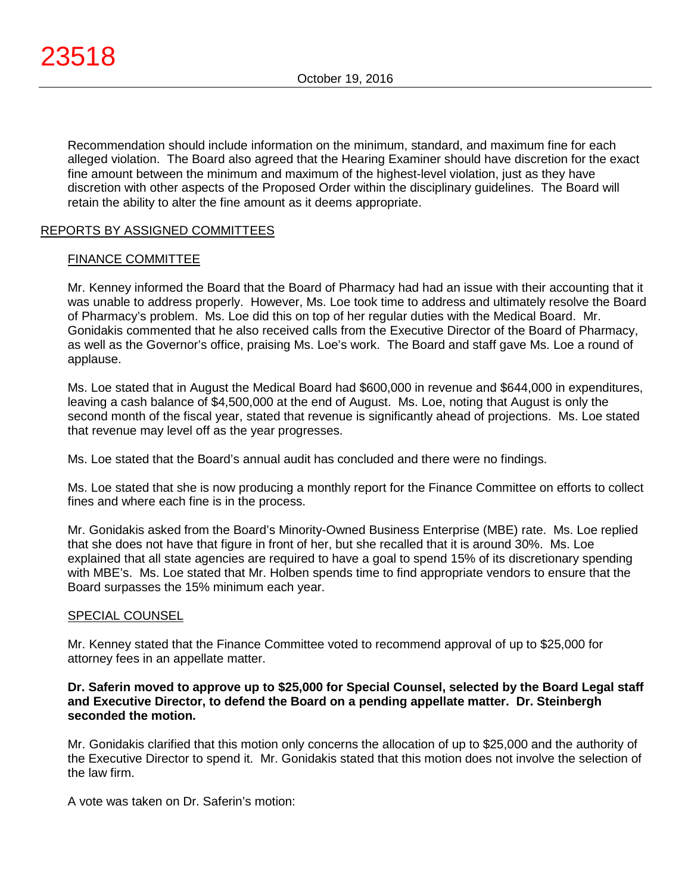Recommendation should include information on the minimum, standard, and maximum fine for each alleged violation. The Board also agreed that the Hearing Examiner should have discretion for the exact fine amount between the minimum and maximum of the highest-level violation, just as they have discretion with other aspects of the Proposed Order within the disciplinary guidelines. The Board will retain the ability to alter the fine amount as it deems appropriate.

## REPORTS BY ASSIGNED COMMITTEES

### FINANCE COMMITTEE

Mr. Kenney informed the Board that the Board of Pharmacy had had an issue with their accounting that it was unable to address properly. However, Ms. Loe took time to address and ultimately resolve the Board of Pharmacy's problem. Ms. Loe did this on top of her regular duties with the Medical Board. Mr. Gonidakis commented that he also received calls from the Executive Director of the Board of Pharmacy, as well as the Governor's office, praising Ms. Loe's work. The Board and staff gave Ms. Loe a round of applause.

Ms. Loe stated that in August the Medical Board had $600,000 in revenue and $644,000 in expenditures, leaving a cash balance of $4,500,000 at the end of August. Ms. Loe, noting that August is only the second month of the fiscal year, stated that revenue is significantly ahead of projections. Ms. Loe stated that revenue may level off as the year progresses.

Ms. Loe stated that the Board's annual audit has concluded and there were no findings.

Ms. Loe stated that she is now producing a monthly report for the Finance Committee on efforts to collect fines and where each fine is in the process.

Mr. Gonidakis asked from the Board's Minority-Owned Business Enterprise (MBE) rate. Ms. Loe replied that she does not have that figure in front of her, but she recalled that it is around 30%. Ms. Loe explained that all state agencies are required to have a goal to spend 15% of its discretionary spending with MBE's. Ms. Loe stated that Mr. Holben spends time to find appropriate vendors to ensure that the Board surpasses the 15% minimum each year.

### SPECIAL COUNSEL

Mr. Kenney stated that the Finance Committee voted to recommend approval of up to $25,000 for attorney fees in an appellate matter.

**Dr. Saferin moved to approve up to $25,000 for Special Counsel, selected by the Board Legal staff and Executive Director, to defend the Board on a pending appellate matter. Dr. Steinbergh seconded the motion.**

Mr. Gonidakis clarified that this motion only concerns the allocation of up to $25,000 and the authority of the Executive Director to spend it. Mr. Gonidakis stated that this motion does not involve the selection of the law firm.

A vote was taken on Dr. Saferin's motion: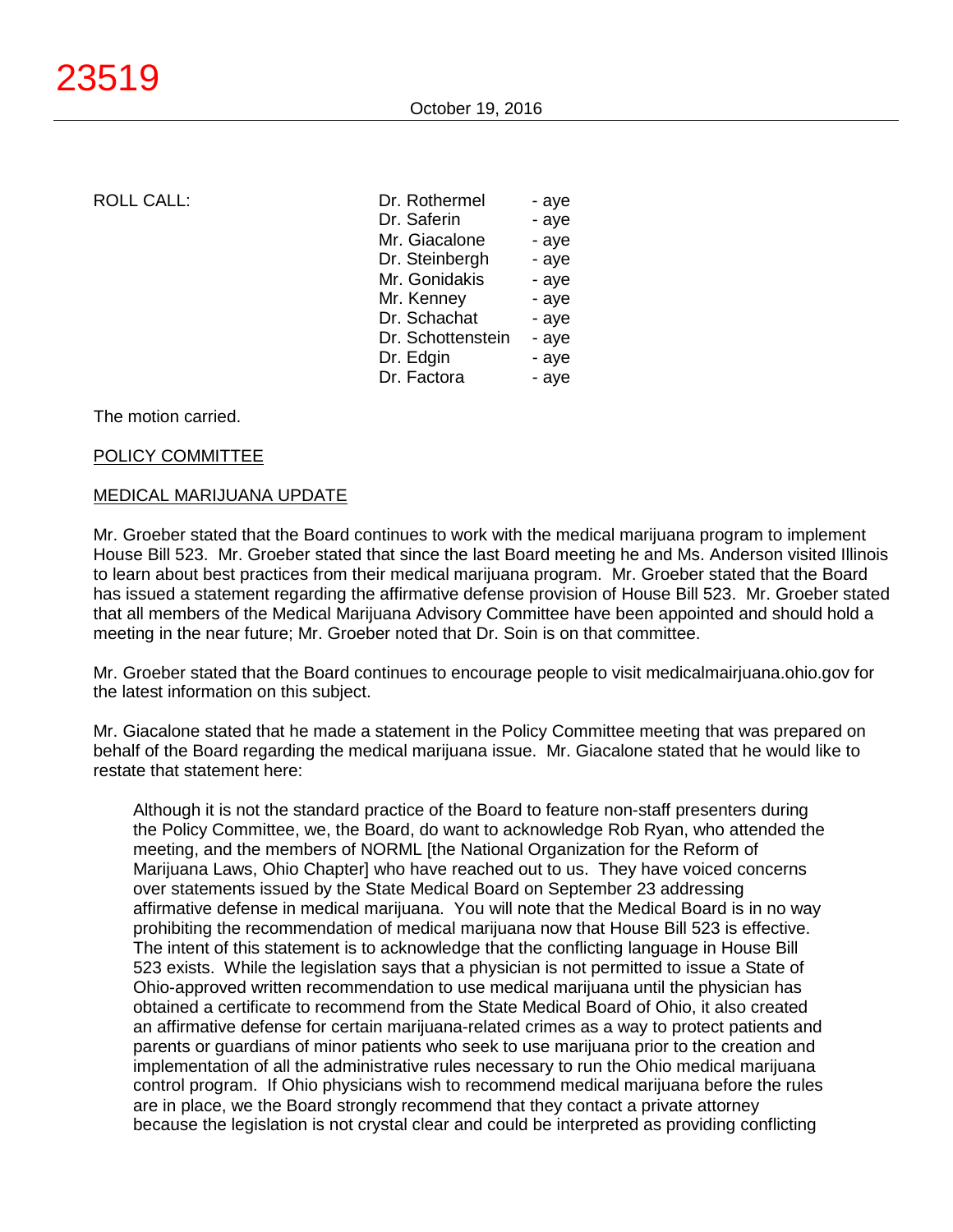ROLL CALL:

| | |
|---|---|
| Dr. Rothermel | - aye |
| Dr. Saferin | - aye |
| Mr. Giacalone | - aye |
| Dr. Steinbergh | - aye |
| Mr. Gonidakis | - aye |
| Mr. Kenney | - aye |
| Dr. Schachat | - aye |
| Dr. Schottenstein | - aye |
| Dr. Edgin | - aye |
| Dr. Factora | - aye |

The motion carried.

POLICY COMMITTEE

MEDICAL MARIJUANA UPDATE

Mr. Groeber stated that the Board continues to work with the medical marijuana program to implement House Bill 523. Mr. Groeber stated that since the last Board meeting he and Ms. Anderson visited Illinois to learn about best practices from their medical marijuana program. Mr. Groeber stated that the Board has issued a statement regarding the affirmative defense provision of House Bill 523. Mr. Groeber stated that all members of the Medical Marijuana Advisory Committee have been appointed and should hold a meeting in the near future; Mr. Groeber noted that Dr. Soin is on that committee.

Mr. Groeber stated that the Board continues to encourage people to visit medicalmairjuana.ohio.gov for the latest information on this subject.

Mr. Giacalone stated that he made a statement in the Policy Committee meeting that was prepared on behalf of the Board regarding the medical marijuana issue. Mr. Giacalone stated that he would like to restate that statement here:

> Although it is not the standard practice of the Board to feature non-staff presenters during the Policy Committee, we, the Board, do want to acknowledge Rob Ryan, who attended the meeting, and the members of NORML [the National Organization for the Reform of Marijuana Laws, Ohio Chapter] who have reached out to us. They have voiced concerns over statements issued by the State Medical Board on September 23 addressing affirmative defense in medical marijuana. You will note that the Medical Board is in no way prohibiting the recommendation of medical marijuana now that House Bill 523 is effective. The intent of this statement is to acknowledge that the conflicting language in House Bill 523 exists. While the legislation says that a physician is not permitted to issue a State of Ohio-approved written recommendation to use medical marijuana until the physician has obtained a certificate to recommend from the State Medical Board of Ohio, it also created an affirmative defense for certain marijuana-related crimes as a way to protect patients and parents or guardians of minor patients who seek to use marijuana prior to the creation and implementation of all the administrative rules necessary to run the Ohio medical marijuana control program. If Ohio physicians wish to recommend medical marijuana before the rules are in place, we the Board strongly recommend that they contact a private attorney because the legislation is not crystal clear and could be interpreted as providing conflicting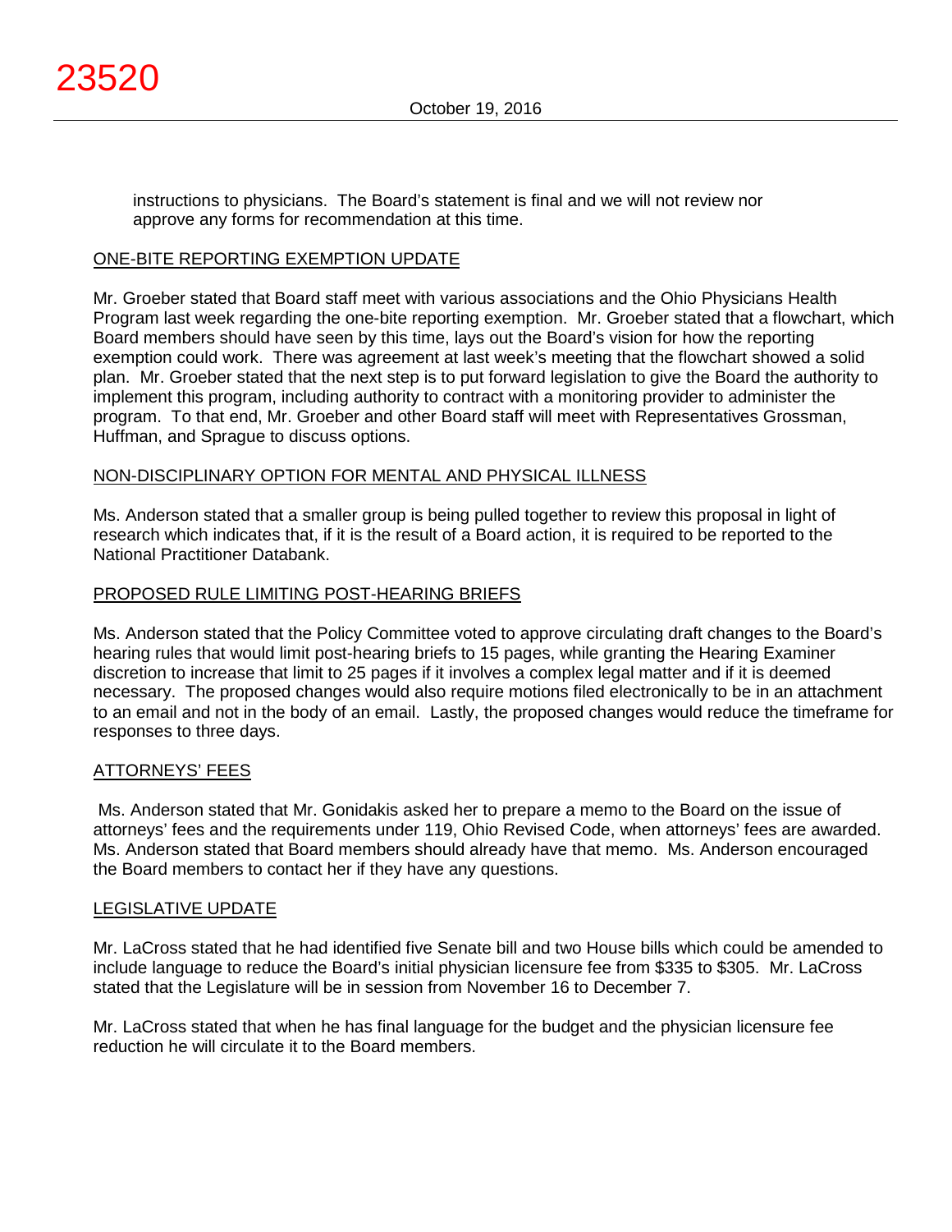instructions to physicians. The Board's statement is final and we will not review nor approve any forms for recommendation at this time.

## ONE-BITE REPORTING EXEMPTION UPDATE

Mr. Groeber stated that Board staff meet with various associations and the Ohio Physicians Health Program last week regarding the one-bite reporting exemption. Mr. Groeber stated that a flowchart, which Board members should have seen by this time, lays out the Board's vision for how the reporting exemption could work. There was agreement at last week's meeting that the flowchart showed a solid plan. Mr. Groeber stated that the next step is to put forward legislation to give the Board the authority to implement this program, including authority to contract with a monitoring provider to administer the program. To that end, Mr. Groeber and other Board staff will meet with Representatives Grossman, Huffman, and Sprague to discuss options.

## NON-DISCIPLINARY OPTION FOR MENTAL AND PHYSICAL ILLNESS

Ms. Anderson stated that a smaller group is being pulled together to review this proposal in light of research which indicates that, if it is the result of a Board action, it is required to be reported to the National Practitioner Databank.

## PROPOSED RULE LIMITING POST-HEARING BRIEFS

Ms. Anderson stated that the Policy Committee voted to approve circulating draft changes to the Board's hearing rules that would limit post-hearing briefs to 15 pages, while granting the Hearing Examiner discretion to increase that limit to 25 pages if it involves a complex legal matter and if it is deemed necessary. The proposed changes would also require motions filed electronically to be in an attachment to an email and not in the body of an email. Lastly, the proposed changes would reduce the timeframe for responses to three days.

## ATTORNEYS' FEES

Ms. Anderson stated that Mr. Gonidakis asked her to prepare a memo to the Board on the issue of attorneys' fees and the requirements under 119, Ohio Revised Code, when attorneys' fees are awarded. Ms. Anderson stated that Board members should already have that memo. Ms. Anderson encouraged the Board members to contact her if they have any questions.

## LEGISLATIVE UPDATE

Mr. LaCross stated that he had identified five Senate bill and two House bills which could be amended to include language to reduce the Board's initial physician licensure fee from $335 to $305. Mr. LaCross stated that the Legislature will be in session from November 16 to December 7.

Mr. LaCross stated that when he has final language for the budget and the physician licensure fee reduction he will circulate it to the Board members.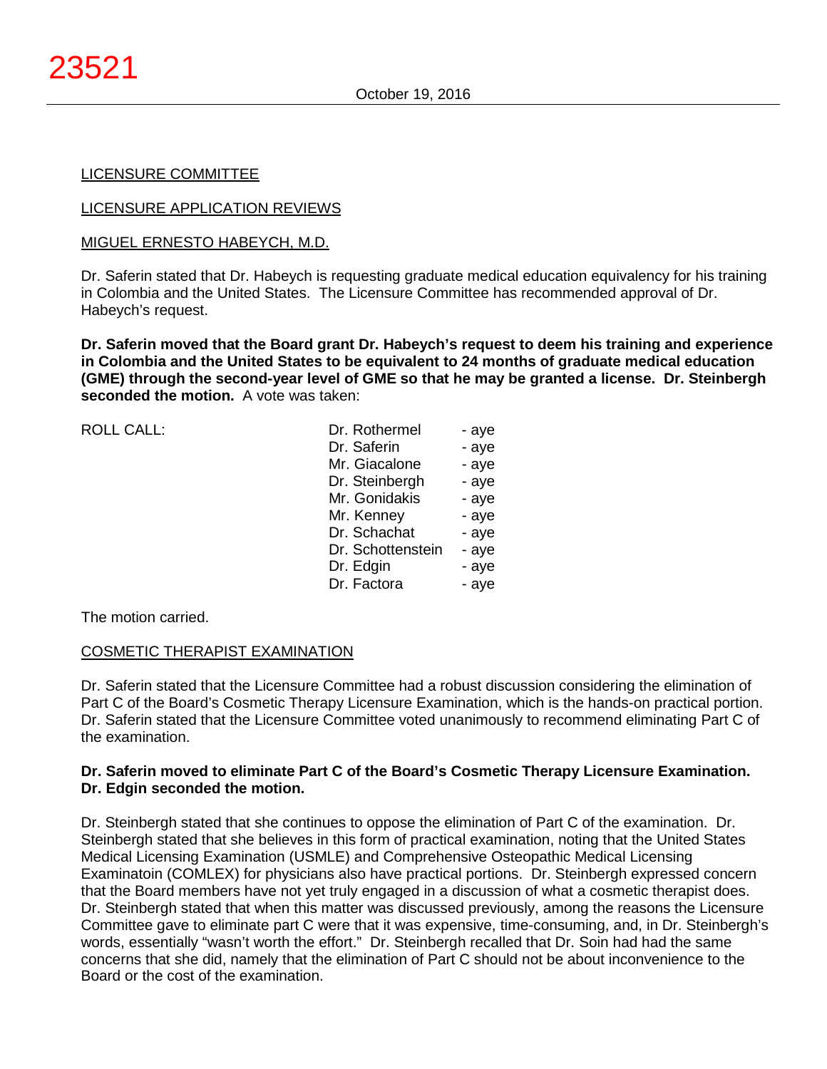LICENSURE COMMITTEE

LICENSURE APPLICATION REVIEWS

MIGUEL ERNESTO HABEYCH, M.D.

Dr. Saferin stated that Dr. Habeych is requesting graduate medical education equivalency for his training in Colombia and the United States. The Licensure Committee has recommended approval of Dr. Habeych's request.

**Dr. Saferin moved that the Board grant Dr. Habeych's request to deem his training and experience in Colombia and the United States to be equivalent to 24 months of graduate medical education (GME) through the second-year level of GME so that he may be granted a license. Dr. Steinbergh seconded the motion.** A vote was taken:

| ROLL CALL: | | |
|---|---|---|
| | Dr. Rothermel | - aye |
| | Dr. Saferin | - aye |
| | Mr. Giacalone | - aye |
| | Dr. Steinbergh | - aye |
| | Mr. Gonidakis | - aye |
| | Mr. Kenney | - aye |
| | Dr. Schachat | - aye |
| | Dr. Schottenstein | - aye |
| | Dr. Edgin | - aye |
| | Dr. Factora | - aye |

The motion carried.

COSMETIC THERAPIST EXAMINATION

Dr. Saferin stated that the Licensure Committee had a robust discussion considering the elimination of Part C of the Board's Cosmetic Therapy Licensure Examination, which is the hands-on practical portion. Dr. Saferin stated that the Licensure Committee voted unanimously to recommend eliminating Part C of the examination.

**Dr. Saferin moved to eliminate Part C of the Board's Cosmetic Therapy Licensure Examination. Dr. Edgin seconded the motion.**

Dr. Steinbergh stated that she continues to oppose the elimination of Part C of the examination. Dr. Steinbergh stated that she believes in this form of practical examination, noting that the United States Medical Licensing Examination (USMLE) and Comprehensive Osteopathic Medical Licensing Examinatoin (COMLEX) for physicians also have practical portions. Dr. Steinbergh expressed concern that the Board members have not yet truly engaged in a discussion of what a cosmetic therapist does. Dr. Steinbergh stated that when this matter was discussed previously, among the reasons the Licensure Committee gave to eliminate part C were that it was expensive, time-consuming, and, in Dr. Steinbergh's words, essentially "wasn't worth the effort." Dr. Steinbergh recalled that Dr. Soin had had the same concerns that she did, namely that the elimination of Part C should not be about inconvenience to the Board or the cost of the examination.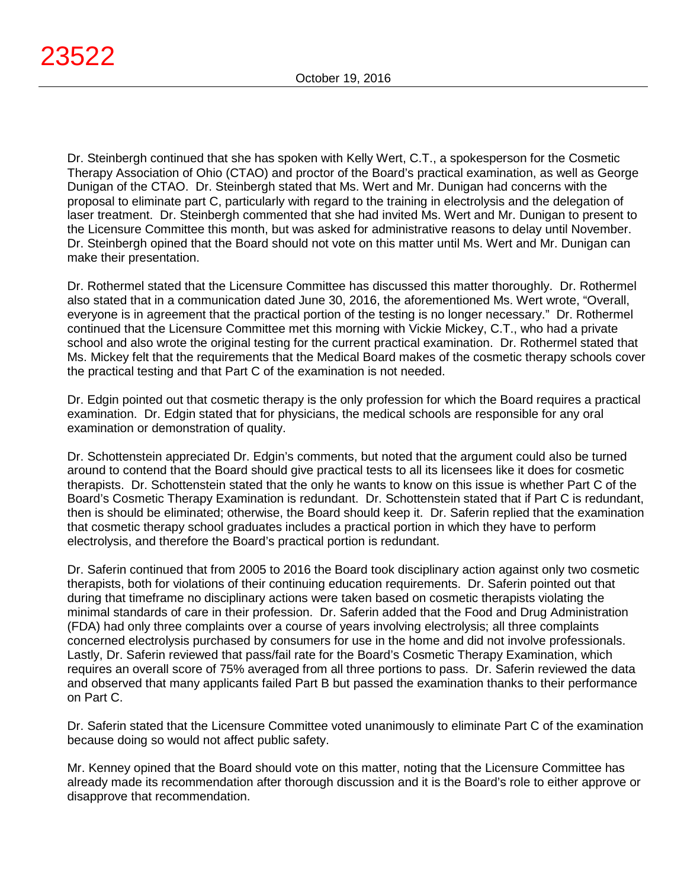Dr. Steinbergh continued that she has spoken with Kelly Wert, C.T., a spokesperson for the Cosmetic Therapy Association of Ohio (CTAO) and proctor of the Board's practical examination, as well as George Dunigan of the CTAO. Dr. Steinbergh stated that Ms. Wert and Mr. Dunigan had concerns with the proposal to eliminate part C, particularly with regard to the training in electrolysis and the delegation of laser treatment. Dr. Steinbergh commented that she had invited Ms. Wert and Mr. Dunigan to present to the Licensure Committee this month, but was asked for administrative reasons to delay until November. Dr. Steinbergh opined that the Board should not vote on this matter until Ms. Wert and Mr. Dunigan can make their presentation.

Dr. Rothermel stated that the Licensure Committee has discussed this matter thoroughly. Dr. Rothermel also stated that in a communication dated June 30, 2016, the aforementioned Ms. Wert wrote, "Overall, everyone is in agreement that the practical portion of the testing is no longer necessary." Dr. Rothermel continued that the Licensure Committee met this morning with Vickie Mickey, C.T., who had a private school and also wrote the original testing for the current practical examination. Dr. Rothermel stated that Ms. Mickey felt that the requirements that the Medical Board makes of the cosmetic therapy schools cover the practical testing and that Part C of the examination is not needed.

Dr. Edgin pointed out that cosmetic therapy is the only profession for which the Board requires a practical examination. Dr. Edgin stated that for physicians, the medical schools are responsible for any oral examination or demonstration of quality.

Dr. Schottenstein appreciated Dr. Edgin's comments, but noted that the argument could also be turned around to contend that the Board should give practical tests to all its licensees like it does for cosmetic therapists. Dr. Schottenstein stated that the only he wants to know on this issue is whether Part C of the Board's Cosmetic Therapy Examination is redundant. Dr. Schottenstein stated that if Part C is redundant, then is should be eliminated; otherwise, the Board should keep it. Dr. Saferin replied that the examination that cosmetic therapy school graduates includes a practical portion in which they have to perform electrolysis, and therefore the Board's practical portion is redundant.

Dr. Saferin continued that from 2005 to 2016 the Board took disciplinary action against only two cosmetic therapists, both for violations of their continuing education requirements. Dr. Saferin pointed out that during that timeframe no disciplinary actions were taken based on cosmetic therapists violating the minimal standards of care in their profession. Dr. Saferin added that the Food and Drug Administration (FDA) had only three complaints over a course of years involving electrolysis; all three complaints concerned electrolysis purchased by consumers for use in the home and did not involve professionals. Lastly, Dr. Saferin reviewed that pass/fail rate for the Board's Cosmetic Therapy Examination, which requires an overall score of 75% averaged from all three portions to pass. Dr. Saferin reviewed the data and observed that many applicants failed Part B but passed the examination thanks to their performance on Part C.

Dr. Saferin stated that the Licensure Committee voted unanimously to eliminate Part C of the examination because doing so would not affect public safety.

Mr. Kenney opined that the Board should vote on this matter, noting that the Licensure Committee has already made its recommendation after thorough discussion and it is the Board's role to either approve or disapprove that recommendation.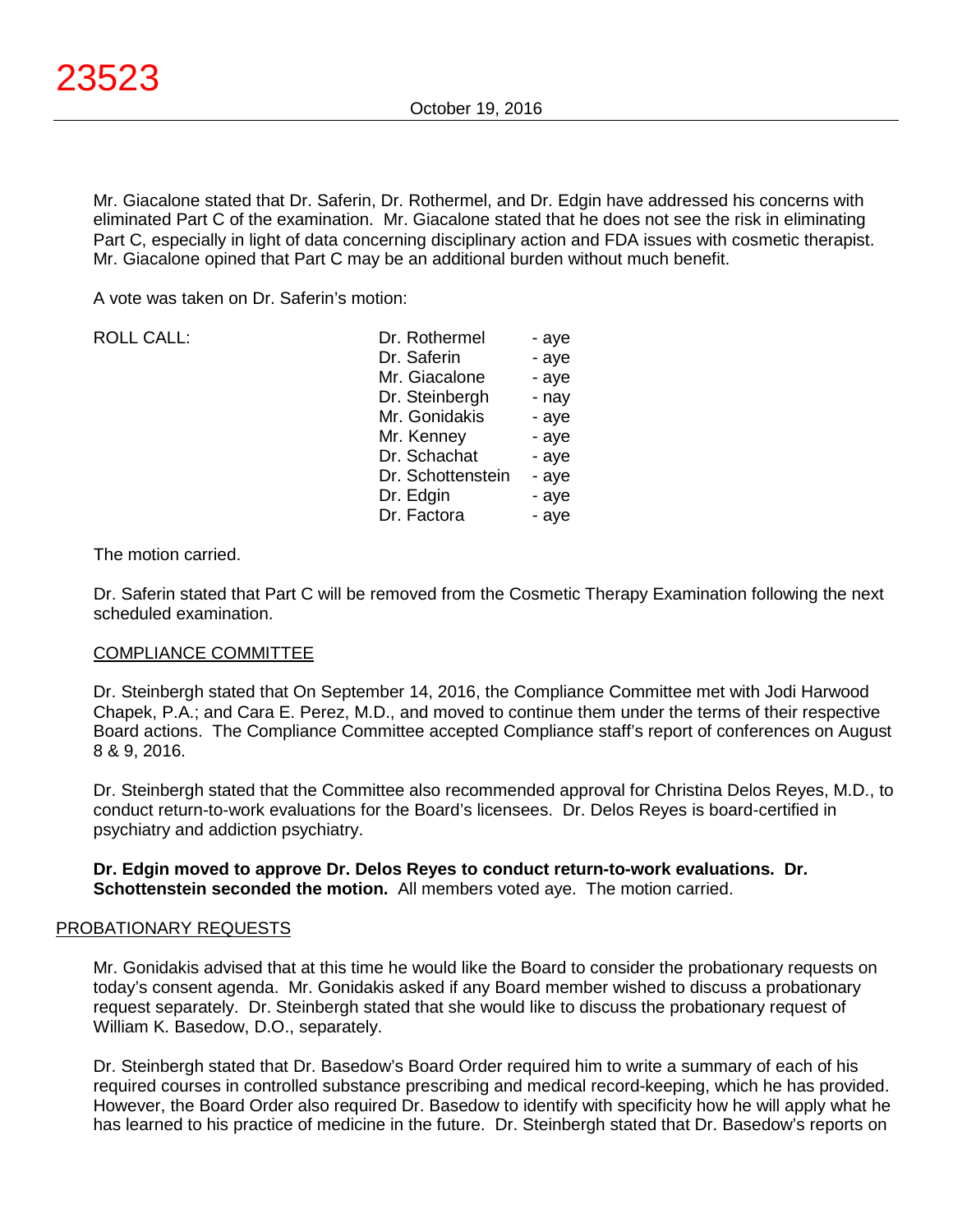Mr. Giacalone stated that Dr. Saferin, Dr. Rothermel, and Dr. Edgin have addressed his concerns with eliminated Part C of the examination. Mr. Giacalone stated that he does not see the risk in eliminating Part C, especially in light of data concerning disciplinary action and FDA issues with cosmetic therapist. Mr. Giacalone opined that Part C may be an additional burden without much benefit.

A vote was taken on Dr. Saferin's motion:

| ROLL CALL: | | |
|---|---|---|
| | Dr. Rothermel | - aye |
| | Dr. Saferin | - aye |
| | Mr. Giacalone | - aye |
| | Dr. Steinbergh | - nay |
| | Mr. Gonidakis | - aye |
| | Mr. Kenney | - aye |
| | Dr. Schachat | - aye |
| | Dr. Schottenstein | - aye |
| | Dr. Edgin | - aye |
| | Dr. Factora | - aye |

The motion carried.

Dr. Saferin stated that Part C will be removed from the Cosmetic Therapy Examination following the next scheduled examination.

COMPLIANCE COMMITTEE

Dr. Steinbergh stated that On September 14, 2016, the Compliance Committee met with Jodi Harwood Chapek, P.A.; and Cara E. Perez, M.D., and moved to continue them under the terms of their respective Board actions. The Compliance Committee accepted Compliance staff's report of conferences on August 8 & 9, 2016.

Dr. Steinbergh stated that the Committee also recommended approval for Christina Delos Reyes, M.D., to conduct return-to-work evaluations for the Board's licensees. Dr. Delos Reyes is board-certified in psychiatry and addiction psychiatry.

**Dr. Edgin moved to approve Dr. Delos Reyes to conduct return-to-work evaluations. Dr. Schottenstein seconded the motion.** All members voted aye. The motion carried.

PROBATIONARY REQUESTS

Mr. Gonidakis advised that at this time he would like the Board to consider the probationary requests on today's consent agenda. Mr. Gonidakis asked if any Board member wished to discuss a probationary request separately. Dr. Steinbergh stated that she would like to discuss the probationary request of William K. Basedow, D.O., separately.

Dr. Steinbergh stated that Dr. Basedow's Board Order required him to write a summary of each of his required courses in controlled substance prescribing and medical record-keeping, which he has provided. However, the Board Order also required Dr. Basedow to identify with specificity how he will apply what he has learned to his practice of medicine in the future. Dr. Steinbergh stated that Dr. Basedow's reports on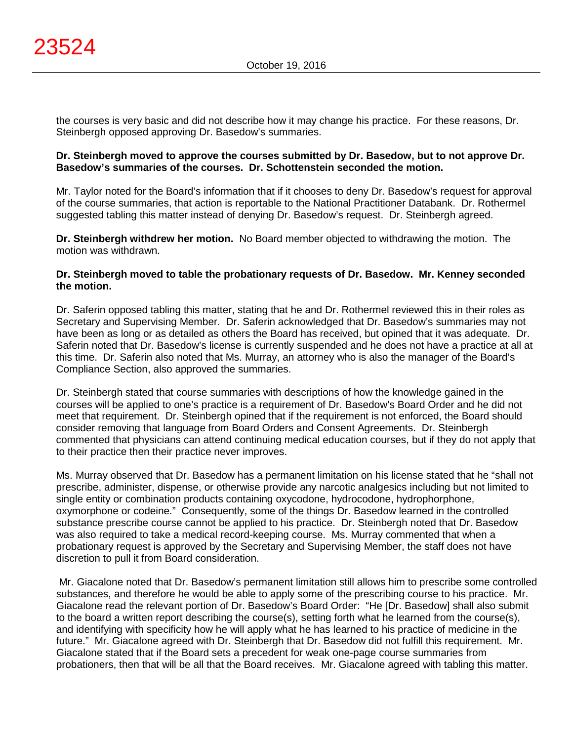the courses is very basic and did not describe how it may change his practice. For these reasons, Dr. Steinbergh opposed approving Dr. Basedow's summaries.

**Dr. Steinbergh moved to approve the courses submitted by Dr. Basedow, but to not approve Dr. Basedow's summaries of the courses. Dr. Schottenstein seconded the motion.**

Mr. Taylor noted for the Board's information that if it chooses to deny Dr. Basedow's request for approval of the course summaries, that action is reportable to the National Practitioner Databank. Dr. Rothermel suggested tabling this matter instead of denying Dr. Basedow's request. Dr. Steinbergh agreed.

**Dr. Steinbergh withdrew her motion.** No Board member objected to withdrawing the motion. The motion was withdrawn.

**Dr. Steinbergh moved to table the probationary requests of Dr. Basedow. Mr. Kenney seconded the motion.**

Dr. Saferin opposed tabling this matter, stating that he and Dr. Rothermel reviewed this in their roles as Secretary and Supervising Member. Dr. Saferin acknowledged that Dr. Basedow's summaries may not have been as long or as detailed as others the Board has received, but opined that it was adequate. Dr. Saferin noted that Dr. Basedow's license is currently suspended and he does not have a practice at all at this time. Dr. Saferin also noted that Ms. Murray, an attorney who is also the manager of the Board's Compliance Section, also approved the summaries.

Dr. Steinbergh stated that course summaries with descriptions of how the knowledge gained in the courses will be applied to one's practice is a requirement of Dr. Basedow's Board Order and he did not meet that requirement. Dr. Steinbergh opined that if the requirement is not enforced, the Board should consider removing that language from Board Orders and Consent Agreements. Dr. Steinbergh commented that physicians can attend continuing medical education courses, but if they do not apply that to their practice then their practice never improves.

Ms. Murray observed that Dr. Basedow has a permanent limitation on his license stated that he "shall not prescribe, administer, dispense, or otherwise provide any narcotic analgesics including but not limited to single entity or combination products containing oxycodone, hydrocodone, hydrophorphone, oxymorphone or codeine." Consequently, some of the things Dr. Basedow learned in the controlled substance prescribe course cannot be applied to his practice. Dr. Steinbergh noted that Dr. Basedow was also required to take a medical record-keeping course. Ms. Murray commented that when a probationary request is approved by the Secretary and Supervising Member, the staff does not have discretion to pull it from Board consideration.

Mr. Giacalone noted that Dr. Basedow's permanent limitation still allows him to prescribe some controlled substances, and therefore he would be able to apply some of the prescribing course to his practice. Mr. Giacalone read the relevant portion of Dr. Basedow's Board Order: "He [Dr. Basedow] shall also submit to the board a written report describing the course(s), setting forth what he learned from the course(s), and identifying with specificity how he will apply what he has learned to his practice of medicine in the future." Mr. Giacalone agreed with Dr. Steinbergh that Dr. Basedow did not fulfill this requirement. Mr. Giacalone stated that if the Board sets a precedent for weak one-page course summaries from probationers, then that will be all that the Board receives. Mr. Giacalone agreed with tabling this matter.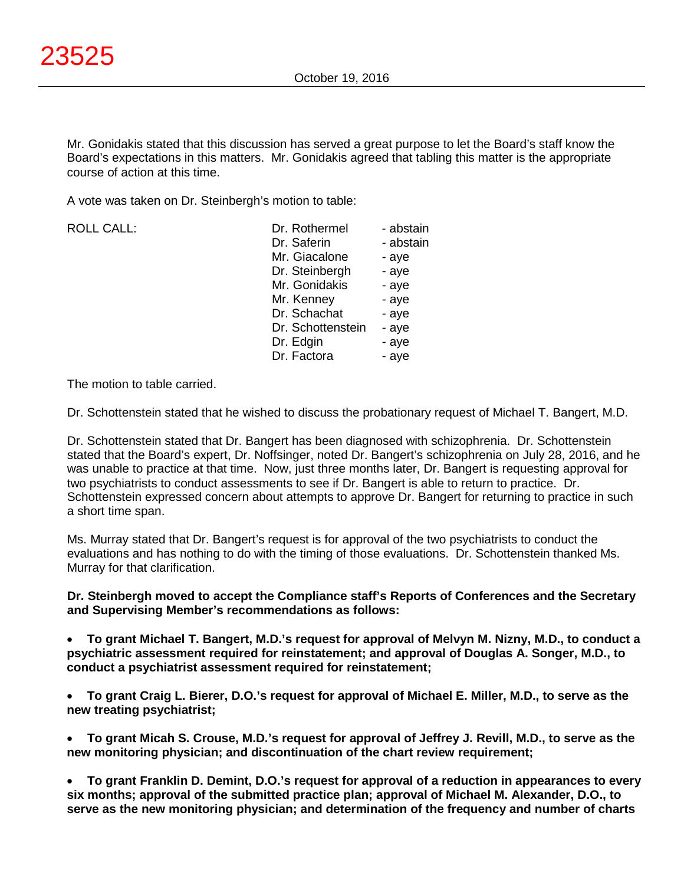Mr. Gonidakis stated that this discussion has served a great purpose to let the Board's staff know the Board's expectations in this matters. Mr. Gonidakis agreed that tabling this matter is the appropriate course of action at this time.

A vote was taken on Dr. Steinbergh's motion to table:

| ROLL CALL: | | |
|---|---|---|
| | Dr. Rothermel | - abstain |
| | Dr. Saferin | - abstain |
| | Mr. Giacalone | - aye |
| | Dr. Steinbergh | - aye |
| | Mr. Gonidakis | - aye |
| | Mr. Kenney | - aye |
| | Dr. Schachat | - aye |
| | Dr. Schottenstein | - aye |
| | Dr. Edgin | - aye |
| | Dr. Factora | - aye |

The motion to table carried.

Dr. Schottenstein stated that he wished to discuss the probationary request of Michael T. Bangert, M.D.

Dr. Schottenstein stated that Dr. Bangert has been diagnosed with schizophrenia. Dr. Schottenstein stated that the Board's expert, Dr. Noffsinger, noted Dr. Bangert's schizophrenia on July 28, 2016, and he was unable to practice at that time. Now, just three months later, Dr. Bangert is requesting approval for two psychiatrists to conduct assessments to see if Dr. Bangert is able to return to practice. Dr. Schottenstein expressed concern about attempts to approve Dr. Bangert for returning to practice in such a short time span.

Ms. Murray stated that Dr. Bangert's request is for approval of the two psychiatrists to conduct the evaluations and has nothing to do with the timing of those evaluations. Dr. Schottenstein thanked Ms. Murray for that clarification.

**Dr. Steinbergh moved to accept the Compliance staff's Reports of Conferences and the Secretary and Supervising Member's recommendations as follows:**

- **To grant Michael T. Bangert, M.D.'s request for approval of Melvyn M. Nizny, M.D., to conduct a psychiatric assessment required for reinstatement; and approval of Douglas A. Songer, M.D., to conduct a psychiatrist assessment required for reinstatement;**

- **To grant Craig L. Bierer, D.O.'s request for approval of Michael E. Miller, M.D., to serve as the new treating psychiatrist;**

- **To grant Micah S. Crouse, M.D.'s request for approval of Jeffrey J. Revill, M.D., to serve as the new monitoring physician; and discontinuation of the chart review requirement;**

- **To grant Franklin D. Demint, D.O.'s request for approval of a reduction in appearances to every six months; approval of the submitted practice plan; approval of Michael M. Alexander, D.O., to serve as the new monitoring physician; and determination of the frequency and number of charts**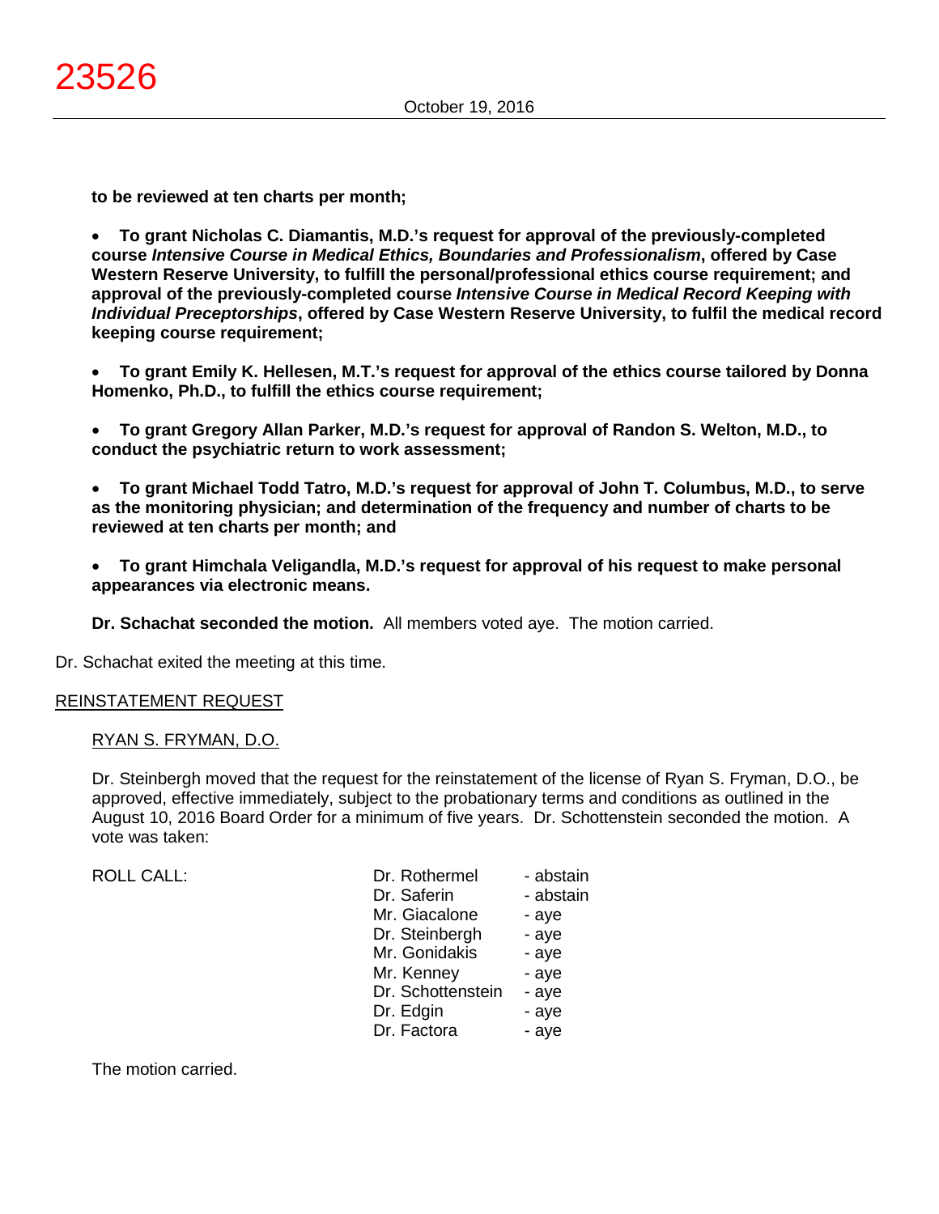**to be reviewed at ten charts per month;**

- **To grant Nicholas C. Diamantis, M.D.'s request for approval of the previously-completed course *Intensive Course in Medical Ethics, Boundaries and Professionalism*, offered by Case Western Reserve University, to fulfill the personal/professional ethics course requirement; and approval of the previously-completed course *Intensive Course in Medical Record Keeping with Individual Preceptorships*, offered by Case Western Reserve University, to fulfil the medical record keeping course requirement;**

- **To grant Emily K. Hellesen, M.T.'s request for approval of the ethics course tailored by Donna Homenko, Ph.D., to fulfill the ethics course requirement;**

- **To grant Gregory Allan Parker, M.D.'s request for approval of Randon S. Welton, M.D., to conduct the psychiatric return to work assessment;**

- **To grant Michael Todd Tatro, M.D.'s request for approval of John T. Columbus, M.D., to serve as the monitoring physician; and determination of the frequency and number of charts to be reviewed at ten charts per month; and**

- **To grant Himchala Veligandla, M.D.'s request for approval of his request to make personal appearances via electronic means.**

**Dr. Schachat seconded the motion.** All members voted aye. The motion carried.

Dr. Schachat exited the meeting at this time.

## REINSTATEMENT REQUEST

### RYAN S. FRYMAN, D.O.

Dr. Steinbergh moved that the request for the reinstatement of the license of Ryan S. Fryman, D.O., be approved, effective immediately, subject to the probationary terms and conditions as outlined in the August 10, 2016 Board Order for a minimum of five years. Dr. Schottenstein seconded the motion. A vote was taken:

| ROLL CALL: | | |
|---|---|---|
| | Dr. Rothermel | - abstain |
| | Dr. Saferin | - abstain |
| | Mr. Giacalone | - aye |
| | Dr. Steinbergh | - aye |
| | Mr. Gonidakis | - aye |
| | Mr. Kenney | - aye |
| | Dr. Schottenstein | - aye |
| | Dr. Edgin | - aye |
| | Dr. Factora | - aye |

The motion carried.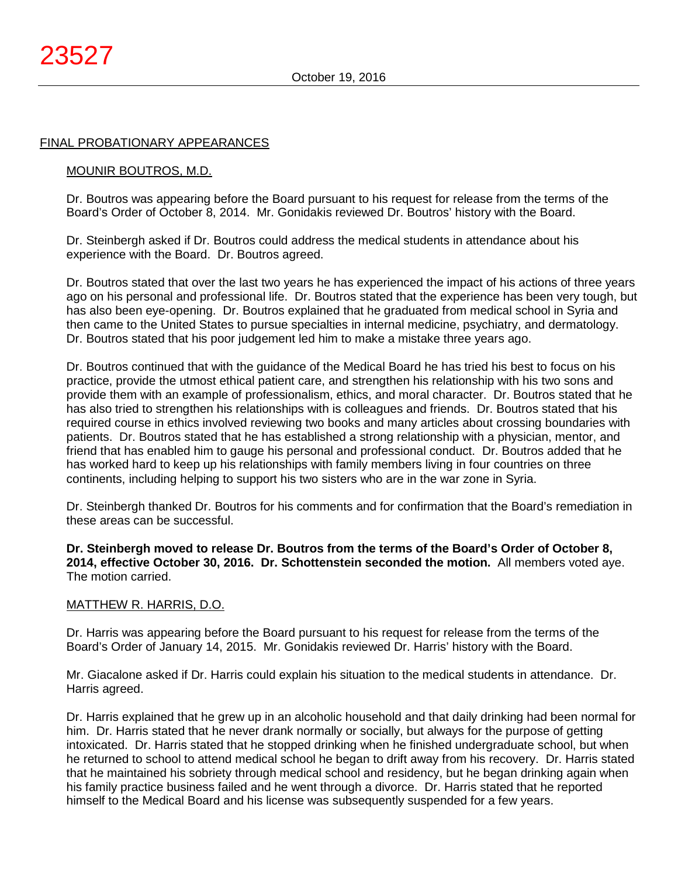## FINAL PROBATIONARY APPEARANCES

### MOUNIR BOUTROS, M.D.

Dr. Boutros was appearing before the Board pursuant to his request for release from the terms of the Board's Order of October 8, 2014. Mr. Gonidakis reviewed Dr. Boutros' history with the Board.

Dr. Steinbergh asked if Dr. Boutros could address the medical students in attendance about his experience with the Board. Dr. Boutros agreed.

Dr. Boutros stated that over the last two years he has experienced the impact of his actions of three years ago on his personal and professional life. Dr. Boutros stated that the experience has been very tough, but has also been eye-opening. Dr. Boutros explained that he graduated from medical school in Syria and then came to the United States to pursue specialties in internal medicine, psychiatry, and dermatology. Dr. Boutros stated that his poor judgement led him to make a mistake three years ago.

Dr. Boutros continued that with the guidance of the Medical Board he has tried his best to focus on his practice, provide the utmost ethical patient care, and strengthen his relationship with his two sons and provide them with an example of professionalism, ethics, and moral character. Dr. Boutros stated that he has also tried to strengthen his relationships with is colleagues and friends. Dr. Boutros stated that his required course in ethics involved reviewing two books and many articles about crossing boundaries with patients. Dr. Boutros stated that he has established a strong relationship with a physician, mentor, and friend that has enabled him to gauge his personal and professional conduct. Dr. Boutros added that he has worked hard to keep up his relationships with family members living in four countries on three continents, including helping to support his two sisters who are in the war zone in Syria.

Dr. Steinbergh thanked Dr. Boutros for his comments and for confirmation that the Board's remediation in these areas can be successful.

**Dr. Steinbergh moved to release Dr. Boutros from the terms of the Board's Order of October 8, 2014, effective October 30, 2016. Dr. Schottenstein seconded the motion.** All members voted aye. The motion carried.

### MATTHEW R. HARRIS, D.O.

Dr. Harris was appearing before the Board pursuant to his request for release from the terms of the Board's Order of January 14, 2015. Mr. Gonidakis reviewed Dr. Harris' history with the Board.

Mr. Giacalone asked if Dr. Harris could explain his situation to the medical students in attendance. Dr. Harris agreed.

Dr. Harris explained that he grew up in an alcoholic household and that daily drinking had been normal for him. Dr. Harris stated that he never drank normally or socially, but always for the purpose of getting intoxicated. Dr. Harris stated that he stopped drinking when he finished undergraduate school, but when he returned to school to attend medical school he began to drift away from his recovery. Dr. Harris stated that he maintained his sobriety through medical school and residency, but he began drinking again when his family practice business failed and he went through a divorce. Dr. Harris stated that he reported himself to the Medical Board and his license was subsequently suspended for a few years.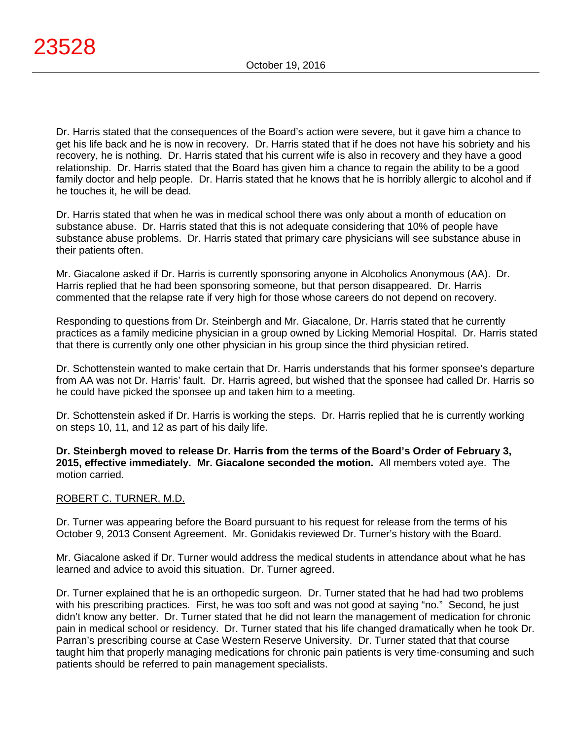Dr. Harris stated that the consequences of the Board's action were severe, but it gave him a chance to get his life back and he is now in recovery. Dr. Harris stated that if he does not have his sobriety and his recovery, he is nothing. Dr. Harris stated that his current wife is also in recovery and they have a good relationship. Dr. Harris stated that the Board has given him a chance to regain the ability to be a good family doctor and help people. Dr. Harris stated that he knows that he is horribly allergic to alcohol and if he touches it, he will be dead.

Dr. Harris stated that when he was in medical school there was only about a month of education on substance abuse. Dr. Harris stated that this is not adequate considering that 10% of people have substance abuse problems. Dr. Harris stated that primary care physicians will see substance abuse in their patients often.

Mr. Giacalone asked if Dr. Harris is currently sponsoring anyone in Alcoholics Anonymous (AA). Dr. Harris replied that he had been sponsoring someone, but that person disappeared. Dr. Harris commented that the relapse rate if very high for those whose careers do not depend on recovery.

Responding to questions from Dr. Steinbergh and Mr. Giacalone, Dr. Harris stated that he currently practices as a family medicine physician in a group owned by Licking Memorial Hospital. Dr. Harris stated that there is currently only one other physician in his group since the third physician retired.

Dr. Schottenstein wanted to make certain that Dr. Harris understands that his former sponsee's departure from AA was not Dr. Harris' fault. Dr. Harris agreed, but wished that the sponsee had called Dr. Harris so he could have picked the sponsee up and taken him to a meeting.

Dr. Schottenstein asked if Dr. Harris is working the steps. Dr. Harris replied that he is currently working on steps 10, 11, and 12 as part of his daily life.

**Dr. Steinbergh moved to release Dr. Harris from the terms of the Board's Order of February 3, 2015, effective immediately. Mr. Giacalone seconded the motion.** All members voted aye. The motion carried.

ROBERT C. TURNER, M.D.

Dr. Turner was appearing before the Board pursuant to his request for release from the terms of his October 9, 2013 Consent Agreement. Mr. Gonidakis reviewed Dr. Turner's history with the Board.

Mr. Giacalone asked if Dr. Turner would address the medical students in attendance about what he has learned and advice to avoid this situation. Dr. Turner agreed.

Dr. Turner explained that he is an orthopedic surgeon. Dr. Turner stated that he had had two problems with his prescribing practices. First, he was too soft and was not good at saying "no." Second, he just didn't know any better. Dr. Turner stated that he did not learn the management of medication for chronic pain in medical school or residency. Dr. Turner stated that his life changed dramatically when he took Dr. Parran's prescribing course at Case Western Reserve University. Dr. Turner stated that that course taught him that properly managing medications for chronic pain patients is very time-consuming and such patients should be referred to pain management specialists.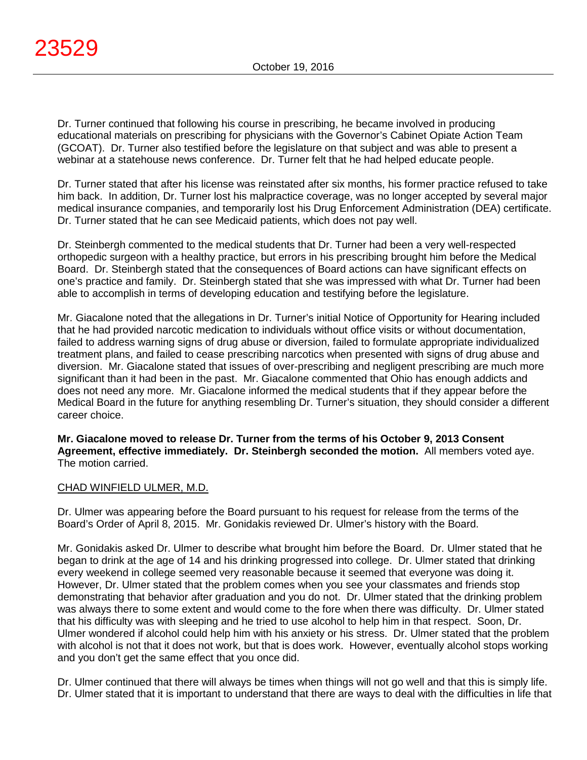Dr. Turner continued that following his course in prescribing, he became involved in producing educational materials on prescribing for physicians with the Governor's Cabinet Opiate Action Team (GCOAT). Dr. Turner also testified before the legislature on that subject and was able to present a webinar at a statehouse news conference. Dr. Turner felt that he had helped educate people.

Dr. Turner stated that after his license was reinstated after six months, his former practice refused to take him back. In addition, Dr. Turner lost his malpractice coverage, was no longer accepted by several major medical insurance companies, and temporarily lost his Drug Enforcement Administration (DEA) certificate. Dr. Turner stated that he can see Medicaid patients, which does not pay well.

Dr. Steinbergh commented to the medical students that Dr. Turner had been a very well-respected orthopedic surgeon with a healthy practice, but errors in his prescribing brought him before the Medical Board. Dr. Steinbergh stated that the consequences of Board actions can have significant effects on one's practice and family. Dr. Steinbergh stated that she was impressed with what Dr. Turner had been able to accomplish in terms of developing education and testifying before the legislature.

Mr. Giacalone noted that the allegations in Dr. Turner's initial Notice of Opportunity for Hearing included that he had provided narcotic medication to individuals without office visits or without documentation, failed to address warning signs of drug abuse or diversion, failed to formulate appropriate individualized treatment plans, and failed to cease prescribing narcotics when presented with signs of drug abuse and diversion. Mr. Giacalone stated that issues of over-prescribing and negligent prescribing are much more significant than it had been in the past. Mr. Giacalone commented that Ohio has enough addicts and does not need any more. Mr. Giacalone informed the medical students that if they appear before the Medical Board in the future for anything resembling Dr. Turner's situation, they should consider a different career choice.

**Mr. Giacalone moved to release Dr. Turner from the terms of his October 9, 2013 Consent Agreement, effective immediately. Dr. Steinbergh seconded the motion.** All members voted aye. The motion carried.

CHAD WINFIELD ULMER, M.D.

Dr. Ulmer was appearing before the Board pursuant to his request for release from the terms of the Board's Order of April 8, 2015. Mr. Gonidakis reviewed Dr. Ulmer's history with the Board.

Mr. Gonidakis asked Dr. Ulmer to describe what brought him before the Board. Dr. Ulmer stated that he began to drink at the age of 14 and his drinking progressed into college. Dr. Ulmer stated that drinking every weekend in college seemed very reasonable because it seemed that everyone was doing it. However, Dr. Ulmer stated that the problem comes when you see your classmates and friends stop demonstrating that behavior after graduation and you do not. Dr. Ulmer stated that the drinking problem was always there to some extent and would come to the fore when there was difficulty. Dr. Ulmer stated that his difficulty was with sleeping and he tried to use alcohol to help him in that respect. Soon, Dr. Ulmer wondered if alcohol could help him with his anxiety or his stress. Dr. Ulmer stated that the problem with alcohol is not that it does not work, but that is does work. However, eventually alcohol stops working and you don't get the same effect that you once did.

Dr. Ulmer continued that there will always be times when things will not go well and that this is simply life. Dr. Ulmer stated that it is important to understand that there are ways to deal with the difficulties in life that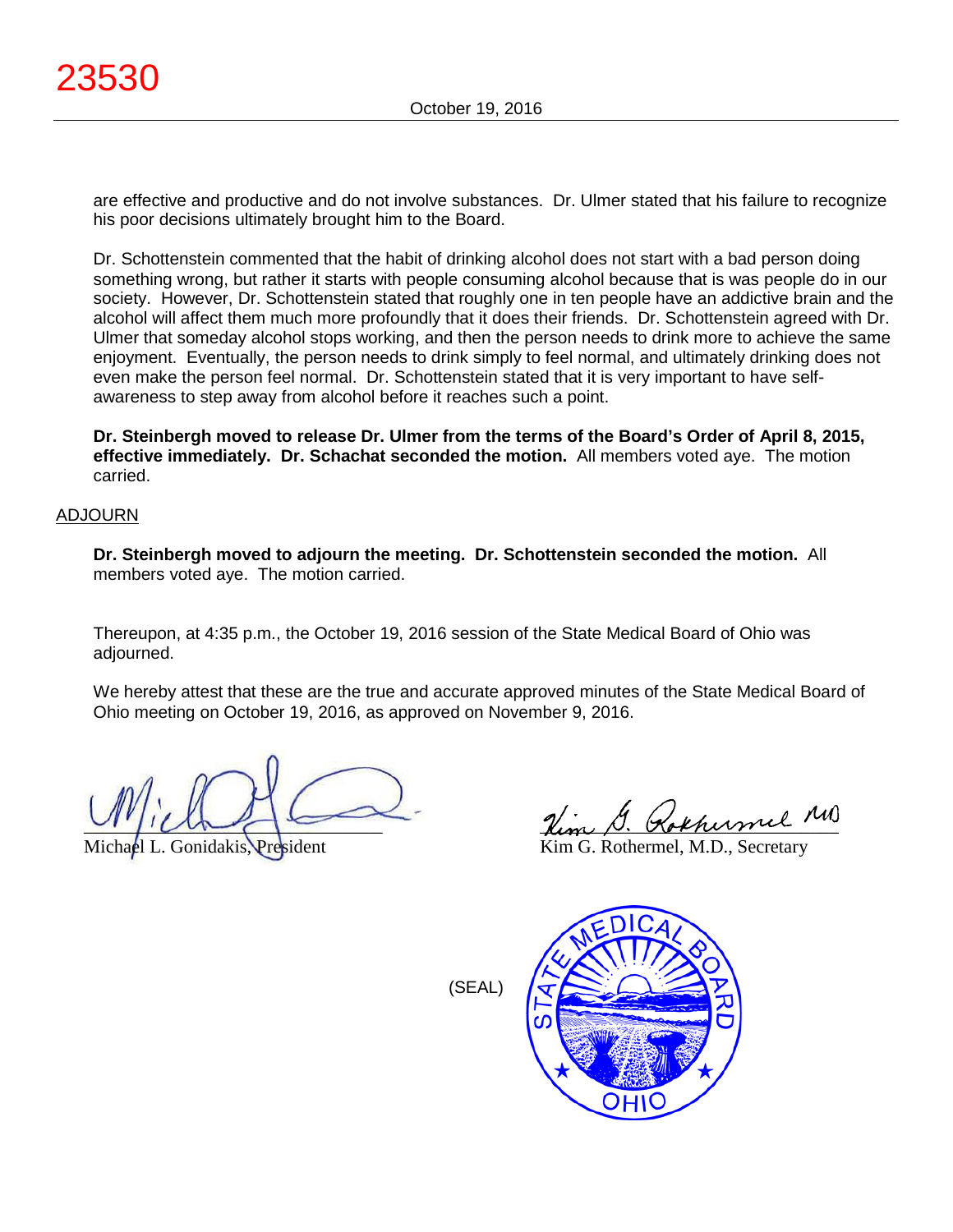are effective and productive and do not involve substances. Dr. Ulmer stated that his failure to recognize his poor decisions ultimately brought him to the Board.

Dr. Schottenstein commented that the habit of drinking alcohol does not start with a bad person doing something wrong, but rather it starts with people consuming alcohol because that is was people do in our society. However, Dr. Schottenstein stated that roughly one in ten people have an addictive brain and the alcohol will affect them much more profoundly that it does their friends. Dr. Schottenstein agreed with Dr. Ulmer that someday alcohol stops working, and then the person needs to drink more to achieve the same enjoyment. Eventually, the person needs to drink simply to feel normal, and ultimately drinking does not even make the person feel normal. Dr. Schottenstein stated that it is very important to have self-awareness to step away from alcohol before it reaches such a point.

**Dr. Steinbergh moved to release Dr. Ulmer from the terms of the Board's Order of April 8, 2015, effective immediately. Dr. Schachat seconded the motion.** All members voted aye. The motion carried.

ADJOURN

**Dr. Steinbergh moved to adjourn the meeting. Dr. Schottenstein seconded the motion.** All members voted aye. The motion carried.

Thereupon, at 4:35 p.m., the October 19, 2016 session of the State Medical Board of Ohio was adjourned.

We hereby attest that these are the true and accurate approved minutes of the State Medical Board of Ohio meeting on October 19, 2016, as approved on November 9, 2016.

Michael L. Gonidakis, President

Kim G. Rothermel, M.D., Secretary

(SEAL)